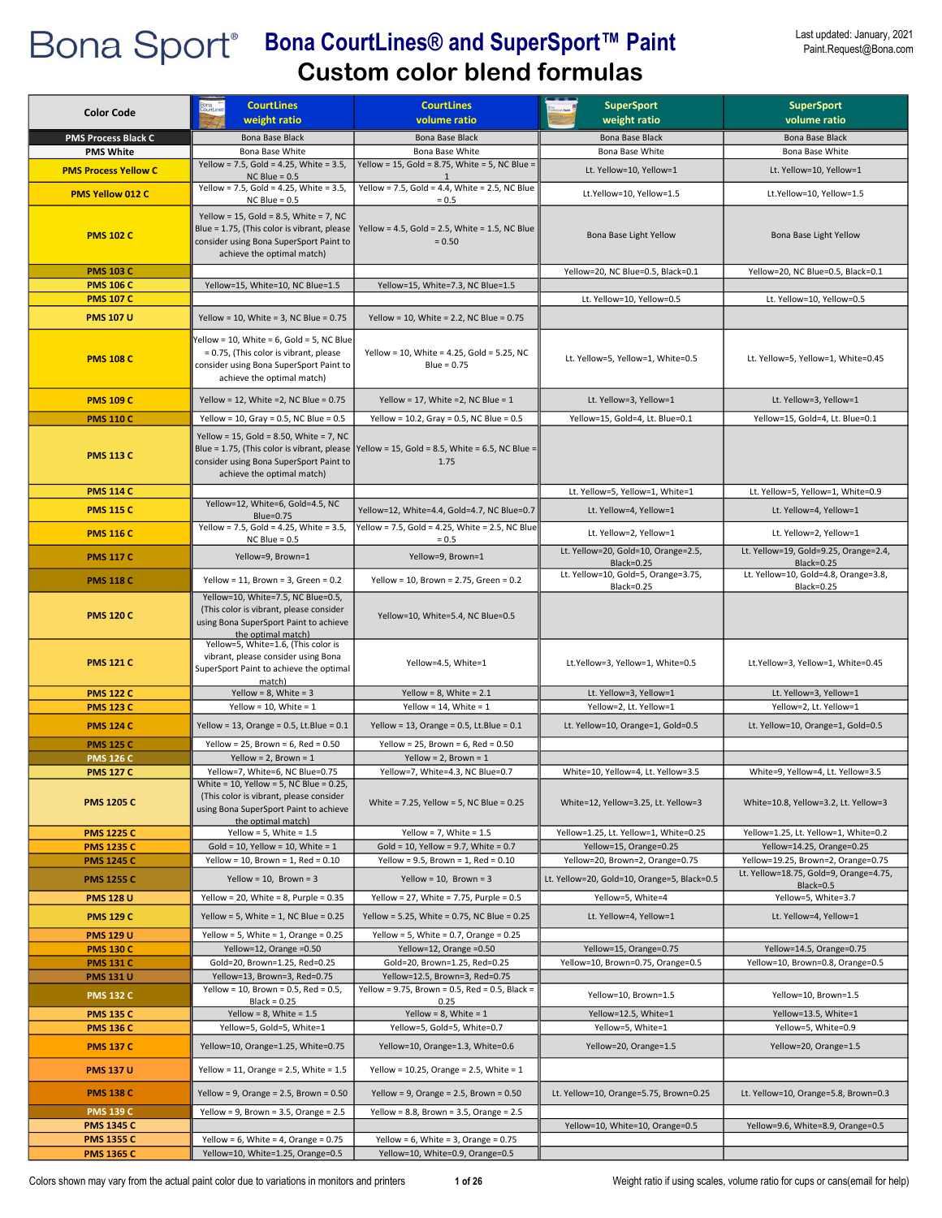# Bona Sport® Bona CourtLines® and SuperSport™ Paint

## Custom color blend formulas

Last updated: January, 2021
Paint.Request@Bona.com

| Color Code | CourtLines weight ratio | CourtLines volume ratio | SuperSport weight ratio | SuperSport volume ratio |
|---|---|---|---|---|
| PMS Process Black C | Bona Base Black | Bona Base Black | Bona Base Black | Bona Base Black |
| PMS White | Bona Base White | Bona Base White | Bona Base White | Bona Base White |
| PMS Process Yellow C | Yellow = 7.5, Gold = 4.25, White = 3.5, NC Blue = 0.5 | Yellow = 15, Gold = 8.75, White = 5, NC Blue = 1 | Lt. Yellow=10, Yellow=1 | Lt. Yellow=10, Yellow=1 |
| PMS Yellow 012 C | Yellow = 7.5, Gold = 4.25, White = 3.5, NC Blue = 0.5 | Yellow = 7.5, Gold = 4.4, White = 2.5, NC Blue = 0.5 | Lt.Yellow=10, Yellow=1.5 | Lt.Yellow=10, Yellow=1.5 |
| PMS 102 C | Yellow = 15, Gold = 8.5, White = 7, NC Blue = 1.75, (This color is vibrant, please consider using Bona SuperSport Paint to achieve the optimal match) | Yellow = 4.5, Gold = 2.5, White = 1.5, NC Blue = 0.50 | Bona Base Light Yellow | Bona Base Light Yellow |
| PMS 103 C | | | Yellow=20, NC Blue=0.5, Black=0.1 | Yellow=20, NC Blue=0.5, Black=0.1 |
| PMS 106 C | Yellow=15, White=10, NC Blue=1.5 | Yellow=15, White=7.3, NC Blue=1.5 | | |
| PMS 107 C | | | Lt. Yellow=10, Yellow=0.5 | Lt. Yellow=10, Yellow=0.5 |
| PMS 107 U | Yellow = 10, White = 3, NC Blue = 0.75 | Yellow = 10, White = 2.2, NC Blue = 0.75 | | |
| PMS 108 C | Yellow = 10, White = 6, Gold = 5, NC Blue = 0.75, (This color is vibrant, please consider using Bona SuperSport Paint to achieve the optimal match) | Yellow = 10, White = 4.25, Gold = 5.25, NC Blue = 0.75 | Lt. Yellow=5, Yellow=1, White=0.5 | Lt. Yellow=5, Yellow=1, White=0.45 |
| PMS 109 C | Yellow = 12, White =2, NC Blue = 0.75 | Yellow = 17, White =2, NC Blue = 1 | Lt. Yellow=3, Yellow=1 | Lt. Yellow=3, Yellow=1 |
| PMS 110 C | Yellow = 10, Gray = 0.5, NC Blue = 0.5 | Yellow = 10.2, Gray = 0.5, NC Blue = 0.5 | Yellow=15, Gold=4, Lt. Blue=0.1 | Yellow=15, Gold=4, Lt. Blue=0.1 |
| PMS 113 C | Yellow = 15, Gold = 8.50, White = 7, NC Blue = 1.75, (This color is vibrant, please consider using Bona SuperSport Paint to achieve the optimal match) | Yellow = 15, Gold = 8.5, White = 6.5, NC Blue = 1.75 | | |
| PMS 114 C | | | Lt. Yellow=5, Yellow=1, White=1 | Lt. Yellow=5, Yellow=1, White=0.9 |
| PMS 115 C | Yellow=12, White=6, Gold=4.5, NC Blue=0.75 | Yellow=12, White=4.4, Gold=4.7, NC Blue=0.7 | Lt. Yellow=4, Yellow=1 | Lt. Yellow=4, Yellow=1 |
| PMS 116 C | Yellow = 7.5, Gold = 4.25, White = 3.5, NC Blue = 0.5 | Yellow = 7.5, Gold = 4.25, White = 2.5, NC Blue = 0.5 | Lt. Yellow=2, Yellow=1 | Lt. Yellow=2, Yellow=1 |
| PMS 117 C | Yellow=9, Brown=1 | Yellow=9, Brown=1 | Lt. Yellow=20, Gold=10, Orange=2.5, Black=0.25 | Lt. Yellow=19, Gold=9.25, Orange=2.4, Black=0.25 |
| PMS 118 C | Yellow = 11, Brown = 3, Green = 0.2 | Yellow = 10, Brown = 2.75, Green = 0.2 | Lt. Yellow=10, Gold=5, Orange=3.75, Black=0.25 | Lt. Yellow=10, Gold=4.8, Orange=3.8, Black=0.25 |
| PMS 120 C | Yellow=10, White=7.5, NC Blue=0.5, (This color is vibrant, please consider using Bona SuperSport Paint to achieve the optimal match) | Yellow=10, White=5.4, NC Blue=0.5 | | |
| PMS 121 C | Yellow=5, White=1.6, (This color is vibrant, please consider using Bona SuperSport Paint to achieve the optimal match) | Yellow=4.5, White=1 | Lt.Yellow=3, Yellow=1, White=0.5 | Lt.Yellow=3, Yellow=1, White=0.45 |
| PMS 122 C | Yellow = 8, White = 3 | Yellow = 8, White = 2.1 | Lt. Yellow=3, Yellow=1 | Lt. Yellow=3, Yellow=1 |
| PMS 123 C | Yellow = 10, White = 1 | Yellow = 14, White = 1 | Yellow=2, Lt. Yellow=1 | Yellow=2, Lt. Yellow=1 |
| PMS 124 C | Yellow = 13, Orange = 0.5, Lt.Blue = 0.1 | Yellow = 13, Orange = 0.5, Lt.Blue = 0.1 | Lt. Yellow=10, Orange=1, Gold=0.5 | Lt. Yellow=10, Orange=1, Gold=0.5 |
| PMS 125 C | Yellow = 25, Brown = 6, Red = 0.50 | Yellow = 25, Brown = 6, Red = 0.50 | | |
| PMS 126 C | Yellow = 2, Brown = 1 | Yellow = 2, Brown = 1 | | |
| PMS 127 C | Yellow=7, White=6, NC Blue=0.75 | Yellow=7, White=4.3, NC Blue=0.7 | White=10, Yellow=4, Lt. Yellow=3.5 | White=9, Yellow=4, Lt. Yellow=3.5 |
| PMS 1205 C | White = 10, Yellow = 5, NC Blue = 0.25, (This color is vibrant, please consider using Bona SuperSport Paint to achieve the optimal match) | White = 7.25, Yellow = 5, NC Blue = 0.25 | White=12, Yellow=3.25, Lt. Yellow=3 | White=10.8, Yellow=3.2, Lt. Yellow=3 |
| PMS 1225 C | Yellow = 5, White = 1.5 | Yellow = 7, White = 1.5 | Yellow=1.25, Lt. Yellow=1, White=0.25 | Yellow=1.25, Lt. Yellow=1, White=0.2 |
| PMS 1235 C | Gold = 10, Yellow = 10, White = 1 | Gold = 10, Yellow = 9.7, White = 0.7 | Yellow=15, Orange=0.25 | Yellow=14.25, Orange=0.25 |
| PMS 1245 C | Yellow = 10, Brown = 1, Red = 0.10 | Yellow = 9.5, Brown = 1, Red = 0.10 | Yellow=20, Brown=2, Orange=0.75 | Yellow=19.25, Brown=2, Orange=0.75 |
| PMS 1255 C | Yellow = 10, Brown = 3 | Yellow = 10, Brown = 3 | Lt. Yellow=20, Gold=10, Orange=5, Black=0.5 | Lt. Yellow=18.75, Gold=9, Orange=4.75, Black=0.5 |
| PMS 128 U | Yellow = 20, White = 8, Purple = 0.35 | Yellow = 27, White = 7.75, Purple = 0.5 | Yellow=5, White=4 | Yellow=5, White=3.7 |
| PMS 129 C | Yellow = 5, White = 1, NC Blue = 0.25 | Yellow = 5.25, White = 0.75, NC Blue = 0.25 | Lt. Yellow=4, Yellow=1 | Lt. Yellow=4, Yellow=1 |
| PMS 129 U | Yellow = 5, White = 1, Orange = 0.25 | Yellow = 5, White = 0.7, Orange = 0.25 | | |
| PMS 130 C | Yellow=12, Orange =0.50 | Yellow=12, Orange =0.50 | Yellow=15, Orange=0.75 | Yellow=14.5, Orange=0.75 |
| PMS 131 C | Gold=20, Brown=1.25, Red=0.25 | Gold=20, Brown=1.25, Red=0.25 | Yellow=10, Brown=0.75, Orange=0.5 | Yellow=10, Brown=0.8, Orange=0.5 |
| PMS 131 U | Yellow=13, Brown=3, Red=0.75 | Yellow=12.5, Brown=3, Red=0.75 | | |
| PMS 132 C | Yellow = 10, Brown = 0.5, Red = 0.5, Black = 0.25 | Yellow = 9.75, Brown = 0.5, Red = 0.5, Black = 0.25 | Yellow=10, Brown=1.5 | Yellow=10, Brown=1.5 |
| PMS 135 C | Yellow = 8, White = 1.5 | Yellow = 8, White = 1 | Yellow=12.5, White=1 | Yellow=13.5, White=1 |
| PMS 136 C | Yellow=5, Gold=5, White=1 | Yellow=5, Gold=5, White=0.7 | Yellow=5, White=1 | Yellow=5, White=0.9 |
| PMS 137 C | Yellow=10, Orange=1.25, White=0.75 | Yellow=10, Orange=1.3, White=0.6 | Yellow=20, Orange=1.5 | Yellow=20, Orange=1.5 |
| PMS 137 U | Yellow = 11, Orange = 2.5, White = 1.5 | Yellow = 10.25, Orange = 2.5, White = 1 | | |
| PMS 138 C | Yellow = 9, Orange = 2.5, Brown = 0.50 | Yellow = 9, Orange = 2.5, Brown = 0.50 | Lt. Yellow=10, Orange=5.75, Brown=0.25 | Lt. Yellow=10, Orange=5.8, Brown=0.3 |
| PMS 139 C | Yellow = 9, Brown = 3.5, Orange = 2.5 | Yellow = 8.8, Brown = 3.5, Orange = 2.5 | | |
| PMS 1345 C | | | Yellow=10, White=10, Orange=0.5 | Yellow=9.6, White=8.9, Orange=0.5 |
| PMS 1355 C | Yellow = 6, White = 4, Orange = 0.75 | Yellow = 6, White = 3, Orange = 0.75 | | |
| PMS 1365 C | Yellow=10, White=1.25, Orange=0.5 | Yellow=10, White=0.9, Orange=0.5 | | |

Colors shown may vary from the actual paint color due to variations in monitors and printers

Weight ratio if using scales, volume ratio for cups or cans(email for help)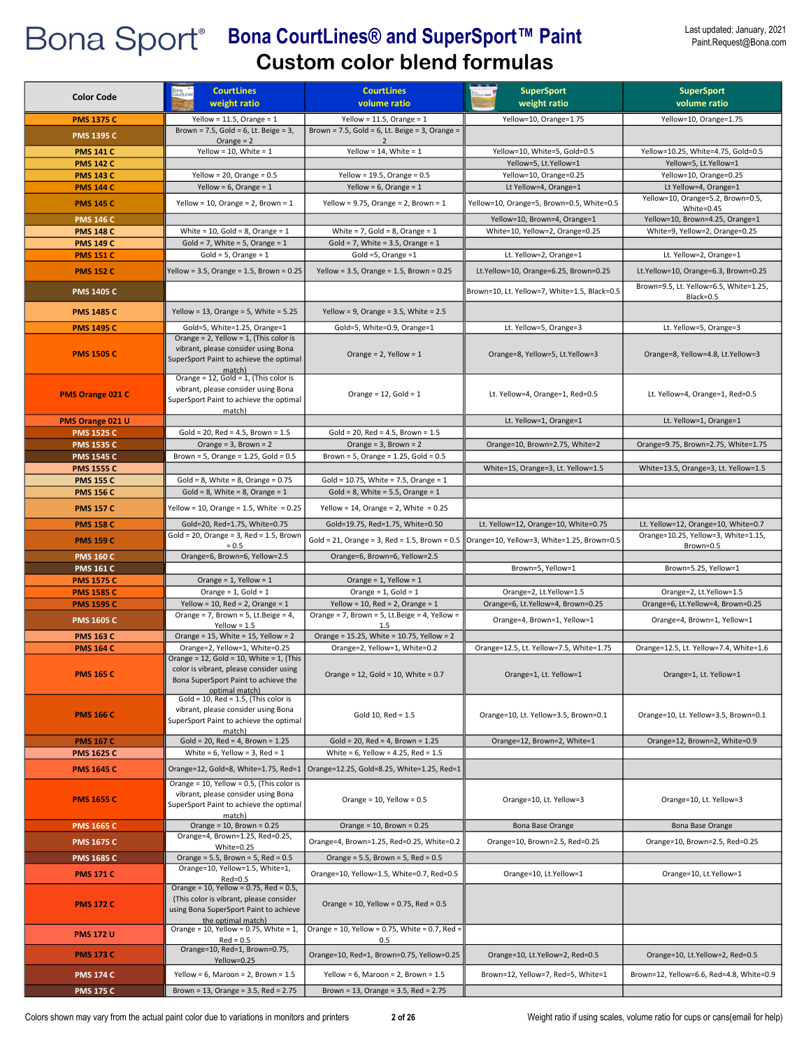# Bona Sport®

# Bona CourtLines® and SuperSport™ Paint

## Custom color blend formulas

Last updated: January, 2021
Paint.Request@Bona.com

| Color Code | CourtLines weight ratio | CourtLines volume ratio | SuperSport weight ratio | SuperSport volume ratio |
|---|---|---|---|---|
| PMS 1375 C | Yellow = 11.5, Orange = 1 | Yellow = 11.5, Orange = 1 | Yellow=10, Orange=1.75 | Yellow=10, Orange=1.75 |
| PMS 1395 C | Brown = 7.5, Gold = 6, Lt. Beige = 3, Orange = 2 | Brown = 7.5, Gold = 6, Lt. Beige = 3, Orange = 2 | | |
| PMS 141 C | Yellow = 10, White = 1 | Yellow = 14, White = 1 | Yellow=10, White=5, Gold=0.5 | Yellow=10.25, White=4.75, Gold=0.5 |
| PMS 142 C | | | Yellow=5, Lt.Yellow=1 | Yellow=5, Lt.Yellow=1 |
| PMS 143 C | Yellow = 20, Orange = 0.5 | Yellow = 19.5, Orange = 0.5 | Yellow=10, Orange=0.25 | Yellow=10, Orange=0.25 |
| PMS 144 C | Yellow = 6, Orange = 1 | Yellow = 6, Orange = 1 | Lt Yellow=4, Orange=1 | Lt Yellow=4, Orange=1 |
| PMS 145 C | Yellow = 10, Orange = 2, Brown = 1 | Yellow = 9.75, Orange = 2, Brown = 1 | Yellow=10, Orange=5, Brown=0.5, White=0.5 | Yellow=10, Orange=5.2, Brown=0.5, White=0.45 |
| PMS 146 C | | | Yellow=10, Brown=4, Orange=1 | Yellow=10, Brown=4.25, Orange=1 |
| PMS 148 C | White = 10, Gold = 8, Orange = 1 | White = 7, Gold = 8, Orange = 1 | White=10, Yellow=2, Orange=0.25 | White=9, Yellow=2, Orange=0.25 |
| PMS 149 C | Gold = 7, White = 5, Orange = 1 | Gold = 7, White = 3.5, Orange = 1 | | |
| PMS 151 C | Gold = 5, Orange = 1 | Gold =5, Orange =1 | Lt. Yellow=2, Orange=1 | Lt. Yellow=2, Orange=1 |
| PMS 152 C | Yellow = 3.5, Orange = 1.5, Brown = 0.25 | Yellow = 3.5, Orange = 1.5, Brown = 0.25 | Lt.Yellow=10, Orange=6.25, Brown=0.25 | Lt.Yellow=10, Orange=6.3, Brown=0.25 |
| PMS 1405 C | | | Brown=10, Lt. Yellow=7, White=1.5, Black=0.5 | Brown=9.5, Lt. Yellow=6.5, White=1.25, Black=0.5 |
| PMS 1485 C | Yellow = 13, Orange = 5, White = 5.25 | Yellow = 9, Orange = 3.5, White = 2.5 | | |
| PMS 1495 C | Gold=5, White=1.25, Orange=1 | Gold=5, White=0.9, Orange=1 | Lt. Yellow=5, Orange=3 | Lt. Yellow=5, Orange=3 |
| PMS 1505 C | Orange = 2, Yellow = 1, (This color is vibrant, please consider using Bona SuperSport Paint to achieve the optimal match) | Orange = 2, Yellow = 1 | Orange=8, Yellow=5, Lt.Yellow=3 | Orange=8, Yellow=4.8, Lt.Yellow=3 |
| PMS Orange 021 C | Orange = 12, Gold = 1, (This color is vibrant, please consider using Bona SuperSport Paint to achieve the optimal match) | Orange = 12, Gold = 1 | Lt. Yellow=4, Orange=1, Red=0.5 | Lt. Yellow=4, Orange=1, Red=0.5 |
| PMS Orange 021 U | | | Lt. Yellow=1, Orange=1 | Lt. Yellow=1, Orange=1 |
| PMS 1525 C | Gold = 20, Red = 4.5, Brown = 1.5 | Gold = 20, Red = 4.5, Brown = 1.5 | | |
| PMS 1535 C | Orange = 3, Brown = 2 | Orange = 3, Brown = 2 | Orange=10, Brown=2.75, White=2 | Orange=9.75, Brown=2.75, White=1.75 |
| PMS 1545 C | Brown = 5, Orange = 1.25, Gold = 0.5 | Brown = 5, Orange = 1.25, Gold = 0.5 | | |
| PMS 1555 C | | | White=15, Orange=3, Lt. Yellow=1.5 | White=13.5, Orange=3, Lt. Yellow=1.5 |
| PMS 155 C | Gold = 8, White = 8, Orange = 0.75 | Gold = 10.75, White = 7.5, Orange = 1 | | |
| PMS 156 C | Gold = 8, White = 8, Orange = 1 | Gold = 8, White = 5.5, Orange = 1 | | |
| PMS 157 C | Yellow = 10, Orange = 1.5, White = 0.25 | Yellow = 14, Orange = 2, White = 0.25 | | |
| PMS 158 C | Gold=20, Red=1.75, White=0.75 | Gold=19.75, Red=1.75, White=0.50 | Lt. Yellow=12, Orange=10, White=0.75 | Lt. Yellow=12, Orange=10, White=0.7 |
| PMS 159 C | Gold = 20, Orange = 3, Red = 1.5, Brown = 0.5 | Gold = 21, Orange = 3, Red = 1.5, Brown = 0.5 | Orange=10, Yellow=3, White=1.25, Brown=0.5 | Orange=10.25, Yellow=3, White=1.15, Brown=0.5 |
| PMS 160 C | Orange=6, Brown=6, Yellow=2.5 | Orange=6, Brown=6, Yellow=2.5 | | |
| PMS 161 C | | | Brown=5, Yellow=1 | Brown=5.25, Yellow=1 |
| PMS 1575 C | Orange = 1, Yellow = 1 | Orange = 1, Yellow = 1 | Orange=2, Lt.Yellow=1.5 | Orange=2, Lt.Yellow=1.5 |
| PMS 1585 C | Orange = 1, Gold = 1 | Orange = 1, Gold = 1 | Orange=3, Lt.Yellow=1 | Orange=3, Lt.Yellow=1 |
| PMS 1595 C | Yellow = 10, Red = 2, Orange = 1 | Yellow = 10, Red = 2, Orange = 1 | Orange=6, Lt.Yellow=4, Brown=0.25 | Orange=6, Lt.Yellow=4, Brown=0.25 |
| PMS 1605 C | Orange = 7, Brown = 5, Lt.Beige = 4, Yellow = 1.5 | Orange = 7, Brown = 5, Lt.Beige = 4, Yellow = 1.5 | Orange=4, Brown=1, Yellow=1 | Orange=4, Brown=1, Yellow=1 |
| PMS 163 C | Orange = 15, White = 15, Yellow = 2 | Orange = 15.25, White = 10.75, Yellow = 2 | | |
| PMS 164 C | Orange=2, Yellow=1, White=0.25 | Orange=2, Yellow=1, White=0.2 | Orange=12.5, Lt. Yellow=7.5, White=1.75 | Orange=12.5, Lt. Yellow=7.4, White=1.6 |
| PMS 165 C | Orange = 12, Gold = 10, White = 1, (This color is vibrant, please consider using Bona SuperSport Paint to achieve the optimal match) | Orange = 12, Gold = 10, White = 0.7 | Orange=1, Lt. Yellow=1 | Orange=1, Lt. Yellow=1 |
| PMS 166 C | Gold = 10, Red = 1.5, (This color is vibrant, please consider using Bona SuperSport Paint to achieve the optimal match) | Gold 10, Red = 1.5 | Orange=10, Lt. Yellow=3.5, Brown=0.1 | Orange=10, Lt. Yellow=3.5, Brown=0.1 |
| PMS 167 C | Gold = 20, Red = 4, Brown = 1.25 | Gold = 20, Red = 4, Brown = 1.25 | Orange=12, Brown=2, White=1 | Orange=12, Brown=2, White=0.9 |
| PMS 1625 C | White = 6, Yellow = 3, Red = 1 | White = 6, Yellow = 4.25, Red = 1.5 | | |
| PMS 1645 C | Orange=12, Gold=8, White=1.75, Red=1 | Orange=12.25, Gold=8.25, White=1.25, Red=1 | | |
| PMS 1655 C | Orange = 10, Yellow = 0.5, (This color is vibrant, please consider using Bona SuperSport Paint to achieve the optimal match) | Orange = 10, Yellow = 0.5 | Orange=10, Lt. Yellow=3 | Orange=10, Lt. Yellow=3 |
| PMS 1665 C | Orange = 10, Brown = 0.25 | Orange = 10, Brown = 0.25 | Bona Base Orange | Bona Base Orange |
| PMS 1675 C | Orange=4, Brown=1.25, Red=0.25, White=0.25 | Orange=4, Brown=1.25, Red=0.25, White=0.2 | Orange=10, Brown=2.5, Red=0.25 | Orange=10, Brown=2.5, Red=0.25 |
| PMS 1685 C | Orange = 5.5, Brown = 5, Red = 0.5 | Orange = 5.5, Brown = 5, Red = 0.5 | | |
| PMS 171 C | Orange=10, Yellow=1.5, White=1, Red=0.5 | Orange=10, Yellow=1.5, White=0.7, Red=0.5 | Orange=10, Lt.Yellow=1 | Orange=10, Lt.Yellow=1 |
| PMS 172 C | Orange = 10, Yellow = 0.75, Red = 0.5, (This color is vibrant, please consider using Bona SuperSport Paint to achieve the optimal match) | Orange = 10, Yellow = 0.75, Red = 0.5 | | |
| PMS 172 U | Orange = 10, Yellow = 0.75, White = 1, Red = 0.5 | Orange = 10, Yellow = 0.75, White = 0.7, Red = 0.5 | | |
| PMS 173 C | Orange=10, Red=1, Brown=0.75, Yellow=0.25 | Orange=10, Red=1, Brown=0.75, Yellow=0.25 | Orange=10, Lt.Yellow=2, Red=0.5 | Orange=10, Lt.Yellow=2, Red=0.5 |
| PMS 174 C | Yellow = 6, Maroon = 2, Brown = 1.5 | Yellow = 6, Maroon = 2, Brown = 1.5 | Brown=12, Yellow=7, Red=5, White=1 | Brown=12, Yellow=6.6, Red=4.8, White=0.9 |
| PMS 175 C | Brown = 13, Orange = 3.5, Red = 2.75 | Brown = 13, Orange = 3.5, Red = 2.75 | | |

Colors shown may vary from the actual paint color due to variations in monitors and printers

Weight ratio if using scales, volume ratio for cups or cans(email for help)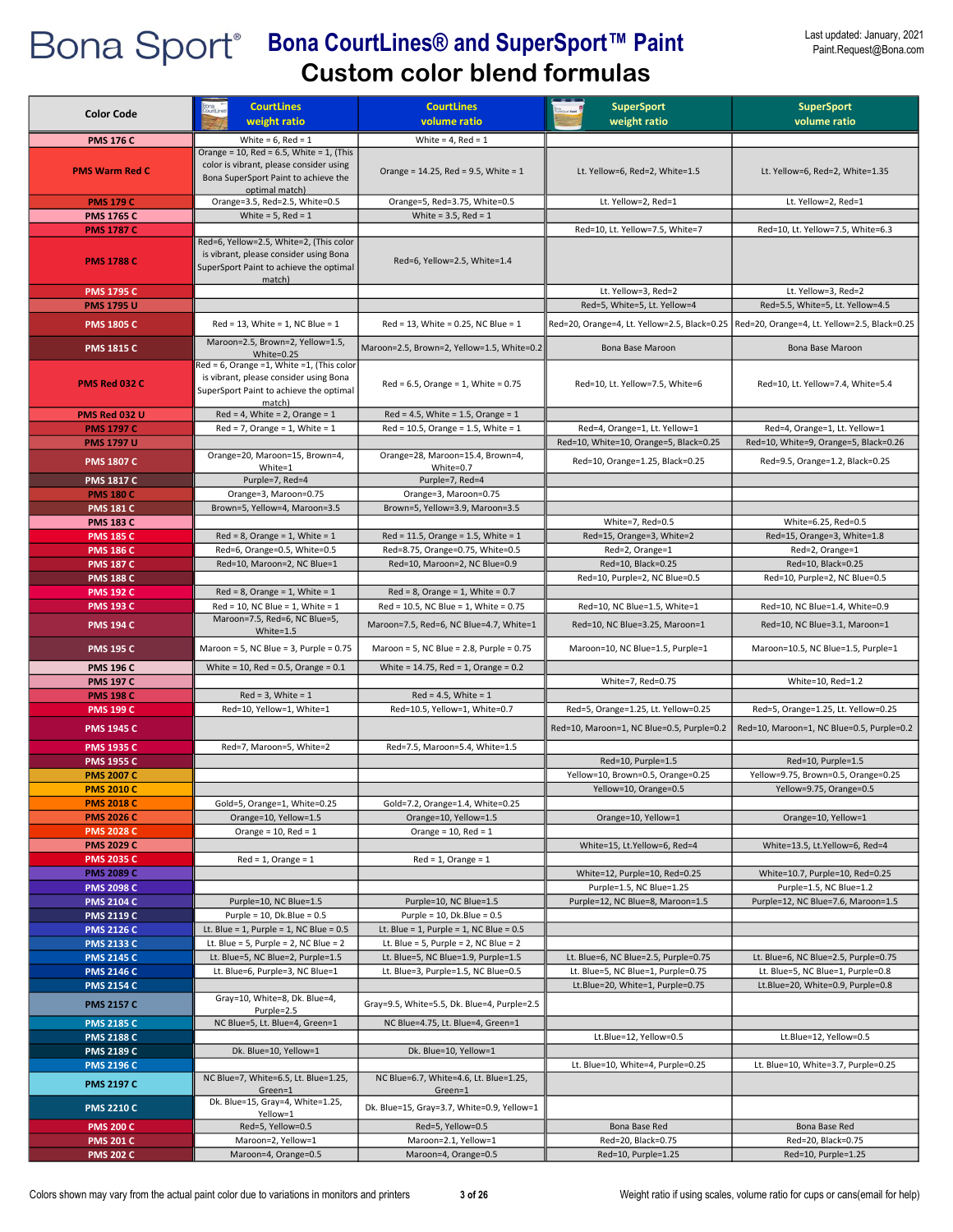# Bona Sport® Bona CourtLines® and SuperSport™ Paint

## Custom color blend formulas

Last updated: January, 2021
Paint.Request@Bona.com

| Color Code | CourtLines weight ratio | CourtLines volume ratio | SuperSport weight ratio | SuperSport volume ratio |
|---|---|---|---|---|
| PMS 176 C | White = 6, Red = 1 | White = 4, Red = 1 | | |
| PMS Warm Red C | Orange = 10, Red = 6.5, White = 1, (This color is vibrant, please consider using Bona SuperSport Paint to achieve the optimal match) | Orange = 14.25, Red = 9.5, White = 1 | Lt. Yellow=6, Red=2, White=1.5 | Lt. Yellow=6, Red=2, White=1.35 |
| PMS 179 C | Orange=3.5, Red=2.5, White=0.5 | Orange=5, Red=3.75, White=0.5 | Lt. Yellow=2, Red=1 | Lt. Yellow=2, Red=1 |
| PMS 1765 C | White = 5, Red = 1 | White = 3.5, Red = 1 | | |
| PMS 1787 C | | | Red=10, Lt. Yellow=7.5, White=7 | Red=10, Lt. Yellow=7.5, White=6.3 |
| PMS 1788 C | Red=6, Yellow=2.5, White=2, (This color is vibrant, please consider using Bona SuperSport Paint to achieve the optimal match) | Red=6, Yellow=2.5, White=1.4 | | |
| PMS 1795 C | | | Lt. Yellow=3, Red=2 | Lt. Yellow=3, Red=2 |
| PMS 1795 U | | | Red=5, White=5, Lt. Yellow=4 | Red=5.5, White=5, Lt. Yellow=4.5 |
| PMS 1805 C | Red = 13, White = 1, NC Blue = 1 | Red = 13, White = 0.25, NC Blue = 1 | Red=20, Orange=4, Lt. Yellow=2.5, Black=0.25 | Red=20, Orange=4, Lt. Yellow=2.5, Black=0.25 |
| PMS 1815 C | Maroon=2.5, Brown=2, Yellow=1.5, White=0.25 | Maroon=2.5, Brown=2, Yellow=1.5, White=0.2 | Bona Base Maroon | Bona Base Maroon |
| PMS Red 032 C | Red = 6, Orange =1, White =1, (This color is vibrant, please consider using Bona SuperSport Paint to achieve the optimal match) | Red = 6.5, Orange = 1, White = 0.75 | Red=10, Lt. Yellow=7.5, White=6 | Red=10, Lt. Yellow=7.4, White=5.4 |
| PMS Red 032 U | Red = 4, White = 2, Orange = 1 | Red = 4.5, White = 1.5, Orange = 1 | | |
| PMS 1797 C | Red = 7, Orange = 1, White = 1 | Red = 10.5, Orange = 1.5, White = 1 | Red=4, Orange=1, Lt. Yellow=1 | Red=4, Orange=1, Lt. Yellow=1 |
| PMS 1797 U | | | Red=10, White=10, Orange=5, Black=0.25 | Red=10, White=9, Orange=5, Black=0.26 |
| PMS 1807 C | Orange=20, Maroon=15, Brown=4, White=1 | Orange=28, Maroon=15.4, Brown=4, White=0.7 | Red=10, Orange=1.25, Black=0.25 | Red=9.5, Orange=1.2, Black=0.25 |
| PMS 1817 C | Purple=7, Red=4 | Purple=7, Red=4 | | |
| PMS 180 C | Orange=3, Maroon=0.75 | Orange=3, Maroon=0.75 | | |
| PMS 181 C | Brown=5, Yellow=4, Maroon=3.5 | Brown=5, Yellow=3.9, Maroon=3.5 | | |
| PMS 183 C | | | White=7, Red=0.5 | White=6.25, Red=0.5 |
| PMS 185 C | Red = 8, Orange = 1, White = 1 | Red = 11.5, Orange = 1.5, White = 1 | Red=15, Orange=3, White=2 | Red=15, Orange=3, White=1.8 |
| PMS 186 C | Red=6, Orange=0.5, White=0.5 | Red=8.75, Orange=0.75, White=0.5 | Red=2, Orange=1 | Red=2, Orange=1 |
| PMS 187 C | Red=10, Maroon=2, NC Blue=1 | Red=10, Maroon=2, NC Blue=0.9 | Red=10, Black=0.25 | Red=10, Black=0.25 |
| PMS 188 C | | | Red=10, Purple=2, NC Blue=0.5 | Red=10, Purple=2, NC Blue=0.5 |
| PMS 192 C | Red = 8, Orange = 1, White = 1 | Red = 8, Orange = 1, White = 0.7 | | |
| PMS 193 C | Red = 10, NC Blue = 1, White = 1 | Red = 10.5, NC Blue = 1, White = 0.75 | Red=10, NC Blue=1.5, White=1 | Red=10, NC Blue=1.4, White=0.9 |
| PMS 194 C | Maroon=7.5, Red=6, NC Blue=5, White=1.5 | Maroon=7.5, Red=6, NC Blue=4.7, White=1 | Red=10, NC Blue=3.25, Maroon=1 | Red=10, NC Blue=3.1, Maroon=1 |
| PMS 195 C | Maroon = 5, NC Blue = 3, Purple = 0.75 | Maroon = 5, NC Blue = 2.8, Purple = 0.75 | Maroon=10, NC Blue=1.5, Purple=1 | Maroon=10.5, NC Blue=1.5, Purple=1 |
| PMS 196 C | White = 10, Red = 0.5, Orange = 0.1 | White = 14.75, Red = 1, Orange = 0.2 | | |
| PMS 197 C | | | White=7, Red=0.75 | White=10, Red=1.2 |
| PMS 198 C | Red = 3, White = 1 | Red = 4.5, White = 1 | | |
| PMS 199 C | Red=10, Yellow=1, White=1 | Red=10.5, Yellow=1, White=0.7 | Red=5, Orange=1.25, Lt. Yellow=0.25 | Red=5, Orange=1.25, Lt. Yellow=0.25 |
| PMS 1945 C | | | Red=10, Maroon=1, NC Blue=0.5, Purple=0.2 | Red=10, Maroon=1, NC Blue=0.5, Purple=0.2 |
| PMS 1935 C | Red=7, Maroon=5, White=2 | Red=7.5, Maroon=5.4, White=1.5 | | |
| PMS 1955 C | | | Red=10, Purple=1.5 | Red=10, Purple=1.5 |
| PMS 2007 C | | | Yellow=10, Brown=0.5, Orange=0.25 | Yellow=9.75, Brown=0.5, Orange=0.25 |
| PMS 2010 C | | | Yellow=10, Orange=0.5 | Yellow=9.75, Orange=0.5 |
| PMS 2018 C | Gold=5, Orange=1, White=0.25 | Gold=7.2, Orange=1.4, White=0.25 | | |
| PMS 2026 C | Orange=10, Yellow=1.5 | Orange=10, Yellow=1.5 | Orange=10, Yellow=1 | Orange=10, Yellow=1 |
| PMS 2028 C | Orange = 10, Red = 1 | Orange = 10, Red = 1 | | |
| PMS 2029 C | | | White=15, Lt.Yellow=6, Red=4 | White=13.5, Lt.Yellow=6, Red=4 |
| PMS 2035 C | Red = 1, Orange = 1 | Red = 1, Orange = 1 | | |
| PMS 2089 C | | | White=12, Purple=10, Red=0.25 | White=10.7, Purple=10, Red=0.25 |
| PMS 2098 C | | | Purple=1.5, NC Blue=1.25 | Purple=1.5, NC Blue=1.2 |
| PMS 2104 C | Purple=10, NC Blue=1.5 | Purple=10, NC Blue=1.5 | Purple=12, NC Blue=8, Maroon=1.5 | Purple=12, NC Blue=7.6, Maroon=1.5 |
| PMS 2119 C | Purple = 10, Dk.Blue = 0.5 | Purple = 10, Dk.Blue = 0.5 | | |
| PMS 2126 C | Lt. Blue = 1, Purple = 1, NC Blue = 0.5 | Lt. Blue = 1, Purple = 1, NC Blue = 0.5 | | |
| PMS 2133 C | Lt. Blue = 5, Purple = 2, NC Blue = 2 | Lt. Blue = 5, Purple = 2, NC Blue = 2 | | |
| PMS 2145 C | Lt. Blue=5, NC Blue=2, Purple=1.5 | Lt. Blue=5, NC Blue=1.9, Purple=1.5 | Lt. Blue=6, NC Blue=2.5, Purple=0.75 | Lt. Blue=6, NC Blue=2.5, Purple=0.75 |
| PMS 2146 C | Lt. Blue=6, Purple=3, NC Blue=1 | Lt. Blue=3, Purple=1.5, NC Blue=0.5 | Lt. Blue=5, NC Blue=1, Purple=0.75 | Lt. Blue=5, NC Blue=1, Purple=0.8 |
| PMS 2154 C | | | Lt.Blue=20, White=1, Purple=0.75 | Lt.Blue=20, White=0.9, Purple=0.8 |
| PMS 2157 C | Gray=10, White=8, Dk. Blue=4, Purple=2.5 | Gray=9.5, White=5.5, Dk. Blue=4, Purple=2.5 | | |
| PMS 2185 C | NC Blue=5, Lt. Blue=4, Green=1 | NC Blue=4.75, Lt. Blue=4, Green=1 | | |
| PMS 2188 C | | | Lt.Blue=12, Yellow=0.5 | Lt.Blue=12, Yellow=0.5 |
| PMS 2189 C | Dk. Blue=10, Yellow=1 | Dk. Blue=10, Yellow=1 | | |
| PMS 2196 C | | | Lt. Blue=10, White=4, Purple=0.25 | Lt. Blue=10, White=3.7, Purple=0.25 |
| PMS 2197 C | NC Blue=7, White=6.5, Lt. Blue=1.25, Green=1 | NC Blue=6.7, White=4.6, Lt. Blue=1.25, Green=1 | | |
| PMS 2210 C | Dk. Blue=15, Gray=4, White=1.25, Yellow=1 | Dk. Blue=15, Gray=3.7, White=0.9, Yellow=1 | | |
| PMS 200 C | Red=5, Yellow=0.5 | Red=5, Yellow=0.5 | Bona Base Red | Bona Base Red |
| PMS 201 C | Maroon=2, Yellow=1 | Maroon=2.1, Yellow=1 | Red=20, Black=0.75 | Red=20, Black=0.75 |
| PMS 202 C | Maroon=4, Orange=0.5 | Maroon=4, Orange=0.5 | Red=10, Purple=1.25 | Red=10, Purple=1.25 |

Colors shown may vary from the actual paint color due to variations in monitors and printers

Weight ratio if using scales, volume ratio for cups or cans(email for help)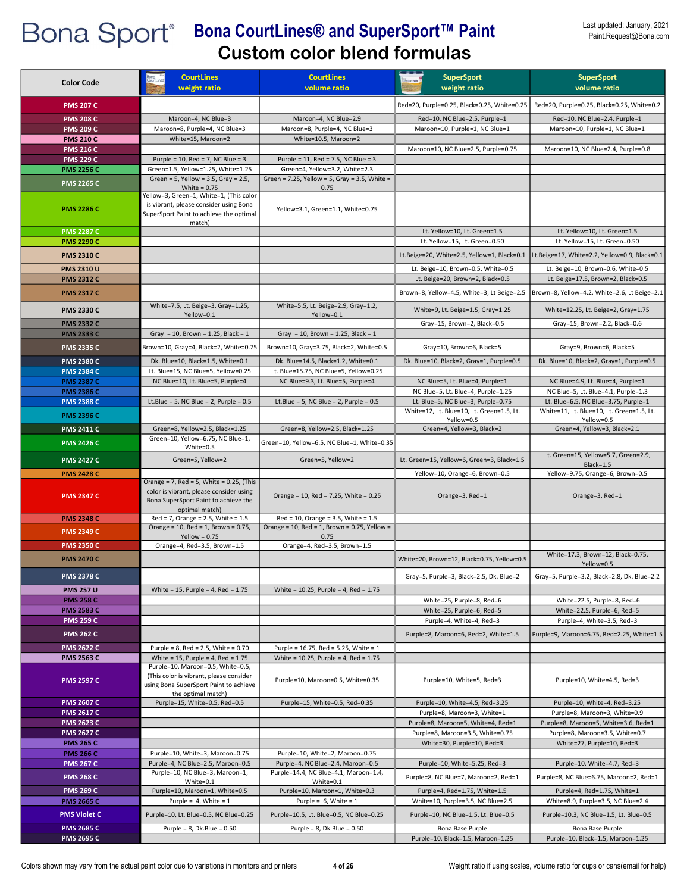# Bona Sport® Bona CourtLines® and SuperSport™ Paint Custom color blend formulas

Last updated: January, 2021
Paint.Request@Bona.com

| Color Code | CourtLines weight ratio | CourtLines volume ratio | SuperSport weight ratio | SuperSport volume ratio |
|---|---|---|---|---|
| PMS 207 C | | | Red=20, Purple=0.25, Black=0.25, White=0.25 | Red=20, Purple=0.25, Black=0.25, White=0.2 |
| PMS 208 C | Maroon=4, NC Blue=3 | Maroon=4, NC Blue=2.9 | Red=10, NC Blue=2.5, Purple=1 | Red=10, NC Blue=2.4, Purple=1 |
| PMS 209 C | Maroon=8, Purple=4, NC Blue=3 | Maroon=8, Purple=4, NC Blue=3 | Maroon=10, Purple=1, NC Blue=1 | Maroon=10, Purple=1, NC Blue=1 |
| PMS 210 C | White=15, Maroon=2 | White=10.5, Maroon=2 | | |
| PMS 216 C | | | Maroon=10, NC Blue=2.5, Purple=0.75 | Maroon=10, NC Blue=2.4, Purple=0.8 |
| PMS 229 C | Purple = 10, Red = 7, NC Blue = 3 | Purple = 11, Red = 7.5, NC Blue = 3 | | |
| PMS 2256 C | Green=1.5, Yellow=1.25, White=1.25 | Green=4, Yellow=3.2, White=2.3 | | |
| PMS 2265 C | Green = 5, Yellow = 3.5, Gray = 2.5, White = 0.75 | Green = 7.25, Yellow = 5, Gray = 3.5, White = 0.75 | | |
| PMS 2286 C | Yellow=3, Green=1, White=1, (This color is vibrant, please consider using Bona SuperSport Paint to achieve the optimal match) | Yellow=3.1, Green=1.1, White=0.75 | | |
| PMS 2287 C | | | Lt. Yellow=10, Lt. Green=1.5 | Lt. Yellow=10, Lt. Green=1.5 |
| PMS 2290 C | | | Lt. Yellow=15, Lt. Green=0.50 | Lt. Yellow=15, Lt. Green=0.50 |
| PMS 2310 C | | | Lt.Beige=20, White=2.5, Yellow=1, Black=0.1 | Lt.Beige=17, White=2.2, Yellow=0.9, Black=0.1 |
| PMS 2310 U | | | Lt. Beige=10, Brown=0.5, White=0.5 | Lt. Beige=10, Brown=0.6, White=0.5 |
| PMS 2312 C | | | Lt. Beige=20, Brown=2, Black=0.5 | Lt. Beige=17.5, Brown=2, Black=0.5 |
| PMS 2317 C | | | Brown=8, Yellow=4.5, White=3, Lt Beige=2.5 | Brown=8, Yellow=4.2, White=2.6, Lt Beige=2.1 |
| PMS 2330 C | White=7.5, Lt. Beige=3, Gray=1.25, Yellow=0.1 | White=5.5, Lt. Beige=2.9, Gray=1.2, Yellow=0.1 | White=9, Lt. Beige=1.5, Gray=1.25 | White=12.25, Lt. Beige=2, Gray=1.75 |
| PMS 2332 C | | | Gray=15, Brown=2, Black=0.5 | Gray=15, Brown=2.2, Black=0.6 |
| PMS 2333 C | Gray = 10, Brown = 1.25, Black = 1 | Gray = 10, Brown = 1.25, Black = 1 | | |
| PMS 2335 C | Brown=10, Gray=4, Black=2, White=0.75 | Brown=10, Gray=3.75, Black=2, White=0.5 | Gray=10, Brown=6, Black=5 | Gray=9, Brown=6, Black=5 |
| PMS 2380 C | Dk. Blue=10, Black=1.5, White=0.1 | Dk. Blue=14.5, Black=1.2, White=0.1 | Dk. Blue=10, Black=2, Gray=1, Purple=0.5 | Dk. Blue=10, Black=2, Gray=1, Purple=0.5 |
| PMS 2384 C | Lt. Blue=15, NC Blue=5, Yellow=0.25 | Lt. Blue=15.75, NC Blue=5, Yellow=0.25 | | |
| PMS 2387 C | NC Blue=10, Lt. Blue=5, Purple=4 | NC Blue=9.3, Lt. Blue=5, Purple=4 | NC Blue=5, Lt. Blue=4, Purple=1 | NC Blue=4.9, Lt. Blue=4, Purple=1 |
| PMS 2386 C | | | NC Blue=5, Lt. Blue=4, Purple=1.25 | NC Blue=5, Lt. Blue=4.1, Purple=1.3 |
| PMS 2388 C | Lt.Blue = 5, NC Blue = 2, Purple = 0.5 | Lt.Blue = 5, NC Blue = 2, Purple = 0.5 | Lt. Blue=5, NC Blue=3, Purple=0.75 | Lt. Blue=6.5, NC Blue=3.75, Purple=1 |
| PMS 2396 C | | | White=12, Lt. Blue=10, Lt. Green=1.5, Lt. Yellow=0.5 | White=11, Lt. Blue=10, Lt. Green=1.5, Lt. Yellow=0.5 |
| PMS 2411 C | Green=8, Yellow=2.5, Black=1.25 | Green=8, Yellow=2.5, Black=1.25 | Green=4, Yellow=3, Black=2 | Green=4, Yellow=3, Black=2.1 |
| PMS 2426 C | Green=10, Yellow=6.75, NC Blue=1, White=0.5 | Green=10, Yellow=6.5, NC Blue=1, White=0.35 | | |
| PMS 2427 C | Green=5, Yellow=2 | Green=5, Yellow=2 | Lt. Green=15, Yellow=6, Green=3, Black=1.5 | Lt. Green=15, Yellow=5.7, Green=2.9, Black=1.5 |
| PMS 2428 C | | | Yellow=10, Orange=6, Brown=0.5 | Yellow=9.75, Orange=6, Brown=0.5 |
| PMS 2347 C | Orange = 7, Red = 5, White = 0.25, (This color is vibrant, please consider using Bona SuperSport Paint to achieve the optimal match) | Orange = 10, Red = 7.25, White = 0.25 | Orange=3, Red=1 | Orange=3, Red=1 |
| PMS 2348 C | Red = 7, Orange = 2.5, White = 1.5 | Red = 10, Orange = 3.5, White = 1.5 | | |
| PMS 2349 C | Orange = 10, Red = 1, Brown = 0.75, Yellow = 0.75 | Orange = 10, Red = 1, Brown = 0.75, Yellow = 0.75 | | |
| PMS 2350 C | Orange=4, Red=3.5, Brown=1.5 | Orange=4, Red=3.5, Brown=1.5 | | |
| PMS 2470 C | | | White=20, Brown=12, Black=0.75, Yellow=0.5 | White=17.3, Brown=12, Black=0.75, Yellow=0.5 |
| PMS 2378 C | | | Gray=5, Purple=3, Black=2.5, Dk. Blue=2 | Gray=5, Purple=3.2, Black=2.8, Dk. Blue=2.2 |
| PMS 257 U | White = 15, Purple = 4, Red = 1.75 | White = 10.25, Purple = 4, Red = 1.75 | | |
| PMS 258 C | | | White=25, Purple=8, Red=6 | White=22.5, Purple=8, Red=6 |
| PMS 2583 C | | | White=25, Purple=6, Red=5 | White=22.5, Purple=6, Red=5 |
| PMS 259 C | | | Purple=4, White=4, Red=3 | Purple=4, White=3.5, Red=3 |
| PMS 262 C | | | Purple=8, Maroon=6, Red=2, White=1.5 | Purple=9, Maroon=6.75, Red=2.25, White=1.5 |
| PMS 2622 C | Purple = 8, Red = 2.5, White = 0.70 | Purple = 16.75, Red = 5.25, White = 1 | | |
| PMS 2563 C | White = 15, Purple = 4, Red = 1.75 | White = 10.25, Purple = 4, Red = 1.75 | | |
| PMS 2597 C | Purple=10, Maroon=0.5, White=0.5, (This color is vibrant, please consider using Bona SuperSport Paint to achieve the optimal match) | Purple=10, Maroon=0.5, White=0.35 | Purple=10, White=5, Red=3 | Purple=10, White=4.5, Red=3 |
| PMS 2607 C | Purple=15, White=0.5, Red=0.5 | Purple=15, White=0.5, Red=0.35 | Purple=10, White=4.5, Red=3.25 | Purple=10, White=4, Red=3.25 |
| PMS 2617 C | | | Purple=8, Maroon=3, White=1 | Purple=8, Maroon=3, White=0.9 |
| PMS 2623 C | | | Purple=8, Maroon=5, White=4, Red=1 | Purple=8, Maroon=5, White=3.6, Red=1 |
| PMS 2627 C | | | Purple=8, Maroon=3.5, White=0.75 | Purple=8, Maroon=3.5, White=0.7 |
| PMS 265 C | | | White=30, Purple=10, Red=3 | White=27, Purple=10, Red=3 |
| PMS 266 C | Purple=10, White=3, Maroon=0.75 | Purple=10, White=2, Maroon=0.75 | | |
| PMS 267 C | Purple=4, NC Blue=2.5, Maroon=0.5 | Purple=4, NC Blue=2.4, Maroon=0.5 | Purple=10, White=5.25, Red=3 | Purple=10, White=4.7, Red=3 |
| PMS 268 C | Purple=10, NC Blue=3, Maroon=1, White=0.1 | Purple=14.4, NC Blue=4.1, Maroon=1.4, White=0.1 | Purple=8, NC Blue=7, Maroon=2, Red=1 | Purple=8, NC Blue=6.75, Maroon=2, Red=1 |
| PMS 269 C | Purple=10, Maroon=1, White=0.5 | Purple=10, Maroon=1, White=0.3 | Purple=4, Red=1.75, White=1.5 | Purple=4, Red=1.75, White=1 |
| PMS 2665 C | Purple = 4, White = 1 | Purple = 6, White = 1 | White=10, Purple=3.5, NC Blue=2.5 | White=8.9, Purple=3.5, NC Blue=2.4 |
| PMS Violet C | Purple=10, Lt. Blue=0.5, NC Blue=0.25 | Purple=10.5, Lt. Blue=0.5, NC Blue=0.25 | Purple=10, NC Blue=1.5, Lt. Blue=0.5 | Purple=10.3, NC Blue=1.5, Lt. Blue=0.5 |
| PMS 2685 C | Purple = 8, Dk.Blue = 0.50 | Purple = 8, Dk.Blue = 0.50 | Bona Base Purple | Bona Base Purple |
| PMS 2695 C | | | Purple=10, Black=1.5, Maroon=1.25 | Purple=10, Black=1.5, Maroon=1.25 |

Colors shown may vary from the actual paint color due to variations in monitors and printers

Weight ratio if using scales, volume ratio for cups or cans(email for help)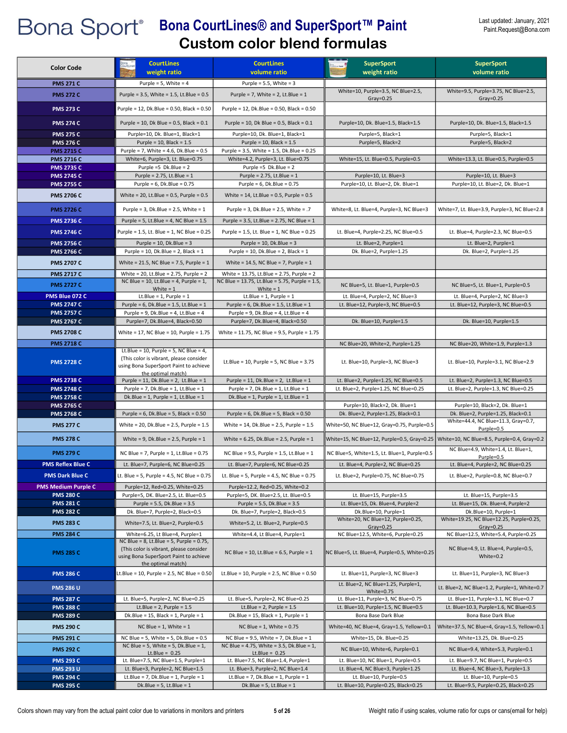Bona Sport®

# Bona CourtLines® and SuperSport™ Paint

## Custom color blend formulas

Last updated: January, 2021
Paint.Request@Bona.com

| Color Code | CourtLines weight ratio | CourtLines volume ratio | SuperSport weight ratio | SuperSport volume ratio |
|---|---|---|---|---|
| PMS 271 C | Purple = 5, White = 4 | Purple = 5.5, White = 3 | | |
| PMS 272 C | Purple = 3.5, White = 1.5, Lt.Blue = 0.5 | Purple = 7, White = 2, Lt.Blue = 1 | White=10, Purple=3.5, NC Blue=2.5, Gray=0.25 | White=9.5, Purple=3.75, NC Blue=2.5, Gray=0.25 |
| PMS 273 C | Purple = 12, Dk.Blue = 0.50, Black = 0.50 | Purple = 12, Dk.Blue = 0.50, Black = 0.50 | | |
| PMS 274 C | Purple = 10, Dk Blue = 0.5, Black = 0.1 | Purple = 10, Dk Blue = 0.5, Black = 0.1 | Purple=10, Dk. Blue=1.5, Black=1.5 | Purple=10, Dk. Blue=1.5, Black=1.5 |
| PMS 275 C | Purple=10, Dk. Blue=1, Black=1 | Purple=10, Dk. Blue=1, Black=1 | Purple=5, Black=1 | Purple=5, Black=1 |
| PMS 276 C | Purple = 10, Black = 1.5 | Purple = 10, Black = 1.5 | Purple=5, Black=2 | Purple=5, Black=2 |
| PMS 2715 C | Purple = 7, White = 4.6, Dk.Blue = 0.5 | Purple = 3.5, White = 1.5, Dk.Blue = 0.25 | | |
| PMS 2716 C | White=6, Purple=3, Lt. Blue=0.75 | White=4.2, Purple=3, Lt. Blue=0.75 | White=15, Lt. Blue=0.5, Purple=0.5 | White=13.3, Lt. Blue=0.5, Purple=0.5 |
| PMS 2735 C | Purple =5 Dk.Blue = 2 | Purple =5 Dk.Blue = 2 | | |
| PMS 2745 C | Purple = 2.75, Lt.Blue = 1 | Purple = 2.75, Lt.Blue = 1 | Purple=10, Lt. Blue=3 | Purple=10, Lt. Blue=3 |
| PMS 2755 C | Purple = 6, Dk.Blue = 0.75 | Purple = 6, Dk.Blue = 0.75 | Purple=10, Lt. Blue=2, Dk. Blue=1 | Purple=10, Lt. Blue=2, Dk. Blue=1 |
| PMS 2706 C | White = 20, Lt.Blue = 0.5, Purple = 0.5 | White = 14, Lt.Blue = 0.5, Purple = 0.5 | | |
| PMS 2726 C | Purple = 3, Dk.Blue = 2.5, White = 1 | Purple = 3, Dk.Blue = 2.5, White = .7 | White=8, Lt. Blue=4, Purple=3, NC Blue=3 | White=7, Lt. Blue=3.9, Purple=3, NC Blue=2.8 |
| PMS 2736 C | Purple = 5, Lt.Blue = 4, NC Blue = 1.5 | Purple = 3.5, Lt.Blue = 2.75, NC Blue = 1 | | |
| PMS 2746 C | Purple = 1.5, Lt. Blue = 1, NC Blue = 0.25 | Purple = 1.5, Lt. Blue = 1, NC Blue = 0.25 | Lt. Blue=4, Purple=2.25, NC Blue=0.5 | Lt. Blue=4, Purple=2.3, NC Blue=0.5 |
| PMS 2756 C | Purple = 10, Dk.Blue = 3 | Purple = 10, Dk.Blue = 3 | Lt. Blue=2, Purple=1 | Lt. Blue=2, Purple=1 |
| PMS 2766 C | Purple = 10, Dk.Blue = 2, Black = 1 | Purple = 10, Dk.Blue = 2, Black = 1 | Dk. Blue=2, Purple=1.25 | Dk. Blue=2, Purple=1.25 |
| PMS 2707 C | White = 21.5, NC Blue = 7.5, Purple = 1 | White = 14.5, NC Blue = 7, Purple = 1 | | |
| PMS 2717 C | White = 20, Lt.Blue = 2.75, Purple = 2 | White = 13.75, Lt.Blue = 2.75, Purple = 2 | | |
| PMS 2727 C | NC Blue = 10, Lt.Blue = 4, Purple = 1, White = 1 | NC Blue = 13.75, Lt.Blue = 5.75, Purple = 1.5, White = 1 | NC Blue=5, Lt. Blue=1, Purple=0.5 | NC Blue=5, Lt. Blue=1, Purple=0.5 |
| PMS Blue 072 C | Lt.Blue = 1, Purple = 1 | Lt.Blue = 1, Purple = 1 | Lt. Blue=4, Purple=2, NC Blue=3 | Lt. Blue=4, Purple=2, NC Blue=3 |
| PMS 2747 C | Purple = 6, Dk.Blue = 1.5, Lt.Blue = 1 | Purple = 6, Dk.Blue = 1.5, Lt.Blue = 1 | Lt. Blue=12, Purple=3, NC Blue=0.5 | Lt. Blue=12, Purple=3, NC Blue=0.5 |
| PMS 2757 C | Purple = 9, Dk.Blue = 4, Lt.Blue = 4 | Purple = 9, Dk.Blue = 4, Lt.Blue = 4 | | |
| PMS 2767 C | Purple=7, Dk.Blue=4, Black=0.50 | Purple=7, Dk.Blue=4, Black=0.50 | Dk. Blue=10, Purple=1.5 | Dk. Blue=10, Purple=1.5 |
| PMS 2708 C | White = 17, NC Blue = 10, Purple = 1.75 | White = 11.75, NC Blue = 9.5, Purple = 1.75 | | |
| PMS 2718 C | | | NC Blue=20, White=2, Purple=1.25 | NC Blue=20, White=1.9, Purple=1.3 |
| PMS 2728 C | Lt.Blue = 10, Purple = 5, NC Blue = 4, (This color is vibrant, please consider using Bona SuperSport Paint to achieve the optimal match) | Lt.Blue = 10, Purple = 5, NC Blue = 3.75 | Lt. Blue=10, Purple=3, NC Blue=3 | Lt. Blue=10, Purple=3.1, NC Blue=2.9 |
| PMS 2738 C | Purple = 11, Dk.Blue = 2, Lt.Blue = 1 | Purple = 11, Dk.Blue = 2, Lt.Blue = 1 | Lt. Blue=2, Purple=1.25, NC Blue=0.5 | Lt. Blue=2, Purple=1.3, NC Blue=0.5 |
| PMS 2748 C | Purple = 7, Dk.Blue = 1, Lt.Blue = 1 | Purple = 7, Dk.Blue = 1, Lt.Blue = 1 | Lt. Blue=2, Purple=1.25, NC Blue=0.25 | Lt. Blue=2, Purple=1.3, NC Blue=0.25 |
| PMS 2758 C | Dk.Blue = 1, Purple = 1, Lt.Blue = 1 | Dk.Blue = 1, Purple = 1, Lt.Blue = 1 | | |
| PMS 2765 C | | | Purple=10, Black=2, Dk. Blue=1 | Purple=10, Black=2, Dk. Blue=1 |
| PMS 2768 C | Purple = 6, Dk.Blue = 5, Black = 0.50 | Purple = 6, Dk.Blue = 5, Black = 0.50 | Dk. Blue=2, Purple=1.25, Black=0.1 | Dk. Blue=2, Purple=1.25, Black=0.1 |
| PMS 277 C | White = 20, Dk.Blue = 2.5, Purple = 1.5 | White = 14, Dk.Blue = 2.5, Purple = 1.5 | White=50, NC Blue=12, Gray=0.75, Purple=0.5 | White=44.4, NC Blue=11.3, Gray=0.7, Purple=0.5 |
| PMS 278 C | White = 9, Dk.Blue = 2.5, Purple = 1 | White = 6.25, Dk.Blue = 2.5, Purple = 1 | White=15, NC Blue=12, Purple=0.5, Gray=0.25 | White=10, NC Blue=8.5, Purple=0.4, Gray=0.2 |
| PMS 279 C | NC Blue = 7, Purple = 1, Lt.Blue = 0.75 | NC Blue = 9.5, Purple = 1.5, Lt.Blue = 1 | NC Blue=5, White=1.5, Lt. Blue=1, Purple=0.5 | NC Blue=4.9, White=1.4, Lt. Blue=1, Purple=0.5 |
| PMS Reflex Blue C | Lt. Blue=7, Purple=6, NC Blue=0.25 | Lt. Blue=7, Purple=6, NC Blue=0.25 | Lt. Blue=4, Purple=2, NC Blue=0.25 | Lt. Blue=4, Purple=2, NC Blue=0.25 |
| PMS Dark Blue C | Lt. Blue = 5, Purple = 4.5, NC Blue = 0.75 | Lt. Blue = 5, Purple = 4.5, NC Blue = 0.75 | Lt. Blue=2, Purple=0.75, NC Blue=0.75 | Lt. Blue=2, Purple=0.8, NC Blue=0.7 |
| PMS Medium Purple C | Purple=12, Red=0.25, White=0.25 | Purple=12.2, Red=0.25, White=0.2 | | |
| PMS 280 C | Purple=5, DK. Blue=2.5, Lt. Blue=0.5 | Purple=5, DK. Blue=2.5, Lt. Blue=0.5 | Lt. Blue=15, Purple=3.5 | Lt. Blue=15, Purple=3.5 |
| PMS 281 C | Purple = 5.5, Dk.Blue = 3.5 | Purple = 5.5, Dk.Blue = 3.5 | Lt. Blue=15, Dk. Blue=4, Purple=2 | Lt. Blue=15, Dk. Blue=4, Purple=2 |
| PMS 282 C | Dk. Blue=7, Purple=2, Black=0.5 | Dk. Blue=7, Purple=2, Black=0.5 | Dk.Blue=10, Purple=1 | Dk.Blue=10, Purple=1 |
| PMS 283 C | White=7.5, Lt. Blue=2, Purple=0.5 | White=5.2, Lt. Blue=2, Purple=0.5 | White=20, NC Blue=12, Purple=0.25, Gray=0.25 | White=19.25, NC Blue=12.25, Purple=0.25, Gray=0.25 |
| PMS 284 C | White=6.25, Lt Blue=4, Purple=1 | White=4.4, Lt Blue=4, Purple=1 | NC Blue=12.5, White=6, Purple=0.25 | NC Blue=12.5, White=5.4, Purple=0.25 |
| PMS 285 C | NC Blue = 8, Lt.Blue = 5, Purple = 0.75, (This color is vibrant, please consider using Bona SuperSport Paint to achieve the optimal match) | NC Blue = 10, Lt.Blue = 6.5, Purple = 1 | NC Blue=5, Lt. Blue=4, Purple=0.5, White=0.25 | NC Blue=4.9, Lt. Blue=4, Purple=0.5, White=0.2 |
| PMS 286 C | Lt.Blue = 10, Purple = 2.5, NC Blue = 0.50 | Lt.Blue = 10, Purple = 2.5, NC Blue = 0.50 | Lt. Blue=11, Purple=3, NC Blue=3 | Lt. Blue=11, Purple=3, NC Blue=3 |
| PMS 286 U | | | Lt. Blue=2, NC Blue=1.25, Purple=1, White=0.75 | Lt. Blue=2, NC Blue=1.2, Purple=1, White=0.7 |
| PMS 287 C | Lt. Blue=5, Purple=2, NC Blue=0.25 | Lt. Blue=5, Purple=2, NC Blue=0.25 | Lt. Blue=11, Purple=3, NC Blue=0.75 | Lt. Blue=11, Purple=3.1, NC Blue=0.7 |
| PMS 288 C | Lt.Blue = 2, Purple = 1.5 | Lt.Blue = 2, Purple = 1.5 | Lt. Blue=10, Purple=1.5, NC Blue=0.5 | Lt. Blue=10.3, Purple=1.6, NC Blue=0.5 |
| PMS 289 C | Dk.Blue = 15, Black = 1, Purple = 1 | Dk.Blue = 15, Black = 1, Purple = 1 | Bona Base Dark Blue | Bona Base Dark Blue |
| PMS 290 C | NC Blue = 1, White = 1 | NC Blue = 1, White = 0.75 | White=40, NC Blue=4, Gray=1.5, Yellow=0.1 | White=37.5, NC Blue=4, Gray=1.5, Yellow=0.1 |
| PMS 291 C | NC Blue = 5, White = 5, Dk.Blue = 0.5 | NC Blue = 9.5, White = 7, Dk.Blue = 1 | White=15, Dk. Blue=0.25 | White=13.25, Dk. Blue=0.25 |
| PMS 292 C | NC Blue = 5, White = 5, Dk.Blue = 1, Lt.Blue = 0.25 | NC Blue = 4.75, White = 3.5, Dk.Blue = 1, Lt.Blue = 0.25 | NC Blue=10, White=6, Purple=0.1 | NC Blue=9.4, White=5.3, Purple=0.1 |
| PMS 293 C | Lt. Blue=7.5, NC Blue=1.5, Purple=1 | Lt. Blue=7.5, NC Blue=1.4, Purple=1 | Lt. Blue=10, NC Blue=1, Purple=0.5 | Lt. Blue=9.7, NC Blue=1, Purple=0.5 |
| PMS 293 U | Lt. Blue=3, Purple=2, NC Blue=1.5 | Lt. Blue=3, Purple=2, NC Blue=1.4 | Lt. Blue=4, NC Blue=3, Purple=1.25 | Lt. Blue=4, NC Blue=3, Purple=1.3 |
| PMS 294 C | Lt.Blue = 7, Dk.Blue = 1, Purple = 1 | Lt.Blue = 7, Dk.Blue = 1, Purple = 1 | Lt. Blue=10, Purple=0.5 | Lt. Blue=10, Purple=0.5 |
| PMS 295 C | Dk.Blue = 5, Lt.Blue = 1 | Dk.Blue = 5, Lt.Blue = 1 | Lt. Blue=10, Purple=0.25, Black=0.25 | Lt. Blue=9.5, Purple=0.25, Black=0.25 |

Colors shown may vary from the actual paint color due to variations in monitors and printers

Weight ratio if using scales, volume ratio for cups or cans(email for help)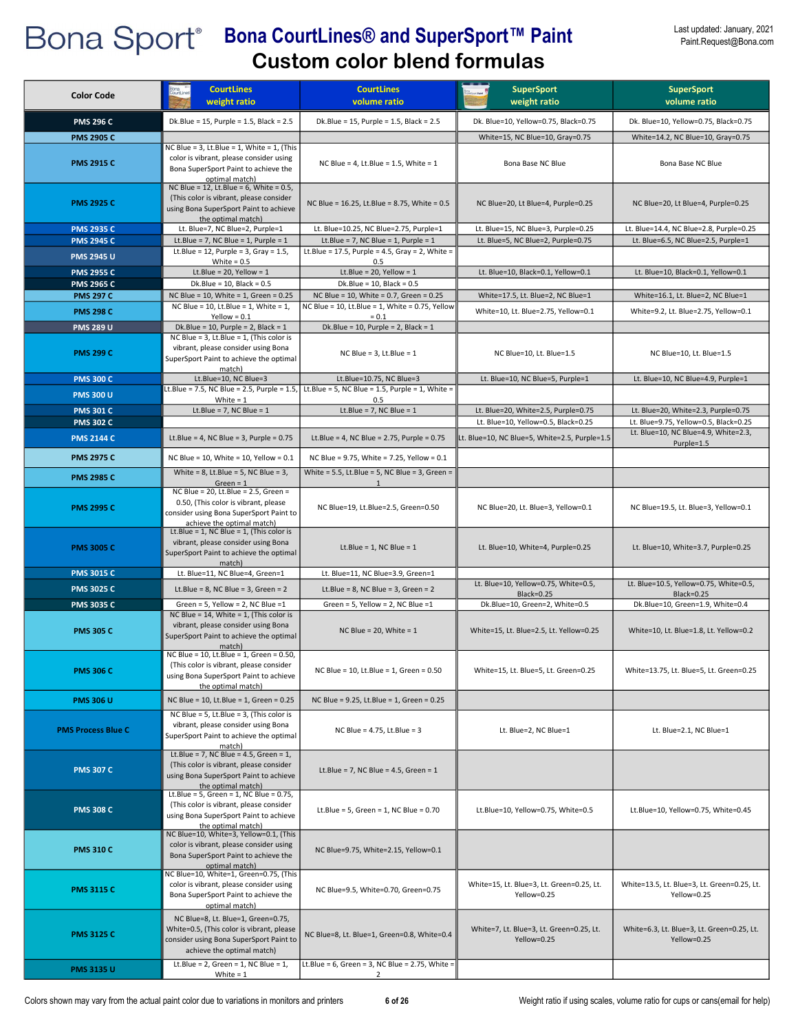Bona Sport®

# Bona CourtLines® and SuperSport™ Paint
## Custom color blend formulas

Last updated: January, 2021
Paint.Request@Bona.com

| Color Code | CourtLines weight ratio | CourtLines volume ratio | SuperSport weight ratio | SuperSport volume ratio |
|---|---|---|---|---|
| PMS 296 C | Dk.Blue = 15, Purple = 1.5, Black = 2.5 | Dk.Blue = 15, Purple = 1.5, Black = 2.5 | Dk. Blue=10, Yellow=0.75, Black=0.75 | Dk. Blue=10, Yellow=0.75, Black=0.75 |
| PMS 2905 C | | | White=15, NC Blue=10, Gray=0.75 | White=14.2, NC Blue=10, Gray=0.75 |
| PMS 2915 C | NC Blue = 3, Lt.Blue = 1, White = 1, (This color is vibrant, please consider using Bona SuperSport Paint to achieve the optimal match) | NC Blue = 4, Lt.Blue = 1.5, White = 1 | Bona Base NC Blue | Bona Base NC Blue |
| PMS 2925 C | NC Blue = 12, Lt.Blue = 6, White = 0.5, (This color is vibrant, please consider using Bona SuperSport Paint to achieve the optimal match) | NC Blue = 16.25, Lt.Blue = 8.75, White = 0.5 | NC Blue=20, Lt Blue=4, Purple=0.25 | NC Blue=20, Lt Blue=4, Purple=0.25 |
| PMS 2935 C | Lt. Blue=7, NC Blue=2, Purple=1 | Lt. Blue=10.25, NC Blue=2.75, Purple=1 | Lt. Blue=15, NC Blue=3, Purple=0.25 | Lt. Blue=14.4, NC Blue=2.8, Purple=0.25 |
| PMS 2945 C | Lt.Blue = 7, NC Blue = 1, Purple = 1 | Lt.Blue = 7, NC Blue = 1, Purple = 1 | Lt. Blue=5, NC Blue=2, Purple=0.75 | Lt. Blue=6.5, NC Blue=2.5, Purple=1 |
| PMS 2945 U | Lt.Blue = 12, Purple = 3, Gray = 1.5, White = 0.5 | Lt.Blue = 17.5, Purple = 4.5, Gray = 2, White = 0.5 | | |
| PMS 2955 C | Lt.Blue = 20, Yellow = 1 | Lt.Blue = 20, Yellow = 1 | Lt. Blue=10, Black=0.1, Yellow=0.1 | Lt. Blue=10, Black=0.1, Yellow=0.1 |
| PMS 2965 C | Dk.Blue = 10, Black = 0.5 | Dk.Blue = 10, Black = 0.5 | | |
| PMS 297 C | NC Blue = 10, White = 1, Green = 0.25 | NC Blue = 10, White = 0.7, Green = 0.25 | White=17.5, Lt. Blue=2, NC Blue=1 | White=16.1, Lt. Blue=2, NC Blue=1 |
| PMS 298 C | NC Blue = 10, Lt.Blue = 1, White = 1, Yellow = 0.1 | NC Blue = 10, Lt.Blue = 1, White = 0.75, Yellow = 0.1 | White=10, Lt. Blue=2.75, Yellow=0.1 | White=9.2, Lt. Blue=2.75, Yellow=0.1 |
| PMS 289 U | Dk.Blue = 10, Purple = 2, Black = 1 | Dk.Blue = 10, Purple = 2, Black = 1 | | |
| PMS 299 C | NC Blue = 3, Lt.Blue = 1, (This color is vibrant, please consider using Bona SuperSport Paint to achieve the optimal match) | NC Blue = 3, Lt.Blue = 1 | NC Blue=10, Lt. Blue=1.5 | NC Blue=10, Lt. Blue=1.5 |
| PMS 300 C | Lt.Blue=10, NC Blue=3 | Lt.Blue=10.75, NC Blue=3 | Lt. Blue=10, NC Blue=5, Purple=1 | Lt. Blue=10, NC Blue=4.9, Purple=1 |
| PMS 300 U | Lt.Blue = 7.5, NC Blue = 2.5, Purple = 1.5, White = 1 | Lt.Blue = 5, NC Blue = 1.5, Purple = 1, White = 0.5 | | |
| PMS 301 C | Lt.Blue = 7, NC Blue = 1 | Lt.Blue = 7, NC Blue = 1 | Lt. Blue=20, White=2.5, Purple=0.75 | Lt. Blue=20, White=2.3, Purple=0.75 |
| PMS 302 C | | | Lt. Blue=10, Yellow=0.5, Black=0.25 | Lt. Blue=9.75, Yellow=0.5, Black=0.25 |
| PMS 2144 C | Lt.Blue = 4, NC Blue = 3, Purple = 0.75 | Lt.Blue = 4, NC Blue = 2.75, Purple = 0.75 | Lt. Blue=10, NC Blue=5, White=2.5, Purple=1.5 | Lt. Blue=10, NC Blue=4.9, White=2.3, Purple=1.5 |
| PMS 2975 C | NC Blue = 10, White = 10, Yellow = 0.1 | NC Blue = 9.75, White = 7.25, Yellow = 0.1 | | |
| PMS 2985 C | White = 8, Lt.Blue = 5, NC Blue = 3, Green = 1 | White = 5.5, Lt.Blue = 5, NC Blue = 3, Green = 1 | | |
| PMS 2995 C | NC Blue = 20, Lt.Blue = 2.5, Green = 0.50, (This color is vibrant, please consider using Bona SuperSport Paint to achieve the optimal match) | NC Blue=19, Lt.Blue=2.5, Green=0.50 | NC Blue=20, Lt. Blue=3, Yellow=0.1 | NC Blue=19.5, Lt. Blue=3, Yellow=0.1 |
| PMS 3005 C | Lt.Blue = 1, NC Blue = 1, (This color is vibrant, please consider using Bona SuperSport Paint to achieve the optimal match) | Lt.Blue = 1, NC Blue = 1 | Lt. Blue=10, White=4, Purple=0.25 | Lt. Blue=10, White=3.7, Purple=0.25 |
| PMS 3015 C | Lt. Blue=11, NC Blue=4, Green=1 | Lt. Blue=11, NC Blue=3.9, Green=1 | | |
| PMS 3025 C | Lt.Blue = 8, NC Blue = 3, Green = 2 | Lt.Blue = 8, NC Blue = 3, Green = 2 | Lt. Blue=10, Yellow=0.75, White=0.5, Black=0.25 | Lt. Blue=10.5, Yellow=0.75, White=0.5, Black=0.25 |
| PMS 3035 C | Green = 5, Yellow = 2, NC Blue =1 | Green = 5, Yellow = 2, NC Blue =1 | Dk.Blue=10, Green=2, White=0.5 | Dk.Blue=10, Green=1.9, White=0.4 |
| PMS 305 C | NC Blue = 14, White = 1, (This color is vibrant, please consider using Bona SuperSport Paint to achieve the optimal match) | NC Blue = 20, White = 1 | White=15, Lt. Blue=2.5, Lt. Yellow=0.25 | White=10, Lt. Blue=1.8, Lt. Yellow=0.2 |
| PMS 306 C | NC Blue = 10, Lt.Blue = 1, Green = 0.50, (This color is vibrant, please consider using Bona SuperSport Paint to achieve the optimal match) | NC Blue = 10, Lt.Blue = 1, Green = 0.50 | White=15, Lt. Blue=5, Lt. Green=0.25 | White=13.75, Lt. Blue=5, Lt. Green=0.25 |
| PMS 306 U | NC Blue = 10, Lt.Blue = 1, Green = 0.25 | NC Blue = 9.25, Lt.Blue = 1, Green = 0.25 | | |
| PMS Process Blue C | NC Blue = 5, Lt.Blue = 3, (This color is vibrant, please consider using Bona SuperSport Paint to achieve the optimal match) | NC Blue = 4.75, Lt.Blue = 3 | Lt. Blue=2, NC Blue=1 | Lt. Blue=2.1, NC Blue=1 |
| PMS 307 C | Lt.Blue = 7, NC Blue = 4.5, Green = 1, (This color is vibrant, please consider using Bona SuperSport Paint to achieve the optimal match) | Lt.Blue = 7, NC Blue = 4.5, Green = 1 | | |
| PMS 308 C | Lt.Blue = 5, Green = 1, NC Blue = 0.75, (This color is vibrant, please consider using Bona SuperSport Paint to achieve the optimal match) | Lt.Blue = 5, Green = 1, NC Blue = 0.70 | Lt.Blue=10, Yellow=0.75, White=0.5 | Lt.Blue=10, Yellow=0.75, White=0.45 |
| PMS 310 C | NC Blue=10, White=3, Yellow=0.1, (This color is vibrant, please consider using Bona SuperSport Paint to achieve the optimal match) | NC Blue=9.75, White=2.15, Yellow=0.1 | | |
| PMS 3115 C | NC Blue=10, White=1, Green=0.75, (This color is vibrant, please consider using Bona SuperSport Paint to achieve the optimal match) | NC Blue=9.5, White=0.70, Green=0.75 | White=15, Lt. Blue=3, Lt. Green=0.25, Lt. Yellow=0.25 | White=13.5, Lt. Blue=3, Lt. Green=0.25, Lt. Yellow=0.25 |
| PMS 3125 C | NC Blue=8, Lt. Blue=1, Green=0.75, White=0.5, (This color is vibrant, please consider using Bona SuperSport Paint to achieve the optimal match) | NC Blue=8, Lt. Blue=1, Green=0.8, White=0.4 | White=7, Lt. Blue=3, Lt. Green=0.25, Lt. Yellow=0.25 | White=6.3, Lt. Blue=3, Lt. Green=0.25, Lt. Yellow=0.25 |
| PMS 3135 U | Lt.Blue = 2, Green = 1, NC Blue = 1, White = 1 | Lt.Blue = 6, Green = 3, NC Blue = 2.75, White = 2 | | |

Colors shown may vary from the actual paint color due to variations in monitors and printers

Weight ratio if using scales, volume ratio for cups or cans(email for help)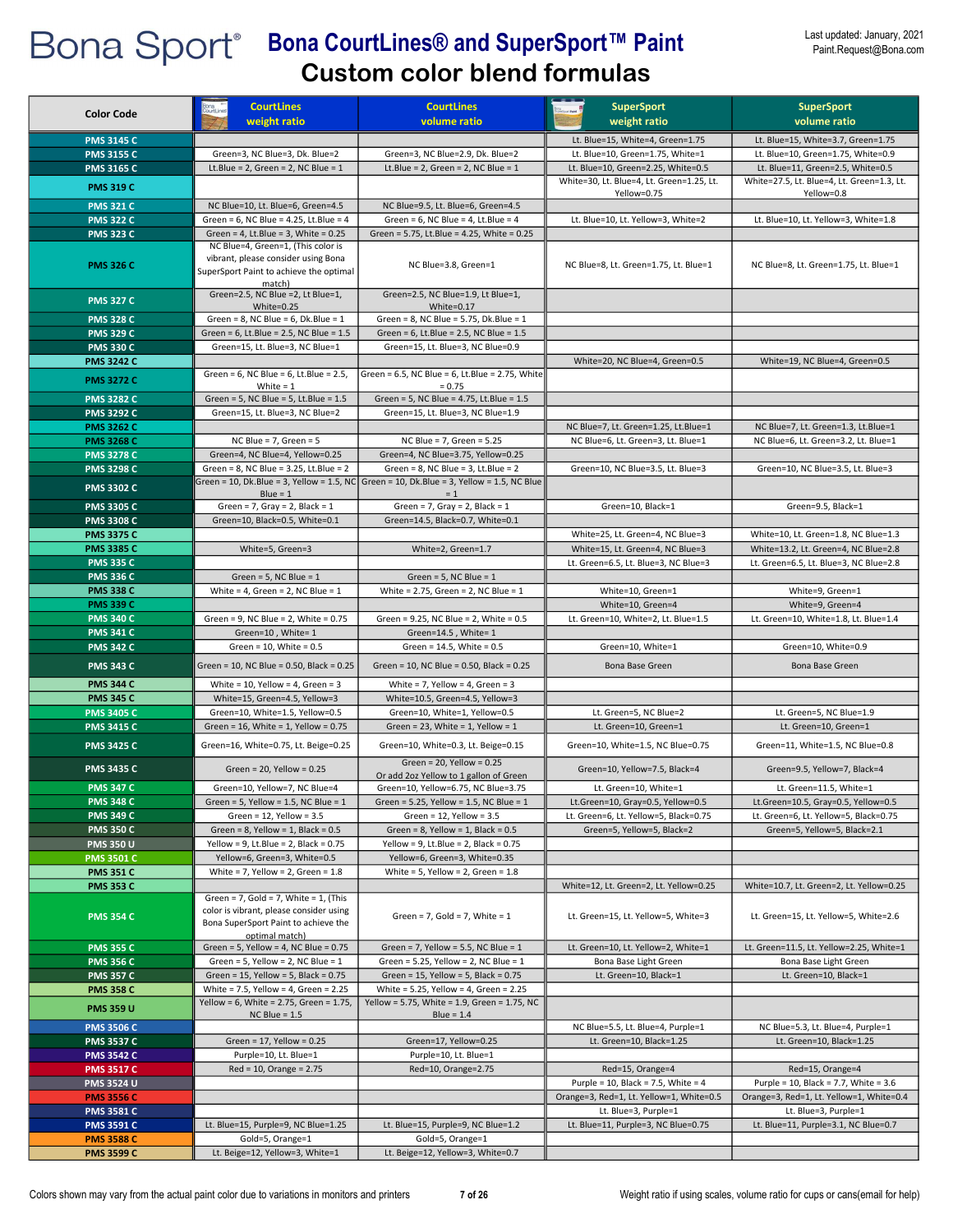# Bona Sport® Bona CourtLines® and SuperSport™ Paint

## Custom color blend formulas

Last updated: January, 2021
Paint.Request@Bona.com

| Color Code | CourtLines weight ratio | CourtLines volume ratio | SuperSport weight ratio | SuperSport volume ratio |
|---|---|---|---|---|
| PMS 3145 C | | | Lt. Blue=15, White=4, Green=1.75 | Lt. Blue=15, White=3.7, Green=1.75 |
| PMS 3155 C | Green=3, NC Blue=3, Dk. Blue=2 | Green=3, NC Blue=2.9, Dk. Blue=2 | Lt. Blue=10, Green=1.75, White=1 | Lt. Blue=10, Green=1.75, White=0.9 |
| PMS 3165 C | Lt.Blue = 2, Green = 2, NC Blue = 1 | Lt.Blue = 2, Green = 2, NC Blue = 1 | Lt. Blue=10, Green=2.25, White=0.5 | Lt. Blue=11, Green=2.5, White=0.5 |
| PMS 319 C | | | White=30, Lt. Blue=4, Lt. Green=1.25, Lt. Yellow=0.75 | White=27.5, Lt. Blue=4, Lt. Green=1.3, Lt. Yellow=0.8 |
| PMS 321 C | NC Blue=10, Lt. Blue=6, Green=4.5 | NC Blue=9.5, Lt. Blue=6, Green=4.5 | | |
| PMS 322 C | Green = 6, NC Blue = 4.25, Lt.Blue = 4 | Green = 6, NC Blue = 4, Lt.Blue = 4 | Lt. Blue=10, Lt. Yellow=3, White=2 | Lt. Blue=10, Lt. Yellow=3, White=1.8 |
| PMS 323 C | Green = 4, Lt.Blue = 3, White = 0.25 | Green = 5.75, Lt.Blue = 4.25, White = 0.25 | | |
| PMS 326 C | NC Blue=4, Green=1, (This color is vibrant, please consider using Bona SuperSport Paint to achieve the optimal match) | NC Blue=3.8, Green=1 | NC Blue=8, Lt. Green=1.75, Lt. Blue=1 | NC Blue=8, Lt. Green=1.75, Lt. Blue=1 |
| PMS 327 C | Green=2.5, NC Blue =2, Lt Blue=1, White=0.25 | Green=2.5, NC Blue=1.9, Lt Blue=1, White=0.17 | | |
| PMS 328 C | Green = 8, NC Blue = 6, Dk.Blue = 1 | Green = 8, NC Blue = 5.75, Dk.Blue = 1 | | |
| PMS 329 C | Green = 6, Lt.Blue = 2.5, NC Blue = 1.5 | Green = 6, Lt.Blue = 2.5, NC Blue = 1.5 | | |
| PMS 330 C | Green=15, Lt. Blue=3, NC Blue=1 | Green=15, Lt. Blue=3, NC Blue=0.9 | | |
| PMS 3242 C | | | White=20, NC Blue=4, Green=0.5 | White=19, NC Blue=4, Green=0.5 |
| PMS 3272 C | Green = 6, NC Blue = 6, Lt.Blue = 2.5, White = 1 | Green = 6.5, NC Blue = 6, Lt.Blue = 2.75, White = 0.75 | | |
| PMS 3282 C | Green = 5, NC Blue = 5, Lt.Blue = 1.5 | Green = 5, NC Blue = 4.75, Lt.Blue = 1.5 | | |
| PMS 3292 C | Green=15, Lt. Blue=3, NC Blue=2 | Green=15, Lt. Blue=3, NC Blue=1.9 | | |
| PMS 3262 C | | | NC Blue=7, Lt. Green=1.25, Lt.Blue=1 | NC Blue=7, Lt. Green=1.3, Lt.Blue=1 |
| PMS 3268 C | NC Blue = 7, Green = 5 | NC Blue = 7, Green = 5.25 | NC Blue=6, Lt. Green=3, Lt. Blue=1 | NC Blue=6, Lt. Green=3.2, Lt. Blue=1 |
| PMS 3278 C | Green=4, NC Blue=4, Yellow=0.25 | Green=4, NC Blue=3.75, Yellow=0.25 | | |
| PMS 3298 C | Green = 8, NC Blue = 3.25, Lt.Blue = 2 | Green = 8, NC Blue = 3, Lt.Blue = 2 | Green=10, NC Blue=3.5, Lt. Blue=3 | Green=10, NC Blue=3.5, Lt. Blue=3 |
| PMS 3302 C | Green = 10, Dk.Blue = 3, Yellow = 1.5, NC Blue = 1 | Green = 10, Dk.Blue = 3, Yellow = 1.5, NC Blue = 1 | | |
| PMS 3305 C | Green = 7, Gray = 2, Black = 1 | Green = 7, Gray = 2, Black = 1 | Green=10, Black=1 | Green=9.5, Black=1 |
| PMS 3308 C | Green=10, Black=0.5, White=0.1 | Green=14.5, Black=0.7, White=0.1 | | |
| PMS 3375 C | | | White=25, Lt. Green=4, NC Blue=3 | White=10, Lt. Green=1.8, NC Blue=1.3 |
| PMS 3385 C | White=5, Green=3 | White=2, Green=1.7 | White=15, Lt. Green=4, NC Blue=3 | White=13.2, Lt. Green=4, NC Blue=2.8 |
| PMS 335 C | | | Lt. Green=6.5, Lt. Blue=3, NC Blue=3 | Lt. Green=6.5, Lt. Blue=3, NC Blue=2.8 |
| PMS 336 C | Green = 5, NC Blue = 1 | Green = 5, NC Blue = 1 | | |
| PMS 338 C | White = 4, Green = 2, NC Blue = 1 | White = 2.75, Green = 2, NC Blue = 1 | White=10, Green=1 | White=9, Green=1 |
| PMS 339 C | | | White=10, Green=4 | White=9, Green=4 |
| PMS 340 C | Green = 9, NC Blue = 2, White = 0.75 | Green = 9.25, NC Blue = 2, White = 0.5 | Lt. Green=10, White=2, Lt. Blue=1.5 | Lt. Green=10, White=1.8, Lt. Blue=1.4 |
| PMS 341 C | Green=10 , White= 1 | Green=14.5 , White= 1 | | |
| PMS 342 C | Green = 10, White = 0.5 | Green = 14.5, White = 0.5 | Green=10, White=1 | Green=10, White=0.9 |
| PMS 343 C | Green = 10, NC Blue = 0.50, Black = 0.25 | Green = 10, NC Blue = 0.50, Black = 0.25 | Bona Base Green | Bona Base Green |
| PMS 344 C | White = 10, Yellow = 4, Green = 3 | White = 7, Yellow = 4, Green = 3 | | |
| PMS 345 C | White=15, Green=4.5, Yellow=3 | White=10.5, Green=4.5, Yellow=3 | | |
| PMS 3405 C | Green=10, White=1.5, Yellow=0.5 | Green=10, White=1, Yellow=0.5 | Lt. Green=5, NC Blue=2 | Lt. Green=5, NC Blue=1.9 |
| PMS 3415 C | Green = 16, White = 1, Yellow = 0.75 | Green = 23, White = 1, Yellow = 1 | Lt. Green=10, Green=1 | Lt. Green=10, Green=1 |
| PMS 3425 C | Green=16, White=0.75, Lt. Beige=0.25 | Green=10, White=0.3, Lt. Beige=0.15 | Green=10, White=1.5, NC Blue=0.75 | Green=11, White=1.5, NC Blue=0.8 |
| PMS 3435 C | Green = 20, Yellow = 0.25 | Green = 20, Yellow = 0.25 Or add 2oz Yellow to 1 gallon of Green | Green=10, Yellow=7.5, Black=4 | Green=9.5, Yellow=7, Black=4 |
| PMS 347 C | Green=10, Yellow=7, NC Blue=4 | Green=10, Yellow=6.75, NC Blue=3.75 | Lt. Green=10, White=1 | Lt. Green=11.5, White=1 |
| PMS 348 C | Green = 5, Yellow = 1.5, NC Blue = 1 | Green = 5.25, Yellow = 1.5, NC Blue = 1 | Lt.Green=10, Gray=0.5, Yellow=0.5 | Lt.Green=10.5, Gray=0.5, Yellow=0.5 |
| PMS 349 C | Green = 12, Yellow = 3.5 | Green = 12, Yellow = 3.5 | Lt. Green=6, Lt. Yellow=5, Black=0.75 | Lt. Green=6, Lt. Yellow=5, Black=0.75 |
| PMS 350 C | Green = 8, Yellow = 1, Black = 0.5 | Green = 8, Yellow = 1, Black = 0.5 | Green=5, Yellow=5, Black=2 | Green=5, Yellow=5, Black=2.1 |
| PMS 350 U | Yellow = 9, Lt.Blue = 2, Black = 0.75 | Yellow = 9, Lt.Blue = 2, Black = 0.75 | | |
| PMS 3501 C | Yellow=6, Green=3, White=0.5 | Yellow=6, Green=3, White=0.35 | | |
| PMS 351 C | White = 7, Yellow = 2, Green = 1.8 | White = 5, Yellow = 2, Green = 1.8 | | |
| PMS 353 C | | | White=12, Lt. Green=2, Lt. Yellow=0.25 | White=10.7, Lt. Green=2, Lt. Yellow=0.25 |
| PMS 354 C | Green = 7, Gold = 7, White = 1, (This color is vibrant, please consider using Bona SuperSport Paint to achieve the optimal match) | Green = 7, Gold = 7, White = 1 | Lt. Green=15, Lt. Yellow=5, White=3 | Lt. Green=15, Lt. Yellow=5, White=2.6 |
| PMS 355 C | Green = 5, Yellow = 4, NC Blue = 0.75 | Green = 7, Yellow = 5.5, NC Blue = 1 | Lt. Green=10, Lt. Yellow=2, White=1 | Lt. Green=11.5, Lt. Yellow=2.25, White=1 |
| PMS 356 C | Green = 5, Yellow = 2, NC Blue = 1 | Green = 5.25, Yellow = 2, NC Blue = 1 | Bona Base Light Green | Bona Base Light Green |
| PMS 357 C | Green = 15, Yellow = 5, Black = 0.75 | Green = 15, Yellow = 5, Black = 0.75 | Lt. Green=10, Black=1 | Lt. Green=10, Black=1 |
| PMS 358 C | White = 7.5, Yellow = 4, Green = 2.25 | White = 5.25, Yellow = 4, Green = 2.25 | | |
| PMS 359 U | Yellow = 6, White = 2.75, Green = 1.75, NC Blue = 1.5 | Yellow = 5.75, White = 1.9, Green = 1.75, NC Blue = 1.4 | | |
| PMS 3506 C | | | NC Blue=5.5, Lt. Blue=4, Purple=1 | NC Blue=5.3, Lt. Blue=4, Purple=1 |
| PMS 3537 C | Green = 17, Yellow = 0.25 | Green=17, Yellow=0.25 | Lt. Green=10, Black=1.25 | Lt. Green=10, Black=1.25 |
| PMS 3542 C | Purple=10, Lt. Blue=1 | Purple=10, Lt. Blue=1 | | |
| PMS 3517 C | Red = 10, Orange = 2.75 | Red=10, Orange=2.75 | Red=15, Orange=4 | Red=15, Orange=4 |
| PMS 3524 U | | | Purple = 10, Black = 7.5, White = 4 | Purple = 10, Black = 7.7, White = 3.6 |
| PMS 3556 C | | | Orange=3, Red=1, Lt. Yellow=1, White=0.5 | Orange=3, Red=1, Lt. Yellow=1, White=0.4 |
| PMS 3581 C | | | Lt. Blue=3, Purple=1 | Lt. Blue=3, Purple=1 |
| PMS 3591 C | Lt. Blue=15, Purple=9, NC Blue=1.25 | Lt. Blue=15, Purple=9, NC Blue=1.2 | Lt. Blue=11, Purple=3, NC Blue=0.75 | Lt. Blue=11, Purple=3.1, NC Blue=0.7 |
| PMS 3588 C | Gold=5, Orange=1 | Gold=5, Orange=1 | | |
| PMS 3599 C | Lt. Beige=12, Yellow=3, White=1 | Lt. Beige=12, Yellow=3, White=0.7 | | |

Colors shown may vary from the actual paint color due to variations in monitors and printers

Weight ratio if using scales, volume ratio for cups or cans(email for help)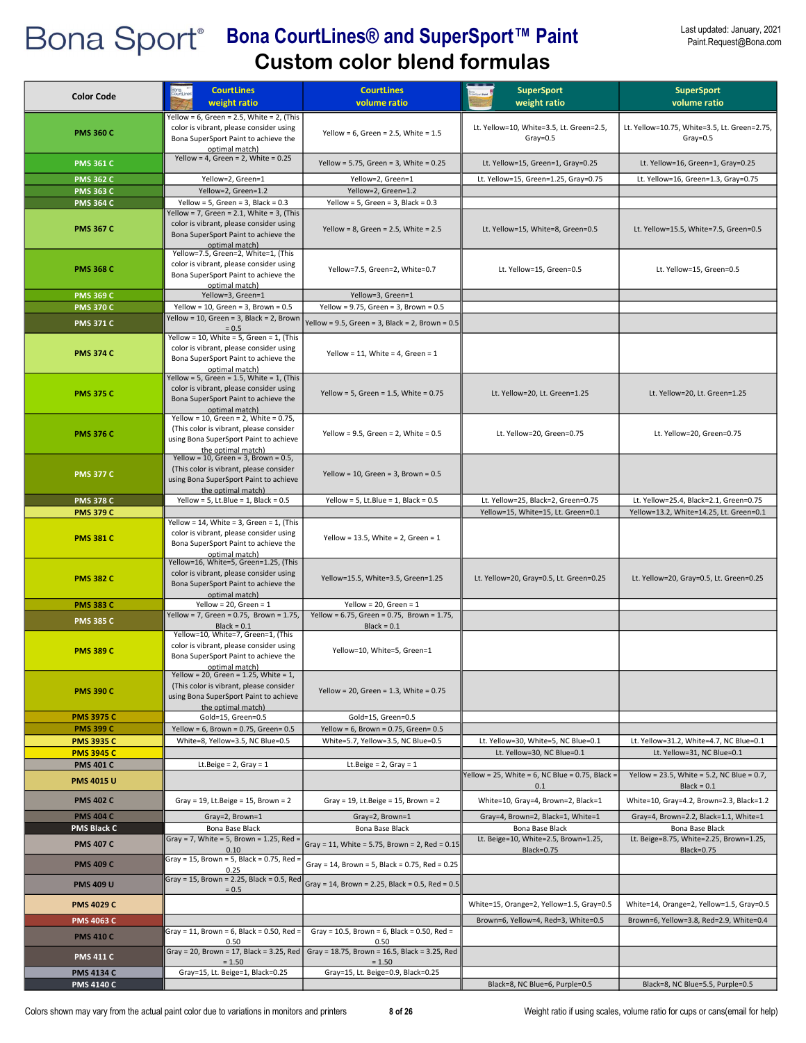# Bona Sport®

## Bona CourtLines® and SuperSport™ Paint

## Custom color blend formulas

Last updated: January, 2021
Paint.Request@Bona.com

| Color Code | CourtLines weight ratio | CourtLines volume ratio | SuperSport weight ratio | SuperSport volume ratio |
|---|---|---|---|---|
| PMS 360 C | Yellow = 6, Green = 2.5, White = 2, (This color is vibrant, please consider using Bona SuperSport Paint to achieve the optimal match) | Yellow = 6, Green = 2.5, White = 1.5 | Lt. Yellow=10, White=3.5, Lt. Green=2.5, Gray=0.5 | Lt. Yellow=10.75, White=3.5, Lt. Green=2.75, Gray=0.5 |
| PMS 361 C | Yellow = 4, Green = 2, White = 0.25 | Yellow = 5.75, Green = 3, White = 0.25 | Lt. Yellow=15, Green=1, Gray=0.25 | Lt. Yellow=16, Green=1, Gray=0.25 |
| PMS 362 C | Yellow=2, Green=1 | Yellow=2, Green=1 | Lt. Yellow=15, Green=1.25, Gray=0.75 | Lt. Yellow=16, Green=1.3, Gray=0.75 |
| PMS 363 C | Yellow=2, Green=1.2 | Yellow=2, Green=1.2 | | |
| PMS 364 C | Yellow = 5, Green = 3, Black = 0.3 | Yellow = 5, Green = 3, Black = 0.3 | | |
| PMS 367 C | Yellow = 7, Green = 2.1, White = 3, (This color is vibrant, please consider using Bona SuperSport Paint to achieve the optimal match) | Yellow = 8, Green = 2.5, White = 2.5 | Lt. Yellow=15, White=8, Green=0.5 | Lt. Yellow=15.5, White=7.5, Green=0.5 |
| PMS 368 C | Yellow=7.5, Green=2, White=1, (This color is vibrant, please consider using Bona SuperSport Paint to achieve the optimal match) | Yellow=7.5, Green=2, White=0.7 | Lt. Yellow=15, Green=0.5 | Lt. Yellow=15, Green=0.5 |
| PMS 369 C | Yellow=3, Green=1 | Yellow=3, Green=1 | | |
| PMS 370 C | Yellow = 10, Green = 3, Brown = 0.5 | Yellow = 9.75, Green = 3, Brown = 0.5 | | |
| PMS 371 C | Yellow = 10, Green = 3, Black = 2, Brown = 0.5 | Yellow = 9.5, Green = 3, Black = 2, Brown = 0.5 | | |
| PMS 374 C | Yellow = 10, White = 5, Green = 1, (This color is vibrant, please consider using Bona SuperSport Paint to achieve the optimal match) | Yellow = 11, White = 4, Green = 1 | | |
| PMS 375 C | Yellow = 5, Green = 1.5, White = 1, (This color is vibrant, please consider using Bona SuperSport Paint to achieve the optimal match) | Yellow = 5, Green = 1.5, White = 0.75 | Lt. Yellow=20, Lt. Green=1.25 | Lt. Yellow=20, Lt. Green=1.25 |
| PMS 376 C | Yellow = 10, Green = 2, White = 0.75, (This color is vibrant, please consider using Bona SuperSport Paint to achieve the optimal match) | Yellow = 9.5, Green = 2, White = 0.5 | Lt. Yellow=20, Green=0.75 | Lt. Yellow=20, Green=0.75 |
| PMS 377 C | Yellow = 10, Green = 3, Brown = 0.5, (This color is vibrant, please consider using Bona SuperSport Paint to achieve the optimal match) | Yellow = 10, Green = 3, Brown = 0.5 | | |
| PMS 378 C | Yellow = 5, Lt.Blue = 1, Black = 0.5 | Yellow = 5, Lt.Blue = 1, Black = 0.5 | Lt. Yellow=25, Black=2, Green=0.75 | Lt. Yellow=25.4, Black=2.1, Green=0.75 |
| PMS 379 C | | | Yellow=15, White=15, Lt. Green=0.1 | Yellow=13.2, White=14.25, Lt. Green=0.1 |
| PMS 381 C | Yellow = 14, White = 3, Green = 1, (This color is vibrant, please consider using Bona SuperSport Paint to achieve the optimal match) | Yellow = 13.5, White = 2, Green = 1 | | |
| PMS 382 C | Yellow=16, White=5, Green=1.25, (This color is vibrant, please consider using Bona SuperSport Paint to achieve the optimal match) | Yellow=15.5, White=3.5, Green=1.25 | Lt. Yellow=20, Gray=0.5, Lt. Green=0.25 | Lt. Yellow=20, Gray=0.5, Lt. Green=0.25 |
| PMS 383 C | Yellow = 20, Green = 1 | Yellow = 20, Green = 1 | | |
| PMS 385 C | Yellow = 7, Green = 0.75, Brown = 1.75, Black = 0.1 | Yellow = 6.75, Green = 0.75, Brown = 1.75, Black = 0.1 | | |
| PMS 389 C | Yellow=10, White=7, Green=1, (This color is vibrant, please consider using Bona SuperSport Paint to achieve the optimal match) | Yellow=10, White=5, Green=1 | | |
| PMS 390 C | Yellow = 20, Green = 1.25, White = 1, (This color is vibrant, please consider using Bona SuperSport Paint to achieve the optimal match) | Yellow = 20, Green = 1.3, White = 0.75 | | |
| PMS 3975 C | Gold=15, Green=0.5 | Gold=15, Green=0.5 | | |
| PMS 399 C | Yellow = 6, Brown = 0.75, Green= 0.5 | Yellow = 6, Brown = 0.75, Green= 0.5 | | |
| PMS 3935 C | White=8, Yellow=3.5, NC Blue=0.5 | White=5.7, Yellow=3.5, NC Blue=0.5 | Lt. Yellow=30, White=5, NC Blue=0.1 | Lt. Yellow=31.2, White=4.7, NC Blue=0.1 |
| PMS 3945 C | | | Lt. Yellow=30, NC Blue=0.1 | Lt. Yellow=31, NC Blue=0.1 |
| PMS 401 C | Lt.Beige = 2, Gray = 1 | Lt.Beige = 2, Gray = 1 | | |
| PMS 4015 U | | | Yellow = 25, White = 6, NC Blue = 0.75, Black = 0.1 | Yellow = 23.5, White = 5.2, NC Blue = 0.7, Black = 0.1 |
| PMS 402 C | Gray = 19, Lt.Beige = 15, Brown = 2 | Gray = 19, Lt.Beige = 15, Brown = 2 | White=10, Gray=4, Brown=2, Black=1 | White=10, Gray=4.2, Brown=2.3, Black=1.2 |
| PMS 404 C | Gray=2, Brown=1 | Gray=2, Brown=1 | Gray=4, Brown=2, Black=1, White=1 | Gray=4, Brown=2.2, Black=1.1, White=1 |
| PMS Black C | Bona Base Black | Bona Base Black | Bona Base Black | Bona Base Black |
| PMS 407 C | Gray = 7, White = 5, Brown = 1.25, Red = 0.10 | Gray = 11, White = 5.75, Brown = 2, Red = 0.15 | Lt. Beige=10, White=2.5, Brown=1.25, Black=0.75 | Lt. Beige=8.75, White=2.25, Brown=1.25, Black=0.75 |
| PMS 409 C | Gray = 15, Brown = 5, Black = 0.75, Red = 0.25 | Gray = 14, Brown = 5, Black = 0.75, Red = 0.25 | | |
| PMS 409 U | Gray = 15, Brown = 2.25, Black = 0.5, Red = 0.5 | Gray = 14, Brown = 2.25, Black = 0.5, Red = 0.5 | | |
| PMS 4029 C | | | White=15, Orange=2, Yellow=1.5, Gray=0.5 | White=14, Orange=2, Yellow=1.5, Gray=0.5 |
| PMS 4063 C | | | Brown=6, Yellow=4, Red=3, White=0.5 | Brown=6, Yellow=3.8, Red=2.9, White=0.4 |
| PMS 410 C | Gray = 11, Brown = 6, Black = 0.50, Red = 0.50 | Gray = 10.5, Brown = 6, Black = 0.50, Red = 0.50 | | |
| PMS 411 C | Gray = 20, Brown = 17, Black = 3.25, Red = 1.50 | Gray = 18.75, Brown = 16.5, Black = 3.25, Red = 1.50 | | |
| PMS 4134 C | Gray=15, Lt. Beige=1, Black=0.25 | Gray=15, Lt. Beige=0.9, Black=0.25 | | |
| PMS 4140 C | | | Black=8, NC Blue=6, Purple=0.5 | Black=8, NC Blue=5.5, Purple=0.5 |

Colors shown may vary from the actual paint color due to variations in monitors and printers

Weight ratio if using scales, volume ratio for cups or cans(email for help)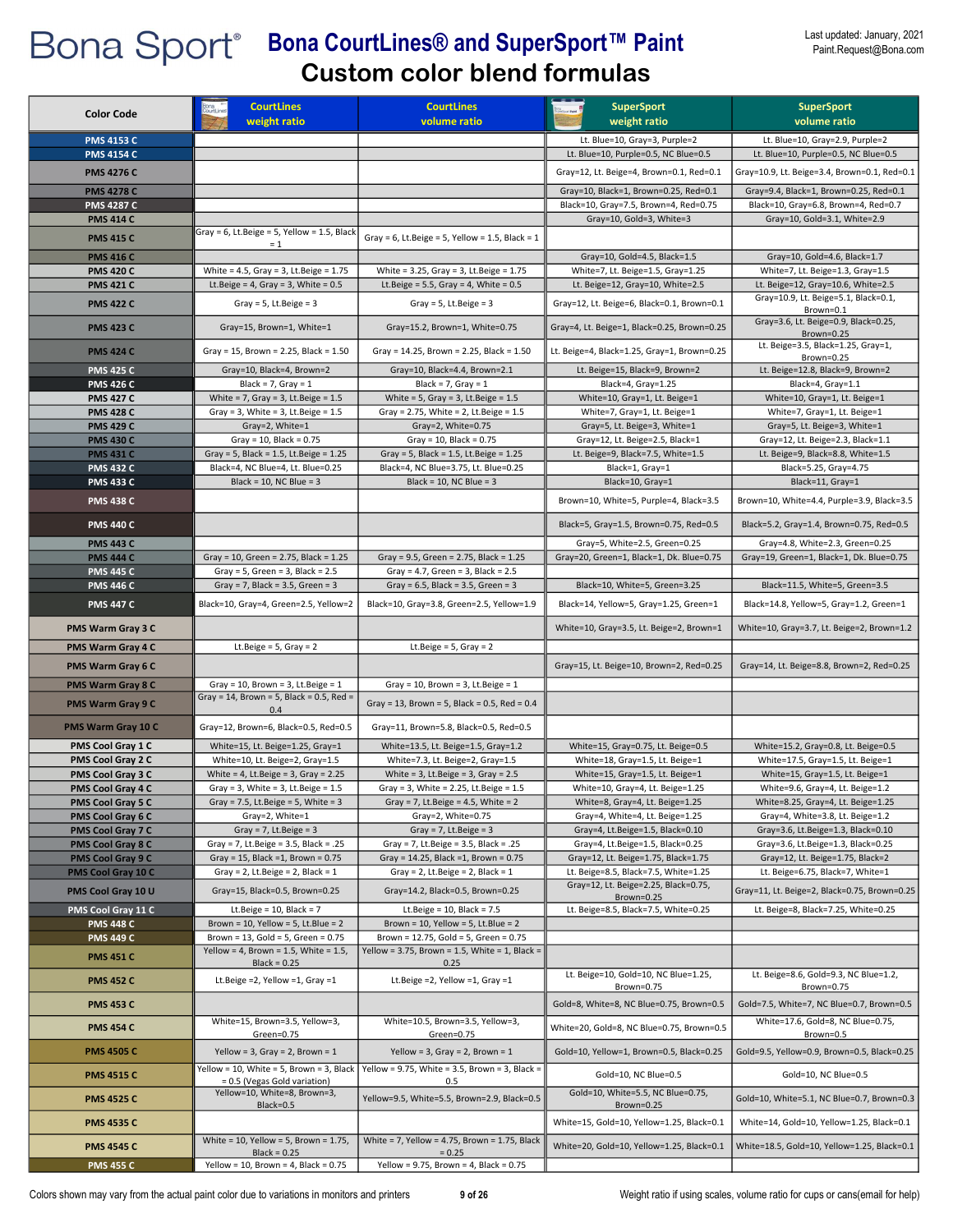# Bona Sport® Bona CourtLines® and SuperSport™ Paint

## Custom color blend formulas

Last updated: January, 2021
Paint.Request@Bona.com

| Color Code | CourtLines weight ratio | CourtLines volume ratio | SuperSport weight ratio | SuperSport volume ratio |
|---|---|---|---|---|
| PMS 4153 C | | | Lt. Blue=10, Gray=3, Purple=2 | Lt. Blue=10, Gray=2.9, Purple=2 |
| PMS 4154 C | | | Lt. Blue=10, Purple=0.5, NC Blue=0.5 | Lt. Blue=10, Purple=0.5, NC Blue=0.5 |
| PMS 4276 C | | | Gray=12, Lt. Beige=4, Brown=0.1, Red=0.1 | Gray=10.9, Lt. Beige=3.4, Brown=0.1, Red=0.1 |
| PMS 4278 C | | | Gray=10, Black=1, Brown=0.25, Red=0.1 | Gray=9.4, Black=1, Brown=0.25, Red=0.1 |
| PMS 4287 C | | | Black=10, Gray=7.5, Brown=4, Red=0.75 | Black=10, Gray=6.8, Brown=4, Red=0.7 |
| PMS 414 C | | | Gray=10, Gold=3, White=3 | Gray=10, Gold=3.1, White=2.9 |
| PMS 415 C | Gray = 6, Lt.Beige = 5, Yellow = 1.5, Black = 1 | Gray = 6, Lt.Beige = 5, Yellow = 1.5, Black = 1 | | |
| PMS 416 C | | | Gray=10, Gold=4.5, Black=1.5 | Gray=10, Gold=4.6, Black=1.7 |
| PMS 420 C | White = 4.5, Gray = 3, Lt.Beige = 1.75 | White = 3.25, Gray = 3, Lt.Beige = 1.75 | White=7, Lt. Beige=1.5, Gray=1.25 | White=7, Lt. Beige=1.3, Gray=1.5 |
| PMS 421 C | Lt.Beige = 4, Gray = 3, White = 0.5 | Lt.Beige = 5.5, Gray = 4, White = 0.5 | Lt. Beige=12, Gray=10, White=2.5 | Lt. Beige=12, Gray=10.6, White=2.5 |
| PMS 422 C | Gray = 5, Lt.Beige = 3 | Gray = 5, Lt.Beige = 3 | Gray=12, Lt. Beige=6, Black=0.1, Brown=0.1 | Gray=10.9, Lt. Beige=5.1, Black=0.1, Brown=0.1 |
| PMS 423 C | Gray=15, Brown=1, White=1 | Gray=15.2, Brown=1, White=0.75 | Gray=4, Lt. Beige=1, Black=0.25, Brown=0.25 | Gray=3.6, Lt. Beige=0.9, Black=0.25, Brown=0.25 |
| PMS 424 C | Gray = 15, Brown = 2.25, Black = 1.50 | Gray = 14.25, Brown = 2.25, Black = 1.50 | Lt. Beige=4, Black=1.25, Gray=1, Brown=0.25 | Lt. Beige=3.5, Black=1.25, Gray=1, Brown=0.25 |
| PMS 425 C | Gray=10, Black=4, Brown=2 | Gray=10, Black=4.4, Brown=2.1 | Lt. Beige=15, Black=9, Brown=2 | Lt. Beige=12.8, Black=9, Brown=2 |
| PMS 426 C | Black = 7, Gray = 1 | Black = 7, Gray = 1 | Black=4, Gray=1.25 | Black=4, Gray=1.1 |
| PMS 427 C | White = 7, Gray = 3, Lt.Beige = 1.5 | White = 5, Gray = 3, Lt.Beige = 1.5 | White=10, Gray=1, Lt. Beige=1 | White=10, Gray=1, Lt. Beige=1 |
| PMS 428 C | Gray = 3, White = 3, Lt.Beige = 1.5 | Gray = 2.75, White = 2, Lt.Beige = 1.5 | White=7, Gray=1, Lt. Beige=1 | White=7, Gray=1, Lt. Beige=1 |
| PMS 429 C | Gray=2, White=1 | Gray=2, White=0.75 | Gray=5, Lt. Beige=3, White=1 | Gray=5, Lt. Beige=3, White=1 |
| PMS 430 C | Gray = 10, Black = 0.75 | Gray = 10, Black = 0.75 | Gray=12, Lt. Beige=2.5, Black=1 | Gray=12, Lt. Beige=2.3, Black=1.1 |
| PMS 431 C | Gray = 5, Black = 1.5, Lt.Beige = 1.25 | Gray = 5, Black = 1.5, Lt.Beige = 1.25 | Lt. Beige=9, Black=7.5, White=1.5 | Lt. Beige=9, Black=8.8, White=1.5 |
| PMS 432 C | Black=4, NC Blue=4, Lt. Blue=0.25 | Black=4, NC Blue=3.75, Lt. Blue=0.25 | Black=1, Gray=1 | Black=5.25, Gray=4.75 |
| PMS 433 C | Black = 10, NC Blue = 3 | Black = 10, NC Blue = 3 | Black=10, Gray=1 | Black=11, Gray=1 |
| PMS 438 C | | | Brown=10, White=5, Purple=4, Black=3.5 | Brown=10, White=4.4, Purple=3.9, Black=3.5 |
| PMS 440 C | | | Black=5, Gray=1.5, Brown=0.75, Red=0.5 | Black=5.2, Gray=1.4, Brown=0.75, Red=0.5 |
| PMS 443 C | | | Gray=5, White=2.5, Green=0.25 | Gray=4.8, White=2.3, Green=0.25 |
| PMS 444 C | Gray = 10, Green = 2.75, Black = 1.25 | Gray = 9.5, Green = 2.75, Black = 1.25 | Gray=20, Green=1, Black=1, Dk. Blue=0.75 | Gray=19, Green=1, Black=1, Dk. Blue=0.75 |
| PMS 445 C | Gray = 5, Green = 3, Black = 2.5 | Gray = 4.7, Green = 3, Black = 2.5 | | |
| PMS 446 C | Gray = 7, Black = 3.5, Green = 3 | Gray = 6.5, Black = 3.5, Green = 3 | Black=10, White=5, Green=3.25 | Black=11.5, White=5, Green=3.5 |
| PMS 447 C | Black=10, Gray=4, Green=2.5, Yellow=2 | Black=10, Gray=3.8, Green=2.5, Yellow=1.9 | Black=14, Yellow=5, Gray=1.25, Green=1 | Black=14.8, Yellow=5, Gray=1.2, Green=1 |
| PMS Warm Gray 3 C | | | White=10, Gray=3.5, Lt. Beige=2, Brown=1 | White=10, Gray=3.7, Lt. Beige=2, Brown=1.2 |
| PMS Warm Gray 4 C | Lt.Beige = 5, Gray = 2 | Lt.Beige = 5, Gray = 2 | | |
| PMS Warm Gray 6 C | | | Gray=15, Lt. Beige=10, Brown=2, Red=0.25 | Gray=14, Lt. Beige=8.8, Brown=2, Red=0.25 |
| PMS Warm Gray 8 C | Gray = 10, Brown = 3, Lt.Beige = 1 | Gray = 10, Brown = 3, Lt.Beige = 1 | | |
| PMS Warm Gray 9 C | Gray = 14, Brown = 5, Black = 0.5, Red = 0.4 | Gray = 13, Brown = 5, Black = 0.5, Red = 0.4 | | |
| PMS Warm Gray 10 C | Gray=12, Brown=6, Black=0.5, Red=0.5 | Gray=11, Brown=5.8, Black=0.5, Red=0.5 | | |
| PMS Cool Gray 1 C | White=15, Lt. Beige=1.25, Gray=1 | White=13.5, Lt. Beige=1.5, Gray=1.2 | White=15, Gray=0.75, Lt. Beige=0.5 | White=15.2, Gray=0.8, Lt. Beige=0.5 |
| PMS Cool Gray 2 C | White=10, Lt. Beige=2, Gray=1.5 | White=7.3, Lt. Beige=2, Gray=1.5 | White=18, Gray=1.5, Lt. Beige=1 | White=17.5, Gray=1.5, Lt. Beige=1 |
| PMS Cool Gray 3 C | White = 4, Lt.Beige = 3, Gray = 2.25 | White = 3, Lt.Beige = 3, Gray = 2.5 | White=15, Gray=1.5, Lt. Beige=1 | White=15, Gray=1.5, Lt. Beige=1 |
| PMS Cool Gray 4 C | Gray = 3, White = 3, Lt.Beige = 1.5 | Gray = 3, White = 3, Lt.Beige = 1.5 | White=10, Gray=4, Lt. Beige=1.25 | White=9.6, Gray=4, Lt. Beige=1.2 |
| PMS Cool Gray 5 C | Gray = 7.5, Lt.Beige = 5, White = 3 | Gray = 7, Lt.Beige = 4.5, White = 2 | White=8, Gray=4, Lt. Beige=1.25 | White=8.25, Gray=4, Lt. Beige=1.25 |
| PMS Cool Gray 6 C | Gray=2, White=1 | Gray=2, White=0.75 | Gray=4, White=4, Lt. Beige=1.25 | Gray=4, White=3.8, Lt. Beige=1.2 |
| PMS Cool Gray 7 C | Gray = 7, Lt.Beige = 3 | Gray = 7, Lt.Beige = 3 | Gray=4, Lt.Beige=1.5, Black=0.10 | Gray=3.6, Lt.Beige=1.3, Black=0.10 |
| PMS Cool Gray 8 C | Gray = 7, Lt.Beige = 3.5, Black = .25 | Gray = 7, Lt.Beige = 3.5, Black = .25 | Gray=4, Lt.Beige=1.5, Black=0.25 | Gray=3.6, Lt.Beige=1.3, Black=0.25 |
| PMS Cool Gray 9 C | Gray = 15, Black =1, Brown = 0.75 | Gray = 14.25, Black =1, Brown = 0.75 | Gray=12, Lt. Beige=1.75, Black=1.75 | Gray=12, Lt. Beige=1.75, Black=2 |
| PMS Cool Gray 10 C | Gray = 2, Lt.Beige = 2, Black = 1 | Gray = 2, Lt.Beige = 2, Black = 1 | Lt. Beige=8.5, Black=7.5, White=1.25 | Lt. Beige=6.75, Black=7, White=1 |
| PMS Cool Gray 10 U | Gray=15, Black=0.5, Brown=0.25 | Gray=14.2, Black=0.5, Brown=0.25 | Gray=12, Lt. Beige=2.25, Black=0.75, Brown=0.25 | Gray=11, Lt. Beige=2, Black=0.75, Brown=0.25 |
| PMS Cool Gray 11 C | Lt.Beige = 10, Black = 7 | Lt.Beige = 10, Black = 7.5 | Lt. Beige=8.5, Black=7.5, White=0.25 | Lt. Beige=8, Black=7.25, White=0.25 |
| PMS 448 C | Brown = 10, Yellow = 5, Lt.Blue = 2 | Brown = 10, Yellow = 5, Lt.Blue = 2 | | |
| PMS 449 C | Brown = 13, Gold = 5, Green = 0.75 | Brown = 12.75, Gold = 5, Green = 0.75 | | |
| PMS 451 C | Yellow = 4, Brown = 1.5, White = 1.5, Black = 0.25 | Yellow = 3.75, Brown = 1.5, White = 1, Black = 0.25 | | |
| PMS 452 C | Lt.Beige =2, Yellow =1, Gray =1 | Lt.Beige =2, Yellow =1, Gray =1 | Lt. Beige=10, Gold=10, NC Blue=1.25, Brown=0.75 | Lt. Beige=8.6, Gold=9.3, NC Blue=1.2, Brown=0.75 |
| PMS 453 C | | | Gold=8, White=8, NC Blue=0.75, Brown=0.5 | Gold=7.5, White=7, NC Blue=0.7, Brown=0.5 |
| PMS 454 C | White=15, Brown=3.5, Yellow=3, Green=0.75 | White=10.5, Brown=3.5, Yellow=3, Green=0.75 | White=20, Gold=8, NC Blue=0.75, Brown=0.5 | White=17.6, Gold=8, NC Blue=0.75, Brown=0.5 |
| PMS 4505 C | Yellow = 3, Gray = 2, Brown = 1 | Yellow = 3, Gray = 2, Brown = 1 | Gold=10, Yellow=1, Brown=0.5, Black=0.25 | Gold=9.5, Yellow=0.9, Brown=0.5, Black=0.25 |
| PMS 4515 C | Yellow = 10, White = 5, Brown = 3, Black = 0.5 (Vegas Gold variation) | Yellow = 9.75, White = 3.5, Brown = 3, Black = 0.5 | Gold=10, NC Blue=0.5 | Gold=10, NC Blue=0.5 |
| PMS 4525 C | Yellow=10, White=8, Brown=3, Black=0.5 | Yellow=9.5, White=5.5, Brown=2.9, Black=0.5 | Gold=10, White=5.5, NC Blue=0.75, Brown=0.25 | Gold=10, White=5.1, NC Blue=0.7, Brown=0.3 |
| PMS 4535 C | | | White=15, Gold=10, Yellow=1.25, Black=0.1 | White=14, Gold=10, Yellow=1.25, Black=0.1 |
| PMS 4545 C | White = 10, Yellow = 5, Brown = 1.75, Black = 0.25 | White = 7, Yellow = 4.75, Brown = 1.75, Black = 0.25 | White=20, Gold=10, Yellow=1.25, Black=0.1 | White=18.5, Gold=10, Yellow=1.25, Black=0.1 |
| PMS 455 C | Yellow = 10, Brown = 4, Black = 0.75 | Yellow = 9.75, Brown = 4, Black = 0.75 | | |

Colors shown may vary from the actual paint color due to variations in monitors and printers

Weight ratio if using scales, volume ratio for cups or cans(email for help)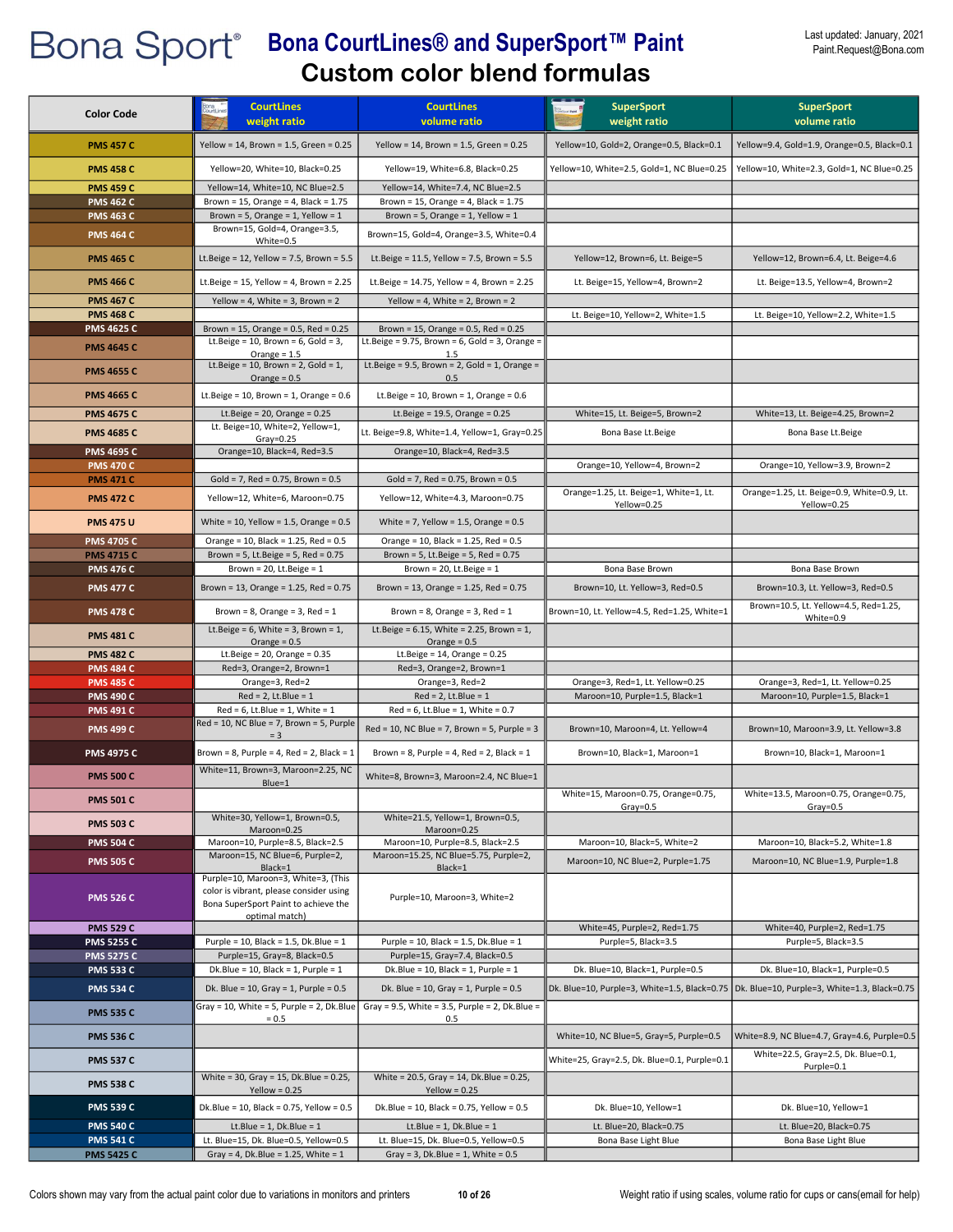# Bona Sport® Bona CourtLines® and SuperSport™ Paint

## Custom color blend formulas

Last updated: January, 2021
Paint.Request@Bona.com

| Color Code | CourtLines weight ratio | CourtLines volume ratio | SuperSport weight ratio | SuperSport volume ratio |
|---|---|---|---|---|
| PMS 457 C | Yellow = 14, Brown = 1.5, Green = 0.25 | Yellow = 14, Brown = 1.5, Green = 0.25 | Yellow=10, Gold=2, Orange=0.5, Black=0.1 | Yellow=9.4, Gold=1.9, Orange=0.5, Black=0.1 |
| PMS 458 C | Yellow=20, White=10, Black=0.25 | Yellow=19, White=6.8, Black=0.25 | Yellow=10, White=2.5, Gold=1, NC Blue=0.25 | Yellow=10, White=2.3, Gold=1, NC Blue=0.25 |
| PMS 459 C | Yellow=14, White=10, NC Blue=2.5 | Yellow=14, White=7.4, NC Blue=2.5 | | |
| PMS 462 C | Brown = 15, Orange = 4, Black = 1.75 | Brown = 15, Orange = 4, Black = 1.75 | | |
| PMS 463 C | Brown = 5, Orange = 1, Yellow = 1 | Brown = 5, Orange = 1, Yellow = 1 | | |
| PMS 464 C | Brown=15, Gold=4, Orange=3.5, White=0.5 | Brown=15, Gold=4, Orange=3.5, White=0.4 | | |
| PMS 465 C | Lt.Beige = 12, Yellow = 7.5, Brown = 5.5 | Lt.Beige = 11.5, Yellow = 7.5, Brown = 5.5 | Yellow=12, Brown=6, Lt. Beige=5 | Yellow=12, Brown=6.4, Lt. Beige=4.6 |
| PMS 466 C | Lt.Beige = 15, Yellow = 4, Brown = 2.25 | Lt.Beige = 14.75, Yellow = 4, Brown = 2.25 | Lt. Beige=15, Yellow=4, Brown=2 | Lt. Beige=13.5, Yellow=4, Brown=2 |
| PMS 467 C | Yellow = 4, White = 3, Brown = 2 | Yellow = 4, White = 2, Brown = 2 | | |
| PMS 468 C | | | Lt. Beige=10, Yellow=2, White=1.5 | Lt. Beige=10, Yellow=2.2, White=1.5 |
| PMS 4625 C | Brown = 15, Orange = 0.5, Red = 0.25 | Brown = 15, Orange = 0.5, Red = 0.25 | | |
| PMS 4645 C | Lt.Beige = 10, Brown = 6, Gold = 3, Orange = 1.5 | Lt.Beige = 9.75, Brown = 6, Gold = 3, Orange = 1.5 | | |
| PMS 4655 C | Lt.Beige = 10, Brown = 2, Gold = 1, Orange = 0.5 | Lt.Beige = 9.5, Brown = 2, Gold = 1, Orange = 0.5 | | |
| PMS 4665 C | Lt.Beige = 10, Brown = 1, Orange = 0.6 | Lt.Beige = 10, Brown = 1, Orange = 0.6 | | |
| PMS 4675 C | Lt.Beige = 20, Orange = 0.25 | Lt.Beige = 19.5, Orange = 0.25 | White=15, Lt. Beige=5, Brown=2 | White=13, Lt. Beige=4.25, Brown=2 |
| PMS 4685 C | Lt. Beige=10, White=2, Yellow=1, Gray=0.25 | Lt. Beige=9.8, White=1.4, Yellow=1, Gray=0.25 | Bona Base Lt.Beige | Bona Base Lt.Beige |
| PMS 4695 C | Orange=10, Black=4, Red=3.5 | Orange=10, Black=4, Red=3.5 | | |
| PMS 470 C | | | Orange=10, Yellow=4, Brown=2 | Orange=10, Yellow=3.9, Brown=2 |
| PMS 471 C | Gold = 7, Red = 0.75, Brown = 0.5 | Gold = 7, Red = 0.75, Brown = 0.5 | | |
| PMS 472 C | Yellow=12, White=6, Maroon=0.75 | Yellow=12, White=4.3, Maroon=0.75 | Orange=1.25, Lt. Beige=1, White=1, Lt. Yellow=0.25 | Orange=1.25, Lt. Beige=0.9, White=0.9, Lt. Yellow=0.25 |
| PMS 475 U | White = 10, Yellow = 1.5, Orange = 0.5 | White = 7, Yellow = 1.5, Orange = 0.5 | | |
| PMS 4705 C | Orange = 10, Black = 1.25, Red = 0.5 | Orange = 10, Black = 1.25, Red = 0.5 | | |
| PMS 4715 C | Brown = 5, Lt.Beige = 5, Red = 0.75 | Brown = 5, Lt.Beige = 5, Red = 0.75 | | |
| PMS 476 C | Brown = 20, Lt.Beige = 1 | Brown = 20, Lt.Beige = 1 | Bona Base Brown | Bona Base Brown |
| PMS 477 C | Brown = 13, Orange = 1.25, Red = 0.75 | Brown = 13, Orange = 1.25, Red = 0.75 | Brown=10, Lt. Yellow=3, Red=0.5 | Brown=10.3, Lt. Yellow=3, Red=0.5 |
| PMS 478 C | Brown = 8, Orange = 3, Red = 1 | Brown = 8, Orange = 3, Red = 1 | Brown=10, Lt. Yellow=4.5, Red=1.25, White=1 | Brown=10.5, Lt. Yellow=4.5, Red=1.25, White=0.9 |
| PMS 481 C | Lt.Beige = 6, White = 3, Brown = 1, Orange = 0.5 | Lt.Beige = 6.15, White = 2.25, Brown = 1, Orange = 0.5 | | |
| PMS 482 C | Lt.Beige = 20, Orange = 0.35 | Lt.Beige = 14, Orange = 0.25 | | |
| PMS 484 C | Red=3, Orange=2, Brown=1 | Red=3, Orange=2, Brown=1 | | |
| PMS 485 C | Orange=3, Red=2 | Orange=3, Red=2 | Orange=3, Red=1, Lt. Yellow=0.25 | Orange=3, Red=1, Lt. Yellow=0.25 |
| PMS 490 C | Red = 2, Lt.Blue = 1 | Red = 2, Lt.Blue = 1 | Maroon=10, Purple=1.5, Black=1 | Maroon=10, Purple=1.5, Black=1 |
| PMS 491 C | Red = 6, Lt.Blue = 1, White = 1 | Red = 6, Lt.Blue = 1, White = 0.7 | | |
| PMS 499 C | Red = 10, NC Blue = 7, Brown = 5, Purple = 3 | Red = 10, NC Blue = 7, Brown = 5, Purple = 3 | Brown=10, Maroon=4, Lt. Yellow=4 | Brown=10, Maroon=3.9, Lt. Yellow=3.8 |
| PMS 4975 C | Brown = 8, Purple = 4, Red = 2, Black = 1 | Brown = 8, Purple = 4, Red = 2, Black = 1 | Brown=10, Black=1, Maroon=1 | Brown=10, Black=1, Maroon=1 |
| PMS 500 C | White=11, Brown=3, Maroon=2.25, NC Blue=1 | White=8, Brown=3, Maroon=2.4, NC Blue=1 | | |
| PMS 501 C | | | White=15, Maroon=0.75, Orange=0.75, Gray=0.5 | White=13.5, Maroon=0.75, Orange=0.75, Gray=0.5 |
| PMS 503 C | White=30, Yellow=1, Brown=0.5, Maroon=0.25 | White=21.5, Yellow=1, Brown=0.5, Maroon=0.25 | | |
| PMS 504 C | Maroon=10, Purple=8.5, Black=2.5 | Maroon=10, Purple=8.5, Black=2.5 | Maroon=10, Black=5, White=2 | Maroon=10, Black=5.2, White=1.8 |
| PMS 505 C | Maroon=15, NC Blue=6, Purple=2, Black=1 | Maroon=15.25, NC Blue=5.75, Purple=2, Black=1 | Maroon=10, NC Blue=2, Purple=1.75 | Maroon=10, NC Blue=1.9, Purple=1.8 |
| PMS 526 C | Purple=10, Maroon=3, White=3, (This color is vibrant, please consider using Bona SuperSport Paint to achieve the optimal match) | Purple=10, Maroon=3, White=2 | | |
| PMS 529 C | | | White=45, Purple=2, Red=1.75 | White=40, Purple=2, Red=1.75 |
| PMS 5255 C | Purple = 10, Black = 1.5, Dk.Blue = 1 | Purple = 10, Black = 1.5, Dk.Blue = 1 | Purple=5, Black=3.5 | Purple=5, Black=3.5 |
| PMS 5275 C | Purple=15, Gray=8, Black=0.5 | Purple=15, Gray=7.4, Black=0.5 | | |
| PMS 533 C | Dk.Blue = 10, Black = 1, Purple = 1 | Dk.Blue = 10, Black = 1, Purple = 1 | Dk. Blue=10, Black=1, Purple=0.5 | Dk. Blue=10, Black=1, Purple=0.5 |
| PMS 534 C | Dk. Blue = 10, Gray = 1, Purple = 0.5 | Dk. Blue = 10, Gray = 1, Purple = 0.5 | Dk. Blue=10, Purple=3, White=1.5, Black=0.75 | Dk. Blue=10, Purple=3, White=1.3, Black=0.75 |
| PMS 535 C | Gray = 10, White = 5, Purple = 2, Dk.Blue = 0.5 | Gray = 9.5, White = 3.5, Purple = 2, Dk.Blue = 0.5 | | |
| PMS 536 C | | | White=10, NC Blue=5, Gray=5, Purple=0.5 | White=8.9, NC Blue=4.7, Gray=4.6, Purple=0.5 |
| PMS 537 C | | | White=25, Gray=2.5, Dk. Blue=0.1, Purple=0.1 | White=22.5, Gray=2.5, Dk. Blue=0.1, Purple=0.1 |
| PMS 538 C | White = 30, Gray = 15, Dk.Blue = 0.25, Yellow = 0.25 | White = 20.5, Gray = 14, Dk.Blue = 0.25, Yellow = 0.25 | | |
| PMS 539 C | Dk.Blue = 10, Black = 0.75, Yellow = 0.5 | Dk.Blue = 10, Black = 0.75, Yellow = 0.5 | Dk. Blue=10, Yellow=1 | Dk. Blue=10, Yellow=1 |
| PMS 540 C | Lt.Blue = 1, Dk.Blue = 1 | Lt.Blue = 1, Dk.Blue = 1 | Lt. Blue=20, Black=0.75 | Lt. Blue=20, Black=0.75 |
| PMS 541 C | Lt. Blue=15, Dk. Blue=0.5, Yellow=0.5 | Lt. Blue=15, Dk. Blue=0.5, Yellow=0.5 | Bona Base Light Blue | Bona Base Light Blue |
| PMS 5425 C | Gray = 4, Dk.Blue = 1.25, White = 1 | Gray = 3, Dk.Blue = 1, White = 0.5 | | |

Colors shown may vary from the actual paint color due to variations in monitors and printers

Weight ratio if using scales, volume ratio for cups or cans(email for help)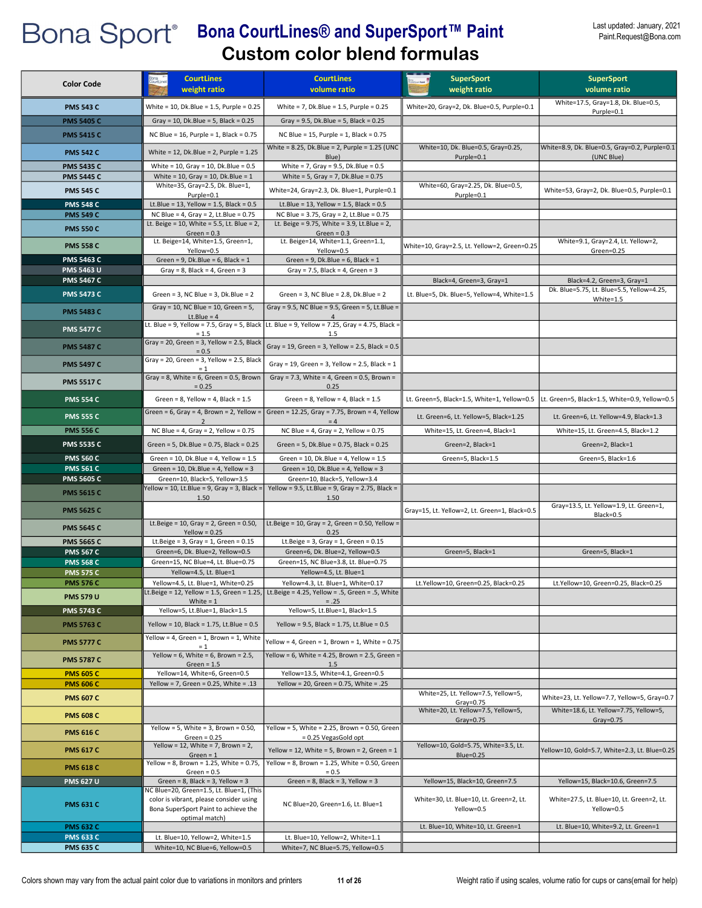# Bona Sport® Bona CourtLines® and SuperSport™ Paint

## Custom color blend formulas

Last updated: January, 2021
Paint.Request@Bona.com

| Color Code | CourtLines weight ratio | CourtLines volume ratio | SuperSport weight ratio | SuperSport volume ratio |
|---|---|---|---|---|
| PMS 543 C | White = 10, Dk.Blue = 1.5, Purple = 0.25 | White = 7, Dk.Blue = 1.5, Purple = 0.25 | White=20, Gray=2, Dk. Blue=0.5, Purple=0.1 | White=17.5, Gray=1.8, Dk. Blue=0.5, Purple=0.1 |
| PMS 5405 C | Gray = 10, Dk.Blue = 5, Black = 0.25 | Gray = 9.5, Dk.Blue = 5, Black = 0.25 | | |
| PMS 5415 C | NC Blue = 16, Purple = 1, Black = 0.75 | NC Blue = 15, Purple = 1, Black = 0.75 | | |
| PMS 542 C | White = 12, Dk.Blue = 2, Purple = 1.25 | White = 8.25, Dk.Blue = 2, Purple = 1.25 (UNC Blue) | White=10, Dk. Blue=0.5, Gray=0.25, Purple=0.1 | White=8.9, Dk. Blue=0.5, Gray=0.2, Purple=0.1 (UNC Blue) |
| PMS 5435 C | White = 10, Gray = 10, Dk.Blue = 0.5 | White = 7, Gray = 9.5, Dk.Blue = 0.5 | | |
| PMS 5445 C | White = 10, Gray = 10, Dk.Blue = 1 | White = 5, Gray = 7, Dk.Blue = 0.75 | | |
| PMS 545 C | White=35, Gray=2.5, Dk. Blue=1, Purple=0.1 | White=24, Gray=2.3, Dk. Blue=1, Purple=0.1 | White=60, Gray=2.25, Dk. Blue=0.5, Purple=0.1 | White=53, Gray=2, Dk. Blue=0.5, Purple=0.1 |
| PMS 548 C | Lt.Blue = 13, Yellow = 1.5, Black = 0.5 | Lt.Blue = 13, Yellow = 1.5, Black = 0.5 | | |
| PMS 549 C | NC Blue = 4, Gray = 2, Lt.Blue = 0.75 | NC Blue = 3.75, Gray = 2, Lt.Blue = 0.75 | | |
| PMS 550 C | Lt. Beige = 10, White = 5.5, Lt. Blue = 2, Green = 0.3 | Lt. Beige = 9.75, White = 3.9, Lt.Blue = 2, Green = 0.3 | | |
| PMS 558 C | Lt. Beige=14, White=1.5, Green=1, Yellow=0.5 | Lt. Beige=14, White=1.1, Green=1.1, Yellow=0.5 | White=10, Gray=2.5, Lt. Yellow=2, Green=0.25 | White=9.1, Gray=2.4, Lt. Yellow=2, Green=0.25 |
| PMS 5463 C | Green = 9, Dk.Blue = 6, Black = 1 | Green = 9, Dk.Blue = 6, Black = 1 | | |
| PMS 5463 U | Gray = 8, Black = 4, Green = 3 | Gray = 7.5, Black = 4, Green = 3 | | |
| PMS 5467 C | | | Black=4, Green=3, Gray=1 | Black=4.2, Green=3, Gray=1 |
| PMS 5473 C | Green = 3, NC Blue = 3, Dk.Blue = 2 | Green = 3, NC Blue = 2.8, Dk.Blue = 2 | Lt. Blue=5, Dk. Blue=5, Yellow=4, White=1.5 | Dk. Blue=5.75, Lt. Blue=5.5, Yellow=4.25, White=1.5 |
| PMS 5483 C | Gray = 10, NC Blue = 10, Green = 5, Lt.Blue = 4 | Gray = 9.5, NC Blue = 9.5, Green = 5, Lt.Blue = 4 | | |
| PMS 5477 C | Lt. Blue = 9, Yellow = 7.5, Gray = 5, Black = 1.5 | Lt. Blue = 9, Yellow = 7.25, Gray = 4.75, Black = 1.5 | | |
| PMS 5487 C | Gray = 20, Green = 3, Yellow = 2.5, Black = 0.5 | Gray = 19, Green = 3, Yellow = 2.5, Black = 0.5 | | |
| PMS 5497 C | Gray = 20, Green = 3, Yellow = 2.5, Black = 1 | Gray = 19, Green = 3, Yellow = 2.5, Black = 1 | | |
| PMS 5517 C | Gray = 8, White = 6, Green = 0.5, Brown = 0.25 | Gray = 7.3, White = 4, Green = 0.5, Brown = 0.25 | | |
| PMS 554 C | Green = 8, Yellow = 4, Black = 1.5 | Green = 8, Yellow = 4, Black = 1.5 | Lt. Green=5, Black=1.5, White=1, Yellow=0.5 | Lt. Green=5, Black=1.5, White=0.9, Yellow=0.5 |
| PMS 555 C | Green = 6, Gray = 4, Brown = 2, Yellow = 2 | Green = 12.25, Gray = 7.75, Brown = 4, Yellow = 4 | Lt. Green=6, Lt. Yellow=5, Black=1.25 | Lt. Green=6, Lt. Yellow=4.9, Black=1.3 |
| PMS 556 C | NC Blue = 4, Gray = 2, Yellow = 0.75 | NC Blue = 4, Gray = 2, Yellow = 0.75 | White=15, Lt. Green=4, Black=1 | White=15, Lt. Green=4.5, Black=1.2 |
| PMS 5535 C | Green = 5, Dk.Blue = 0.75, Black = 0.25 | Green = 5, Dk.Blue = 0.75, Black = 0.25 | Green=2, Black=1 | Green=2, Black=1 |
| PMS 560 C | Green = 10, Dk.Blue = 4, Yellow = 1.5 | Green = 10, Dk.Blue = 4, Yellow = 1.5 | Green=5, Black=1.5 | Green=5, Black=1.6 |
| PMS 561 C | Green = 10, Dk.Blue = 4, Yellow = 3 | Green = 10, Dk.Blue = 4, Yellow = 3 | | |
| PMS 5605 C | Green=10, Black=5, Yellow=3.5 | Green=10, Black=5, Yellow=3.4 | | |
| PMS 5615 C | Yellow = 10, Lt.Blue = 9, Gray = 3, Black = 1.50 | Yellow = 9.5, Lt.Blue = 9, Gray = 2.75, Black = 1.50 | | |
| PMS 5625 C | | | Gray=15, Lt. Yellow=2, Lt. Green=1, Black=0.5 | Gray=13.5, Lt. Yellow=1.9, Lt. Green=1, Black=0.5 |
| PMS 5645 C | Lt.Beige = 10, Gray = 2, Green = 0.50, Yellow = 0.25 | Lt.Beige = 10, Gray = 2, Green = 0.50, Yellow = 0.25 | | |
| PMS 5665 C | Lt.Beige = 3, Gray = 1, Green = 0.15 | Lt.Beige = 3, Gray = 1, Green = 0.15 | | |
| PMS 567 C | Green=6, Dk. Blue=2, Yellow=0.5 | Green=6, Dk. Blue=2, Yellow=0.5 | Green=5, Black=1 | Green=5, Black=1 |
| PMS 568 C | Green=15, NC Blue=4, Lt. Blue=0.75 | Green=15, NC Blue=3.8, Lt. Blue=0.75 | | |
| PMS 575 C | Yellow=4.5, Lt. Blue=1 | Yellow=4.5, Lt. Blue=1 | | |
| PMS 576 C | Yellow=4.5, Lt. Blue=1, White=0.25 | Yellow=4.3, Lt. Blue=1, White=0.17 | Lt.Yellow=10, Green=0.25, Black=0.25 | Lt.Yellow=10, Green=0.25, Black=0.25 |
| PMS 579 U | Lt.Beige = 12, Yellow = 1.5, Green = 1.25, White = 1 | Lt.Beige = 4.25, Yellow = .5, Green = .5, White = .25 | | |
| PMS 5743 C | Yellow=5, Lt.Blue=1, Black=1.5 | Yellow=5, Lt.Blue=1, Black=1.5 | | |
| PMS 5763 C | Yellow = 10, Black = 1.75, Lt.Blue = 0.5 | Yellow = 9.5, Black = 1.75, Lt.Blue = 0.5 | | |
| PMS 5777 C | Yellow = 4, Green = 1, Brown = 1, White = 1 | Yellow = 4, Green = 1, Brown = 1, White = 0.75 | | |
| PMS 5787 C | Yellow = 6, White = 6, Brown = 2.5, Green = 1.5 | Yellow = 6, White = 4.25, Brown = 2.5, Green = 1.5 | | |
| PMS 605 C | Yellow=14, White=6, Green=0.5 | Yellow=13.5, White=4.1, Green=0.5 | | |
| PMS 606 C | Yellow = 7, Green = 0.25, White = .13 | Yellow = 20, Green = 0.75, White = .25 | | |
| PMS 607 C | | | White=25, Lt. Yellow=7.5, Yellow=5, Gray=0.75 | White=23, Lt. Yellow=7.7, Yellow=5, Gray=0.7 |
| PMS 608 C | | | White=20, Lt. Yellow=7.5, Yellow=5, Gray=0.75 | White=18.6, Lt. Yellow=7.75, Yellow=5, Gray=0.75 |
| PMS 616 C | Yellow = 5, White = 3, Brown = 0.50, Green = 0.25 | Yellow = 5, White = 2.25, Brown = 0.50, Green = 0.25 VegasGold opt | | |
| PMS 617 C | Yellow = 12, White = 7, Brown = 2, Green = 1 | Yellow = 12, White = 5, Brown = 2, Green = 1 | Yellow=10, Gold=5.75, White=3.5, Lt. Blue=0.25 | Yellow=10, Gold=5.7, White=2.3, Lt. Blue=0.25 |
| PMS 618 C | Yellow = 8, Brown = 1.25, White = 0.75, Green = 0.5 | Yellow = 8, Brown = 1.25, White = 0.50, Green = 0.5 | | |
| PMS 627 U | Green = 8, Black = 3, Yellow = 3 | Green = 8, Black = 3, Yellow = 3 | Yellow=15, Black=10, Green=7.5 | Yellow=15, Black=10.6, Green=7.5 |
| PMS 631 C | NC Blue=20, Green=1.5, Lt. Blue=1, (This color is vibrant, please consider using Bona SuperSport Paint to achieve the optimal match) | NC Blue=20, Green=1.6, Lt. Blue=1 | White=30, Lt. Blue=10, Lt. Green=2, Lt. Yellow=0.5 | White=27.5, Lt. Blue=10, Lt. Green=2, Lt. Yellow=0.5 |
| PMS 632 C | | | Lt. Blue=10, White=10, Lt. Green=1 | Lt. Blue=10, White=9.2, Lt. Green=1 |
| PMS 633 C | Lt. Blue=10, Yellow=2, White=1.5 | Lt. Blue=10, Yellow=2, White=1.1 | | |
| PMS 635 C | White=10, NC Blue=6, Yellow=0.5 | White=7, NC Blue=5.75, Yellow=0.5 | | |

Colors shown may vary from the actual paint color due to variations in monitors and printers

Weight ratio if using scales, volume ratio for cups or cans(email for help)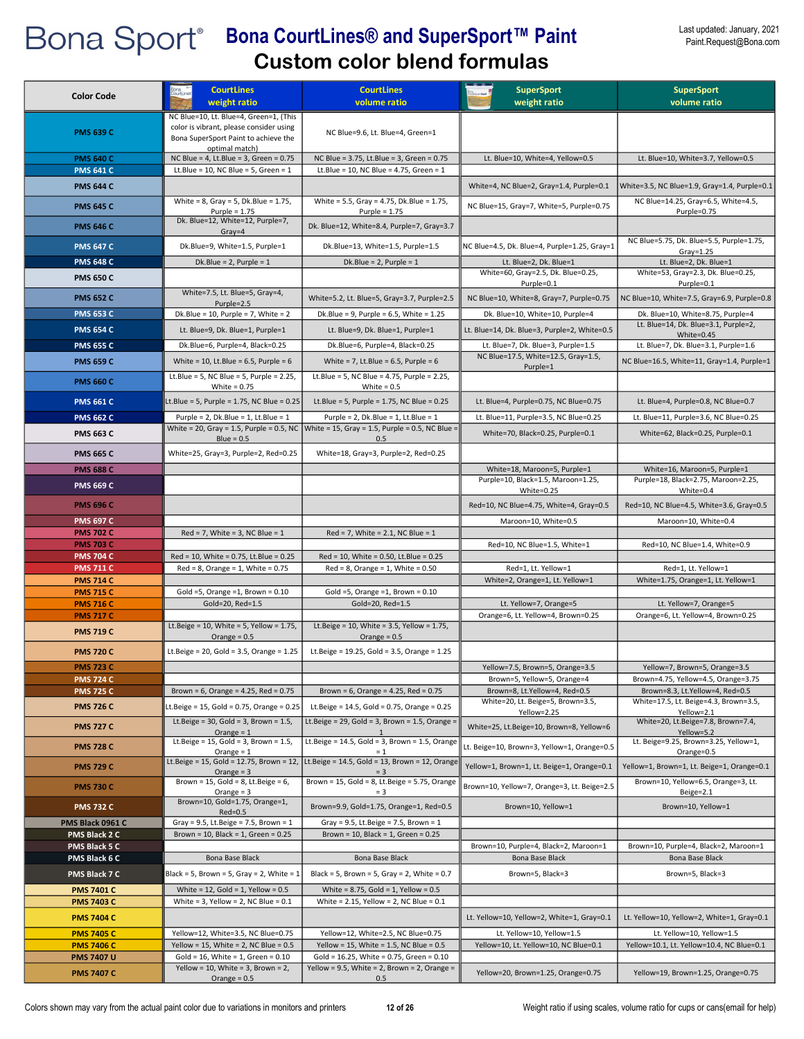# Bona Sport®

## Bona CourtLines® and SuperSport™ Paint

## Custom color blend formulas

Last updated: January, 2021
Paint.Request@Bona.com

| Color Code | CourtLines weight ratio | CourtLines volume ratio | SuperSport weight ratio | SuperSport volume ratio |
|---|---|---|---|---|
| PMS 639 C | NC Blue=10, Lt. Blue=4, Green=1, (This color is vibrant, please consider using Bona SuperSport Paint to achieve the optimal match) | NC Blue=9.6, Lt. Blue=4, Green=1 | | |
| PMS 640 C | NC Blue = 4, Lt.Blue = 3, Green = 0.75 | NC Blue = 3.75, Lt.Blue = 3, Green = 0.75 | Lt. Blue=10, White=4, Yellow=0.5 | Lt. Blue=10, White=3.7, Yellow=0.5 |
| PMS 641 C | Lt.Blue = 10, NC Blue = 5, Green = 1 | Lt.Blue = 10, NC Blue = 4.75, Green = 1 | | |
| PMS 644 C | | | White=4, NC Blue=2, Gray=1.4, Purple=0.1 | White=3.5, NC Blue=1.9, Gray=1.4, Purple=0.1 |
| PMS 645 C | White = 8, Gray = 5, Dk.Blue = 1.75, Purple = 1.75 | White = 5.5, Gray = 4.75, Dk.Blue = 1.75, Purple = 1.75 | NC Blue=15, Gray=7, White=5, Purple=0.75 | NC Blue=14.25, Gray=6.5, White=4.5, Purple=0.75 |
| PMS 646 C | Dk. Blue=12, White=12, Purple=7, Gray=4 | Dk. Blue=12, White=8.4, Purple=7, Gray=3.7 | | |
| PMS 647 C | Dk.Blue=9, White=1.5, Purple=1 | Dk.Blue=13, White=1.5, Purple=1.5 | NC Blue=4.5, Dk. Blue=4, Purple=1.25, Gray=1 | NC Blue=5.75, Dk. Blue=5.5, Purple=1.75, Gray=1.25 |
| PMS 648 C | Dk.Blue = 2, Purple = 1 | Dk.Blue = 2, Purple = 1 | Lt. Blue=2, Dk. Blue=1 | Lt. Blue=2, Dk. Blue=1 |
| PMS 650 C | | | White=60, Gray=2.5, Dk. Blue=0.25, Purple=0.1 | White=53, Gray=2.3, Dk. Blue=0.25, Purple=0.1 |
| PMS 652 C | White=7.5, Lt. Blue=5, Gray=4, Purple=2.5 | White=5.2, Lt. Blue=5, Gray=3.7, Purple=2.5 | NC Blue=10, White=8, Gray=7, Purple=0.75 | NC Blue=10, White=7.5, Gray=6.9, Purple=0.8 |
| PMS 653 C | Dk.Blue = 10, Purple = 7, White = 2 | Dk.Blue = 9, Purple = 6.5, White = 1.25 | Dk. Blue=10, White=10, Purple=4 | Dk. Blue=10, White=8.75, Purple=4 |
| PMS 654 C | Lt. Blue=9, Dk. Blue=1, Purple=1 | Lt. Blue=9, Dk. Blue=1, Purple=1 | Lt. Blue=14, Dk. Blue=3, Purple=2, White=0.5 | Lt. Blue=14, Dk. Blue=3.1, Purple=2, White=0.45 |
| PMS 655 C | Dk.Blue=6, Purple=4, Black=0.25 | Dk.Blue=6, Purple=4, Black=0.25 | Lt. Blue=7, Dk. Blue=3, Purple=1.5 | Lt. Blue=7, Dk. Blue=3.1, Purple=1.6 |
| PMS 659 C | White = 10, Lt.Blue = 6.5, Purple = 6 | White = 7, Lt.Blue = 6.5, Purple = 6 | NC Blue=17.5, White=12.5, Gray=1.5, Purple=1 | NC Blue=16.5, White=11, Gray=1.4, Purple=1 |
| PMS 660 C | Lt.Blue = 5, NC Blue = 5, Purple = 2.25, White = 0.75 | Lt.Blue = 5, NC Blue = 4.75, Purple = 2.25, White = 0.5 | | |
| PMS 661 C | Lt.Blue = 5, Purple = 1.75, NC Blue = 0.25 | Lt.Blue = 5, Purple = 1.75, NC Blue = 0.25 | Lt. Blue=4, Purple=0.75, NC Blue=0.75 | Lt. Blue=4, Purple=0.8, NC Blue=0.7 |
| PMS 662 C | Purple = 2, Dk.Blue = 1, Lt.Blue = 1 | Purple = 2, Dk.Blue = 1, Lt.Blue = 1 | Lt. Blue=11, Purple=3.5, NC Blue=0.25 | Lt. Blue=11, Purple=3.6, NC Blue=0.25 |
| PMS 663 C | White = 20, Gray = 1.5, Purple = 0.5, NC Blue = 0.5 | White = 15, Gray = 1.5, Purple = 0.5, NC Blue = 0.5 | White=70, Black=0.25, Purple=0.1 | White=62, Black=0.25, Purple=0.1 |
| PMS 665 C | White=25, Gray=3, Purple=2, Red=0.25 | White=18, Gray=3, Purple=2, Red=0.25 | | |
| PMS 688 C | | | White=18, Maroon=5, Purple=1 | White=16, Maroon=5, Purple=1 |
| PMS 669 C | | | Purple=10, Black=1.5, Maroon=1.25, White=0.25 | Purple=18, Black=2.75, Maroon=2.25, White=0.4 |
| PMS 696 C | | | Red=10, NC Blue=4.75, White=4, Gray=0.5 | Red=10, NC Blue=4.5, White=3.6, Gray=0.5 |
| PMS 697 C | | | Maroon=10, White=0.5 | Maroon=10, White=0.4 |
| PMS 702 C | Red = 7, White = 3, NC Blue = 1 | Red = 7, White = 2.1, NC Blue = 1 | | |
| PMS 703 C | | | Red=10, NC Blue=1.5, White=1 | Red=10, NC Blue=1.4, White=0.9 |
| PMS 704 C | Red = 10, White = 0.75, Lt.Blue = 0.25 | Red = 10, White = 0.50, Lt.Blue = 0.25 | | |
| PMS 711 C | Red = 8, Orange = 1, White = 0.75 | Red = 8, Orange = 1, White = 0.50 | Red=1, Lt. Yellow=1 | Red=1, Lt. Yellow=1 |
| PMS 714 C | | | White=2, Orange=1, Lt. Yellow=1 | White=1.75, Orange=1, Lt. Yellow=1 |
| PMS 715 C | Gold =5, Orange =1, Brown = 0.10 | Gold =5, Orange =1, Brown = 0.10 | | |
| PMS 716 C | Gold=20, Red=1.5 | Gold=20, Red=1.5 | Lt. Yellow=7, Orange=5 | Lt. Yellow=7, Orange=5 |
| PMS 717 C | | | Orange=6, Lt. Yellow=4, Brown=0.25 | Orange=6, Lt. Yellow=4, Brown=0.25 |
| PMS 719 C | Lt.Beige = 10, White = 5, Yellow = 1.75, Orange = 0.5 | Lt.Beige = 10, White = 3.5, Yellow = 1.75, Orange = 0.5 | | |
| PMS 720 C | Lt.Beige = 20, Gold = 3.5, Orange = 1.25 | Lt.Beige = 19.25, Gold = 3.5, Orange = 1.25 | | |
| PMS 723 C | | | Yellow=7.5, Brown=5, Orange=3.5 | Yellow=7, Brown=5, Orange=3.5 |
| PMS 724 C | | | Brown=5, Yellow=5, Orange=4 | Brown=4.75, Yellow=4.5, Orange=3.75 |
| PMS 725 C | Brown = 6, Orange = 4.25, Red = 0.75 | Brown = 6, Orange = 4.25, Red = 0.75 | Brown=8, Lt.Yellow=4, Red=0.5 | Brown=8.3, Lt.Yellow=4, Red=0.5 |
| PMS 726 C | Lt.Beige = 15, Gold = 0.75, Orange = 0.25 | Lt.Beige = 14.5, Gold = 0.75, Orange = 0.25 | White=20, Lt. Beige=5, Brown=3.5, Yellow=2.25 | White=17.5, Lt. Beige=4.3, Brown=3.5, Yellow=2.1 |
| PMS 727 C | Lt.Beige = 30, Gold = 3, Brown = 1.5, Orange = 1 | Lt.Beige = 29, Gold = 3, Brown = 1.5, Orange = 1 | White=25, Lt.Beige=10, Brown=8, Yellow=6 | White=20, Lt.Beige=7.8, Brown=7.4, Yellow=5.2 |
| PMS 728 C | Lt.Beige = 15, Gold = 3, Brown = 1.5, Orange = 1 | Lt.Beige = 14.5, Gold = 3, Brown = 1.5, Orange = 1 | Lt. Beige=10, Brown=3, Yellow=1, Orange=0.5 | Lt. Beige=9.25, Brown=3.25, Yellow=1, Orange=0.5 |
| PMS 729 C | Lt.Beige = 15, Gold = 12.75, Brown = 12, Orange = 3 | Lt.Beige = 14.5, Gold = 13, Brown = 12, Orange = 3 | Yellow=1, Brown=1, Lt. Beige=1, Orange=0.1 | Yellow=1, Brown=1, Lt. Beige=1, Orange=0.1 |
| PMS 730 C | Brown = 15, Gold = 8, Lt.Beige = 6, Orange = 3 | Brown = 15, Gold = 8, Lt.Beige = 5.75, Orange = 3 | Brown=10, Yellow=7, Orange=3, Lt. Beige=2.5 | Brown=10, Yellow=6.5, Orange=3, Lt. Beige=2.1 |
| PMS 732 C | Brown=10, Gold=1.75, Orange=1, Red=0.5 | Brown=9.9, Gold=1.75, Orange=1, Red=0.5 | Brown=10, Yellow=1 | Brown=10, Yellow=1 |
| PMS Black 0961 C | Gray = 9.5, Lt.Beige = 7.5, Brown = 1 | Gray = 9.5, Lt.Beige = 7.5, Brown = 1 | | |
| PMS Black 2 C | Brown = 10, Black = 1, Green = 0.25 | Brown = 10, Black = 1, Green = 0.25 | | |
| PMS Black 5 C | | | Brown=10, Purple=4, Black=2, Maroon=1 | Brown=10, Purple=4, Black=2, Maroon=1 |
| PMS Black 6 C | Bona Base Black | Bona Base Black | Bona Base Black | Bona Base Black |
| PMS Black 7 C | Black = 5, Brown = 5, Gray = 2, White = 1 | Black = 5, Brown = 5, Gray = 2, White = 0.7 | Brown=5, Black=3 | Brown=5, Black=3 |
| PMS 7401 C | White = 12, Gold = 1, Yellow = 0.5 | White = 8.75, Gold = 1, Yellow = 0.5 | | |
| PMS 7403 C | White = 3, Yellow = 2, NC Blue = 0.1 | White = 2.15, Yellow = 2, NC Blue = 0.1 | | |
| PMS 7404 C | | | Lt. Yellow=10, Yellow=2, White=1, Gray=0.1 | Lt. Yellow=10, Yellow=2, White=1, Gray=0.1 |
| PMS 7405 C | Yellow=12, White=3.5, NC Blue=0.75 | Yellow=12, White=2.5, NC Blue=0.75 | Lt. Yellow=10, Yellow=1.5 | Lt. Yellow=10, Yellow=1.5 |
| PMS 7406 C | Yellow = 15, White = 2, NC Blue = 0.5 | Yellow = 15, White = 1.5, NC Blue = 0.5 | Yellow=10, Lt. Yellow=10, NC Blue=0.1 | Yellow=10.1, Lt. Yellow=10.4, NC Blue=0.1 |
| PMS 7407 U | Gold = 16, White = 1, Green = 0.10 | Gold = 16.25, White = 0.75, Green = 0.10 | | |
| PMS 7407 C | Yellow = 10, White = 3, Brown = 2, Orange = 0.5 | Yellow = 9.5, White = 2, Brown = 2, Orange = 0.5 | Yellow=20, Brown=1.25, Orange=0.75 | Yellow=19, Brown=1.25, Orange=0.75 |

Colors shown may vary from the actual paint color due to variations in monitors and printers

Weight ratio if using scales, volume ratio for cups or cans(email for help)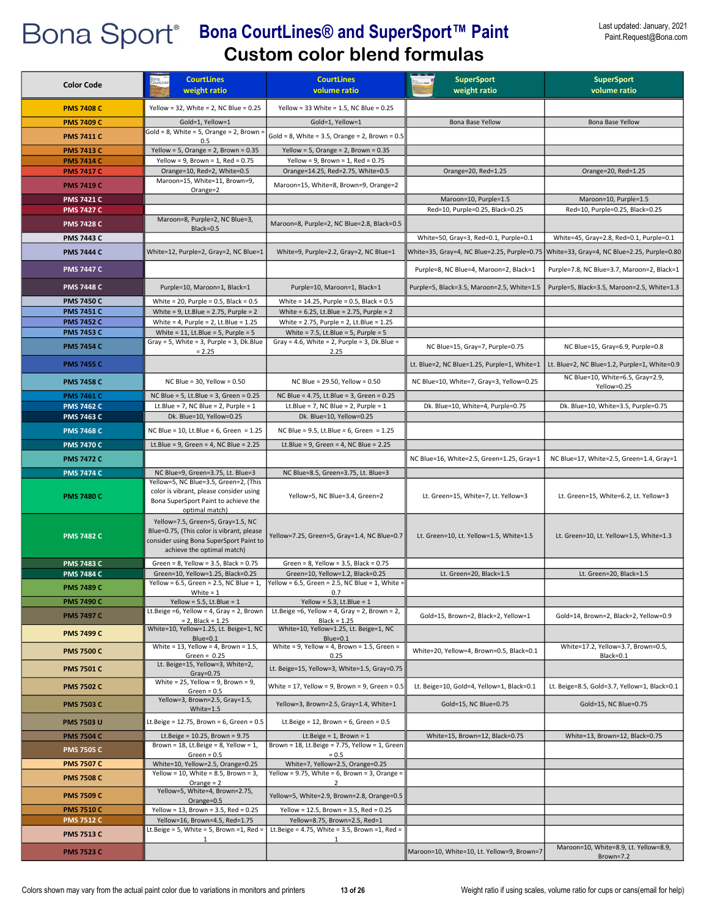# Bona Sport® Bona CourtLines® and SuperSport™ Paint

## Custom color blend formulas

Last updated: January, 2021
Paint.Request@Bona.com

| Color Code | CourtLines weight ratio | CourtLines volume ratio | SuperSport weight ratio | SuperSport volume ratio |
|---|---|---|---|---|
| PMS 7408 C | Yellow = 32, White = 2, NC Blue = 0.25 | Yellow = 33 White = 1.5, NC Blue = 0.25 | | |
| PMS 7409 C | Gold=1, Yellow=1 | Gold=1, Yellow=1 | Bona Base Yellow | Bona Base Yellow |
| PMS 7411 C | Gold = 8, White = 5, Orange = 2, Brown = 0.5 | Gold = 8, White = 3.5, Orange = 2, Brown = 0.5 | | |
| PMS 7413 C | Yellow = 5, Orange = 2, Brown = 0.35 | Yellow = 5, Orange = 2, Brown = 0.35 | | |
| PMS 7414 C | Yellow = 9, Brown = 1, Red = 0.75 | Yellow = 9, Brown = 1, Red = 0.75 | | |
| PMS 7417 C | Orange=10, Red=2, White=0.5 | Orange=14.25, Red=2.75, White=0.5 | Orange=20, Red=1.25 | Orange=20, Red=1.25 |
| PMS 7419 C | Maroon=15, White=11, Brown=9, Orange=2 | Maroon=15, White=8, Brown=9, Orange=2 | | |
| PMS 7421 C | | | Maroon=10, Purple=1.5 | Maroon=10, Purple=1.5 |
| PMS 7427 C | | | Red=10, Purple=0.25, Black=0.25 | Red=10, Purple=0.25, Black=0.25 |
| PMS 7428 C | Maroon=8, Purple=2, NC Blue=3, Black=0.5 | Maroon=8, Purple=2, NC Blue=2.8, Black=0.5 | | |
| PMS 7443 C | | | White=50, Gray=3, Red=0.1, Purple=0.1 | White=45, Gray=2.8, Red=0.1, Purple=0.1 |
| PMS 7444 C | White=12, Purple=2, Gray=2, NC Blue=1 | White=9, Purple=2.2, Gray=2, NC Blue=1 | White=35, Gray=4, NC Blue=2.25, Purple=0.75 | White=33, Gray=4, NC Blue=2.25, Purple=0.80 |
| PMS 7447 C | | | Purple=8, NC Blue=4, Maroon=2, Black=1 | Purple=7.8, NC Blue=3.7, Maroon=2, Black=1 |
| PMS 7448 C | Purple=10, Maroon=1, Black=1 | Purple=10, Maroon=1, Black=1 | Purple=5, Black=3.5, Maroon=2.5, White=1.5 | Purple=5, Black=3.5, Maroon=2.5, White=1.3 |
| PMS 7450 C | White = 20, Purple = 0.5, Black = 0.5 | White = 14.25, Purple = 0.5, Black = 0.5 | | |
| PMS 7451 C | White = 9, Lt.Blue = 2.75, Purple = 2 | White = 6.25, Lt.Blue = 2.75, Purple = 2 | | |
| PMS 7452 C | White = 4, Purple = 2, Lt.Blue = 1.25 | White = 2.75, Purple = 2, Lt.Blue = 1.25 | | |
| PMS 7453 C | White = 11, Lt.Blue = 5, Purple = 5 | White = 7.5, Lt.Blue = 5, Purple = 5 | | |
| PMS 7454 C | Gray = 5, White = 3, Purple = 3, Dk.Blue = 2.25 | Gray = 4.6, White = 2, Purple = 3, Dk.Blue = 2.25 | NC Blue=15, Gray=7, Purple=0.75 | NC Blue=15, Gray=6.9, Purple=0.8 |
| PMS 7455 C | | | Lt. Blue=2, NC Blue=1.25, Purple=1, White=1 | Lt. Blue=2, NC Blue=1.2, Purple=1, White=0.9 |
| PMS 7458 C | NC Blue = 30, Yellow = 0.50 | NC Blue = 29.50, Yellow = 0.50 | NC Blue=10, White=7, Gray=3, Yellow=0.25 | NC Blue=10, White=6.5, Gray=2.9, Yellow=0.25 |
| PMS 7461 C | NC Blue = 5, Lt.Blue = 3, Green = 0.25 | NC Blue = 4.75, Lt.Blue = 3, Green = 0.25 | | |
| PMS 7462 C | Lt.Blue = 7, NC Blue = 2, Purple = 1 | Lt.Blue = 7, NC Blue = 2, Purple = 1 | Dk. Blue=10, White=4, Purple=0.75 | Dk. Blue=10, White=3.5, Purple=0.75 |
| PMS 7463 C | Dk. Blue=10, Yellow=0.25 | Dk. Blue=10, Yellow=0.25 | | |
| PMS 7468 C | NC Blue = 10, Lt.Blue = 6, Green = 1.25 | NC Blue = 9.5, Lt.Blue = 6, Green = 1.25 | | |
| PMS 7470 C | Lt.Blue = 9, Green = 4, NC Blue = 2.25 | Lt.Blue = 9, Green = 4, NC Blue = 2.25 | | |
| PMS 7472 C | | | NC Blue=16, White=2.5, Green=1.25, Gray=1 | NC Blue=17, White=2.5, Green=1.4, Gray=1 |
| PMS 7474 C | NC Blue=9, Green=3.75, Lt. Blue=3 | NC Blue=8.5, Green=3.75, Lt. Blue=3 | | |
| PMS 7480 C | Yellow=5, NC Blue=3.5, Green=2, (This color is vibrant, please consider using Bona SuperSport Paint to achieve the optimal match) | Yellow=5, NC Blue=3.4, Green=2 | Lt. Green=15, White=7, Lt. Yellow=3 | Lt. Green=15, White=6.2, Lt. Yellow=3 |
| PMS 7482 C | Yellow=7.5, Green=5, Gray=1.5, NC Blue=0.75, (This color is vibrant, please consider using Bona SuperSport Paint to achieve the optimal match) | Yellow=7.25, Green=5, Gray=1.4, NC Blue=0.7 | Lt. Green=10, Lt. Yellow=1.5, White=1.5 | Lt. Green=10, Lt. Yellow=1.5, White=1.3 |
| PMS 7483 C | Green = 8, Yellow = 3.5, Black = 0.75 | Green = 8, Yellow = 3.5, Black = 0.75 | | |
| PMS 7484 C | Green=10, Yellow=1.25, Black=0.25 | Green=10, Yellow=1.2, Black=0.25 | Lt. Green=20, Black=1.5 | Lt. Green=20, Black=1.5 |
| PMS 7489 C | Yellow = 6.5, Green = 2.5, NC Blue = 1, White = 1 | Yellow = 6.5, Green = 2.5, NC Blue = 1, White = 0.7 | | |
| PMS 7490 C | Yellow = 5.5, Lt.Blue = 1 | Yellow = 5.3, Lt.Blue = 1 | | |
| PMS 7497 C | Lt.Beige =6, Yellow = 4, Gray = 2, Brown = 2, Black = 1.25 | Lt.Beige =6, Yellow = 4, Gray = 2, Brown = 2, Black = 1.25 | Gold=15, Brown=2, Black=2, Yellow=1 | Gold=14, Brown=2, Black=2, Yellow=0.9 |
| PMS 7499 C | White=10, Yellow=1.25, Lt. Beige=1, NC Blue=0.1 | White=10, Yellow=1.25, Lt. Beige=1, NC Blue=0.1 | | |
| PMS 7500 C | White = 13, Yellow = 4, Brown = 1.5, Green = 0.25 | White = 9, Yellow = 4, Brown = 1.5, Green = 0.25 | White=20, Yellow=4, Brown=0.5, Black=0.1 | White=17.2, Yellow=3.7, Brown=0.5, Black=0.1 |
| PMS 7501 C | Lt. Beige=15, Yellow=3, White=2, Gray=0.75 | Lt. Beige=15, Yellow=3, White=1.5, Gray=0.75 | | |
| PMS 7502 C | White = 25, Yellow = 9, Brown = 9, Green = 0.5 | White = 17, Yellow = 9, Brown = 9, Green = 0.5 | Lt. Beige=10, Gold=4, Yellow=1, Black=0.1 | Lt. Beige=8.5, Gold=3.7, Yellow=1, Black=0.1 |
| PMS 7503 C | Yellow=3, Brown=2.5, Gray=1.5, White=1.5 | Yellow=3, Brown=2.5, Gray=1.4, White=1 | Gold=15, NC Blue=0.75 | Gold=15, NC Blue=0.75 |
| PMS 7503 U | Lt.Beige = 12.75, Brown = 6, Green = 0.5 | Lt.Beige = 12, Brown = 6, Green = 0.5 | | |
| PMS 7504 C | Lt.Beige = 10.25, Brown = 9.75 | Lt.Beige = 1, Brown = 1 | White=15, Brown=12, Black=0.75 | White=13, Brown=12, Black=0.75 |
| PMS 7505 C | Brown = 18, Lt.Beige = 8, Yellow = 1, Green = 0.5 | Brown = 18, Lt.Beige = 7.75, Yellow = 1, Green = 0.5 | | |
| PMS 7507 C | White=10, Yellow=2.5, Orange=0.25 | White=7, Yellow=2.5, Orange=0.25 | | |
| PMS 7508 C | Yellow = 10, White = 8.5, Brown = 3, Orange = 2 | Yellow = 9.75, White = 6, Brown = 3, Orange = 2 | | |
| PMS 7509 C | Yellow=5, White=4, Brown=2.75, Orange=0.5 | Yellow=5, White=2.9, Brown=2.8, Orange=0.5 | | |
| PMS 7510 C | Yellow = 13, Brown = 3.5, Red = 0.25 | Yellow = 12.5, Brown = 3.5, Red = 0.25 | | |
| PMS 7512 C | Yellow=16, Brown=4.5, Red=1.75 | Yellow=8.75, Brown=2.5, Red=1 | | |
| PMS 7513 C | Lt.Beige = 5, White = 5, Brown =1, Red = 1 | Lt.Beige = 4.75, White = 3.5, Brown =1, Red = 1 | | |
| PMS 7523 C | | | Maroon=10, White=10, Lt. Yellow=9, Brown=7 | Maroon=10, White=8.9, Lt. Yellow=8.9, Brown=7.2 |

Colors shown may vary from the actual paint color due to variations in monitors and printers

Weight ratio if using scales, volume ratio for cups or cans(email for help)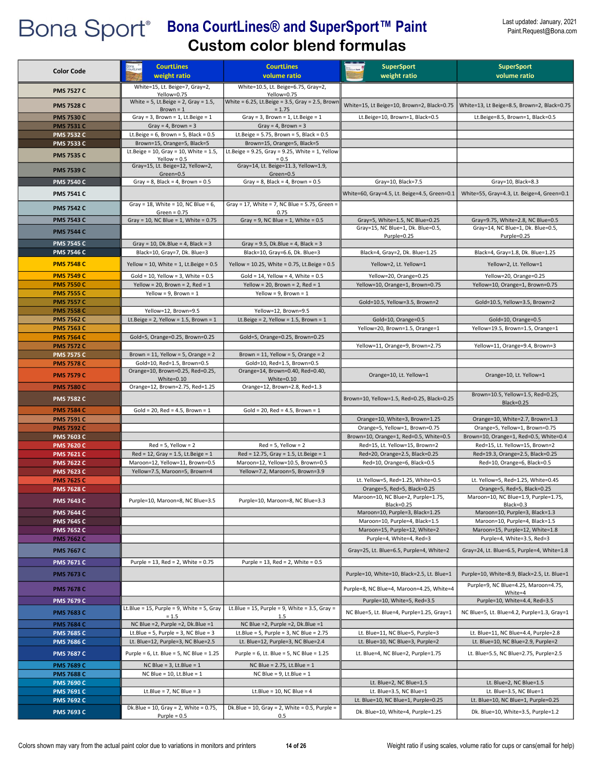# Bona Sport® Bona CourtLines® and SuperSport™ Paint

## Custom color blend formulas

Last updated: January, 2021
Paint.Request@Bona.com

| Color Code | CourtLines weight ratio | CourtLines volume ratio | SuperSport weight ratio | SuperSport volume ratio |
|---|---|---|---|---|
| PMS 7527 C | White=15, Lt. Beige=7, Gray=2, Yellow=0.75 | White=10.5, Lt. Beige=6.75, Gray=2, Yellow=0.75 | | |
| PMS 7528 C | White = 5, Lt.Beige = 2, Gray = 1.5, Brown = 1 | White = 6.25, Lt.Beige = 3.5, Gray = 2.5, Brown = 1.75 | White=15, Lt Beige=10, Brown=2, Black=0.75 | White=13, Lt Beige=8.5, Brown=2, Black=0.75 |
| PMS 7530 C | Gray = 3, Brown = 1, Lt.Beige = 1 | Gray = 3, Brown = 1, Lt.Beige = 1 | Lt.Beige=10, Brown=1, Black=0.5 | Lt.Beige=8.5, Brown=1, Black=0.5 |
| PMS 7531 C | Gray = 4, Brown = 3 | Gray = 4, Brown = 3 | | |
| PMS 7532 C | Lt.Beige = 6, Brown = 5, Black = 0.5 | Lt.Beige = 5.75, Brown = 5, Black = 0.5 | | |
| PMS 7533 C | Brown=15, Orange=5, Black=5 | Brown=15, Orange=5, Black=5 | | |
| PMS 7535 C | Lt.Beige = 10, Gray = 10, White = 1.5, Yellow = 0.5 | Lt.Beige = 9.25, Gray = 9.25, White = 1, Yellow = 0.5 | | |
| PMS 7539 C | Gray=15, Lt. Beige=12, Yellow=2, Green=0.5 | Gray=14, Lt. Beige=11.3, Yellow=1.9, Green=0.5 | | |
| PMS 7540 C | Gray = 8, Black = 4, Brown = 0.5 | Gray = 8, Black = 4, Brown = 0.5 | Gray=10, Black=7.5 | Gray=10, Black=8.3 |
| PMS 7541 C | | | White=60, Gray=4.5, Lt. Beige=4.5, Green=0.1 | White=55, Gray=4.3, Lt. Beige=4, Green=0.1 |
| PMS 7542 C | Gray = 18, White = 10, NC Blue = 6, Green = 0.75 | Gray = 17, White = 7, NC Blue = 5.75, Green = 0.75 | | |
| PMS 7543 C | Gray = 10, NC Blue = 1, White = 0.75 | Gray = 9, NC Blue = 1, White = 0.5 | Gray=5, White=1.5, NC Blue=0.25 | Gray=9.75, White=2.8, NC Blue=0.5 |
| PMS 7544 C | | | Gray=15, NC Blue=1, Dk. Blue=0.5, Purple=0.25 | Gray=14, NC Blue=1, Dk. Blue=0.5, Purple=0.25 |
| PMS 7545 C | Gray = 10, Dk.Blue = 4, Black = 3 | Gray = 9.5, Dk.Blue = 4, Black = 3 | | |
| PMS 7546 C | Black=10, Gray=7, Dk. Blue=3 | Black=10, Gray=6.6, Dk. Blue=3 | Black=4, Gray=2, Dk. Blue=1.25 | Black=4, Gray=1.8, Dk. Blue=1.25 |
| PMS 7548 C | Yellow = 10, White = 1, Lt.Beige = 0.5 | Yellow = 10.25, White = 0.75, Lt.Beige = 0.5 | Yellow=2, Lt. Yellow=1 | Yellow=2, Lt. Yellow=1 |
| PMS 7549 C | Gold = 10, Yellow = 3, White = 0.5 | Gold = 14, Yellow = 4, White = 0.5 | Yellow=20, Orange=0.25 | Yellow=20, Orange=0.25 |
| PMS 7550 C | Yellow = 20, Brown = 2, Red = 1 | Yellow = 20, Brown = 2, Red = 1 | Yellow=10, Orange=1, Brown=0.75 | Yellow=10, Orange=1, Brown=0.75 |
| PMS 7555 C | Yellow = 9, Brown = 1 | Yellow = 9, Brown = 1 | | |
| PMS 7557 C | | | Gold=10.5, Yellow=3.5, Brown=2 | Gold=10.5, Yellow=3.5, Brown=2 |
| PMS 7558 C | Yellow=12, Brown=9.5 | Yellow=12, Brown=9.5 | | |
| PMS 7562 C | Lt.Beige = 2, Yellow = 1.5, Brown = 1 | Lt.Beige = 2, Yellow = 1.5, Brown = 1 | Gold=10, Orange=0.5 | Gold=10, Orange=0.5 |
| PMS 7563 C | | | Yellow=20, Brown=1.5, Orange=1 | Yellow=19.5, Brown=1.5, Orange=1 |
| PMS 7564 C | Gold=5, Orange=0.25, Brown=0.25 | Gold=5, Orange=0.25, Brown=0.25 | | |
| PMS 7572 C | | | Yellow=11, Orange=9, Brown=2.75 | Yellow=11, Orange=9.4, Brown=3 |
| PMS 7575 C | Brown = 11, Yellow = 5, Orange = 2 | Brown = 11, Yellow = 5, Orange = 2 | | |
| PMS 7578 C | Gold=10, Red=1.5, Brown=0.5 | Gold=10, Red=1.5, Brown=0.5 | | |
| PMS 7579 C | Orange=10, Brown=0.25, Red=0.25, White=0.10 | Orange=14, Brown=0.40, Red=0.40, White=0.10 | Orange=10, Lt. Yellow=1 | Orange=10, Lt. Yellow=1 |
| PMS 7580 C | Orange=12, Brown=2.75, Red=1.25 | Orange=12, Brown=2.8, Red=1.3 | | |
| PMS 7582 C | | | Brown=10, Yellow=1.5, Red=0.25, Black=0.25 | Brown=10.5, Yellow=1.5, Red=0.25, Black=0.25 |
| PMS 7584 C | Gold = 20, Red = 4.5, Brown = 1 | Gold = 20, Red = 4.5, Brown = 1 | | |
| PMS 7591 C | | | Orange=10, White=3, Brown=1.25 | Orange=10, White=2.7, Brown=1.3 |
| PMS 7592 C | | | Orange=5, Yellow=1, Brown=0.75 | Orange=5, Yellow=1, Brown=0.75 |
| PMS 7603 C | | | Brown=10, Orange=1, Red=0.5, White=0.5 | Brown=10, Orange=1, Red=0.5, White=0.4 |
| PMS 7620 C | Red = 5, Yellow = 2 | Red = 5, Yellow = 2 | Red=15, Lt. Yellow=15, Brown=2 | Red=15, Lt. Yellow=15, Brown=2 |
| PMS 7621 C | Red = 12, Gray = 1.5, Lt.Beige = 1 | Red = 12.75, Gray = 1.5, Lt.Beige = 1 | Red=20, Orange=2.5, Black=0.25 | Red=19.3, Orange=2.5, Black=0.25 |
| PMS 7622 C | Maroon=12, Yellow=11, Brown=0.5 | Maroon=12, Yellow=10.5, Brown=0.5 | Red=10, Orange=6, Black=0.5 | Red=10, Orange=6, Black=0.5 |
| PMS 7623 C | Yellow=7.5, Maroon=5, Brown=4 | Yellow=7.2, Maroon=5, Brown=3.9 | | |
| PMS 7625 C | | | Lt. Yellow=5, Red=1.25, White=0.5 | Lt. Yellow=5, Red=1.25, White=0.45 |
| PMS 7628 C | | | Orange=5, Red=5, Black=0.25 | Orange=5, Red=5, Black=0.25 |
| PMS 7643 C | Purple=10, Maroon=8, NC Blue=3.5 | Purple=10, Maroon=8, NC Blue=3.3 | Maroon=10, NC Blue=2, Purple=1.75, Black=0.25 | Maroon=10, NC Blue=1.9, Purple=1.75, Black=0.3 |
| PMS 7644 C | | | Maroon=10, Purple=3, Black=1.25 | Maroon=10, Purple=3, Black=1.3 |
| PMS 7645 C | | | Maroon=10, Purple=4, Black=1.5 | Maroon=10, Purple=4, Black=1.5 |
| PMS 7652 C | | | Maroon=15, Purple=12, White=2 | Maroon=15, Purple=12, White=1.8 |
| PMS 7662 C | | | Purple=4, White=4, Red=3 | Purple=4, White=3.5, Red=3 |
| PMS 7667 C | | | Gray=25, Lt. Blue=6.5, Purple=4, White=2 | Gray=24, Lt. Blue=6.5, Purple=4, White=1.8 |
| PMS 7671 C | Purple = 13, Red = 2, White = 0.75 | Purple = 13, Red = 2, White = 0.5 | | |
| PMS 7673 C | | | Purple=10, White=10, Black=2.5, Lt. Blue=1 | Purple=10, White=8.9, Black=2.5, Lt. Blue=1 |
| PMS 7678 C | | | Purple=8, NC Blue=4, Maroon=4.25, White=4 | Purple=9, NC Blue=4.25, Maroon=4.75, White=4 |
| PMS 7679 C | | | Purple=10, White=5, Red=3.5 | Purple=10, White=4.4, Red=3.5 |
| PMS 7683 C | Lt.Blue = 15, Purple = 9, White = 5, Gray = 1.5 | Lt.Blue = 15, Purple = 9, White = 3.5, Gray = 1.5 | NC Blue=5, Lt. Blue=4, Purple=1.25, Gray=1 | NC Blue=5, Lt. Blue=4.2, Purple=1.3, Gray=1 |
| PMS 7684 C | NC Blue =2, Purple =2, Dk.Blue =1 | NC Blue =2, Purple =2, Dk.Blue =1 | | |
| PMS 7685 C | Lt.Blue = 5, Purple = 3, NC Blue = 3 | Lt.Blue = 5, Purple = 3, NC Blue = 2.75 | Lt. Blue=11, NC Blue=5, Purple=3 | Lt. Blue=11, NC Blue=4.4, Purple=2.8 |
| PMS 7686 C | Lt. Blue=12, Purple=3, NC Blue=2.5 | Lt. Blue=12, Purple=3, NC Blue=2.4 | Lt. Blue=10, NC Blue=3, Purple=2 | Lt. Blue=10, NC Blue=2.9, Purple=2 |
| PMS 7687 C | Purple = 6, Lt. Blue = 5, NC Blue = 1.25 | Purple = 6, Lt. Blue = 5, NC Blue = 1.25 | Lt. Blue=4, NC Blue=2, Purple=1.75 | Lt. Blue=5.5, NC Blue=2.75, Purple=2.5 |
| PMS 7689 C | NC Blue = 3, Lt.Blue = 1 | NC Blue = 2.75, Lt.Blue = 1 | | |
| PMS 7688 C | NC Blue = 10, Lt.Blue = 1 | NC Blue = 9, Lt.Blue = 1 | | |
| PMS 7690 C | | | Lt. Blue=2, NC Blue=1.5 | Lt. Blue=2, NC Blue=1.5 |
| PMS 7691 C | Lt.Blue = 7, NC Blue = 3 | Lt.Blue = 10, NC Blue = 4 | Lt. Blue=3.5, NC Blue=1 | Lt. Blue=3.5, NC Blue=1 |
| PMS 7692 C | | | Lt. Blue=10, NC Blue=1, Purple=0.25 | Lt. Blue=10, NC Blue=1, Purple=0.25 |
| PMS 7693 C | Dk.Blue = 10, Gray = 2, White = 0.75, Purple = 0.5 | Dk.Blue = 10, Gray = 2, White = 0.5, Purple = 0.5 | Dk. Blue=10, White=4, Purple=1.25 | Dk. Blue=10, White=3.5, Purple=1.2 |

Colors shown may vary from the actual paint color due to variations in monitors and printers

Weight ratio if using scales, volume ratio for cups or cans(email for help)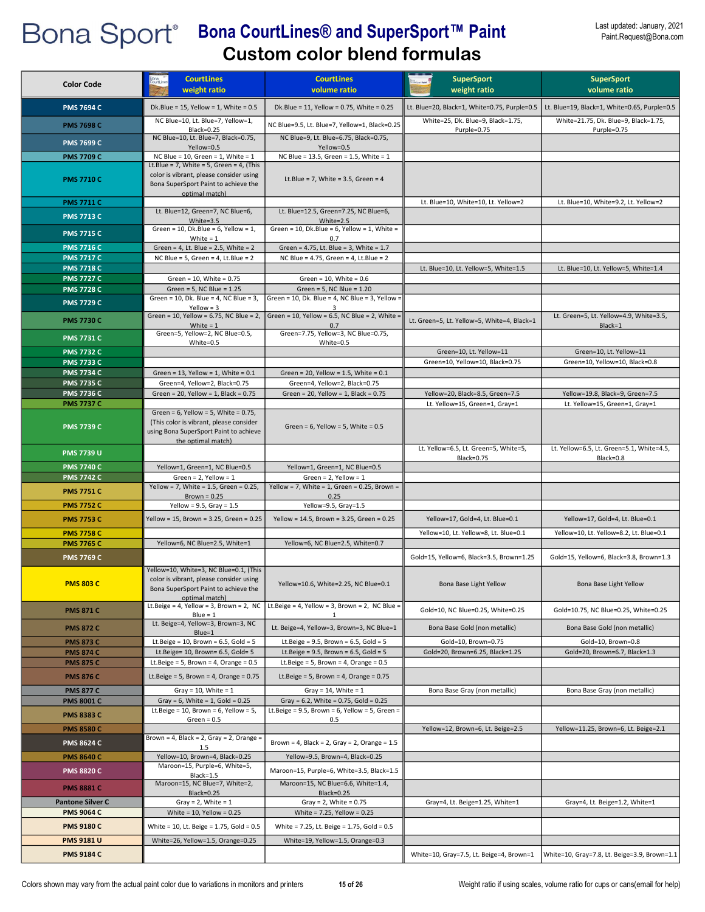# Bona Sport® Bona CourtLines® and SuperSport™ Paint

## Custom color blend formulas

Last updated: January, 2021
Paint.Request@Bona.com

| Color Code | CourtLines weight ratio | CourtLines volume ratio | SuperSport weight ratio | SuperSport volume ratio |
|---|---|---|---|---|
| PMS 7694 C | Dk.Blue = 15, Yellow = 1, White = 0.5 | Dk.Blue = 11, Yellow = 0.75, White = 0.25 | Lt. Blue=20, Black=1, White=0.75, Purple=0.5 | Lt. Blue=19, Black=1, White=0.65, Purple=0.5 |
| PMS 7698 C | NC Blue=10, Lt. Blue=7, Yellow=1, Black=0.25 | NC Blue=9.5, Lt. Blue=7, Yellow=1, Black=0.25 | White=25, Dk. Blue=9, Black=1.75, Purple=0.75 | White=21.75, Dk. Blue=9, Black=1.75, Purple=0.75 |
| PMS 7699 C | NC Blue=10, Lt. Blue=7, Black=0.75, Yellow=0.5 | NC Blue=9, Lt. Blue=6.75, Black=0.75, Yellow=0.5 | | |
| PMS 7709 C | NC Blue = 10, Green = 1, White = 1 | NC Blue = 13.5, Green = 1.5, White = 1 | | |
| PMS 7710 C | Lt.Blue = 7, White = 5, Green = 4, (This color is vibrant, please consider using Bona SuperSport Paint to achieve the optimal match) | Lt.Blue = 7, White = 3.5, Green = 4 | | |
| PMS 7711 C | | | Lt. Blue=10, White=10, Lt. Yellow=2 | Lt. Blue=10, White=9.2, Lt. Yellow=2 |
| PMS 7713 C | Lt. Blue=12, Green=7, NC Blue=6, White=3.5 | Lt. Blue=12.5, Green=7.25, NC Blue=6, White=2.5 | | |
| PMS 7715 C | Green = 10, Dk.Blue = 6, Yellow = 1, White = 1 | Green = 10, Dk.Blue = 6, Yellow = 1, White = 0.7 | | |
| PMS 7716 C | Green = 4, Lt. Blue = 2.5, White = 2 | Green = 4.75, Lt. Blue = 3, White = 1.7 | | |
| PMS 7717 C | NC Blue = 5, Green = 4, Lt.Blue = 2 | NC Blue = 4.75, Green = 4, Lt.Blue = 2 | | |
| PMS 7718 C | | | Lt. Blue=10, Lt. Yellow=5, White=1.5 | Lt. Blue=10, Lt. Yellow=5, White=1.4 |
| PMS 7727 C | Green = 10, White = 0.75 | Green = 10, White = 0.6 | | |
| PMS 7728 C | Green = 5, NC Blue = 1.25 | Green = 5, NC Blue = 1.20 | | |
| PMS 7729 C | Green = 10, Dk. Blue = 4, NC Blue = 3, Yellow = 3 | Green = 10, Dk. Blue = 4, NC Blue = 3, Yellow = 3 | | |
| PMS 7730 C | Green = 10, Yellow = 6.75, NC Blue = 2, White = 1 | Green = 10, Yellow = 6.5, NC Blue = 2, White = 0.7 | Lt. Green=5, Lt. Yellow=5, White=4, Black=1 | Lt. Green=5, Lt. Yellow=4.9, White=3.5, Black=1 |
| PMS 7731 C | Green=5, Yellow=2, NC Blue=0.5, White=0.5 | Green=7.75, Yellow=3, NC Blue=0.75, White=0.5 | | |
| PMS 7732 C | | | Green=10, Lt. Yellow=11 | Green=10, Lt. Yellow=11 |
| PMS 7733 C | | | Green=10, Yellow=10, Black=0.75 | Green=10, Yellow=10, Black=0.8 |
| PMS 7734 C | Green = 13, Yellow = 1, White = 0.1 | Green = 20, Yellow = 1.5, White = 0.1 | | |
| PMS 7735 C | Green=4, Yellow=2, Black=0.75 | Green=4, Yellow=2, Black=0.75 | | |
| PMS 7736 C | Green = 20, Yellow = 1, Black = 0.75 | Green = 20, Yellow = 1, Black = 0.75 | Yellow=20, Black=8.5, Green=7.5 | Yellow=19.8, Black=9, Green=7.5 |
| PMS 7737 C | | | Lt. Yellow=15, Green=1, Gray=1 | Lt. Yellow=15, Green=1, Gray=1 |
| PMS 7739 C | Green = 6, Yellow = 5, White = 0.75, (This color is vibrant, please consider using Bona SuperSport Paint to achieve the optimal match) | Green = 6, Yellow = 5, White = 0.5 | | |
| PMS 7739 U | | | Lt. Yellow=6.5, Lt. Green=5, White=5, Black=0.75 | Lt. Yellow=6.5, Lt. Green=5.1, White=4.5, Black=0.8 |
| PMS 7740 C | Yellow=1, Green=1, NC Blue=0.5 | Yellow=1, Green=1, NC Blue=0.5 | | |
| PMS 7742 C | Green = 2, Yellow = 1 | Green = 2, Yellow = 1 | | |
| PMS 7751 C | Yellow = 7, White = 1.5, Green = 0.25, Brown = 0.25 | Yellow = 7, White = 1, Green = 0.25, Brown = 0.25 | | |
| PMS 7752 C | Yellow = 9.5, Gray = 1.5 | Yellow=9.5, Gray=1.5 | | |
| PMS 7753 C | Yellow = 15, Brown = 3.25, Green = 0.25 | Yellow = 14.5, Brown = 3.25, Green = 0.25 | Yellow=17, Gold=4, Lt. Blue=0.1 | Yellow=17, Gold=4, Lt. Blue=0.1 |
| PMS 7758 C | | | Yellow=10, Lt. Yellow=8, Lt. Blue=0.1 | Yellow=10, Lt. Yellow=8.2, Lt. Blue=0.1 |
| PMS 7765 C | Yellow=6, NC Blue=2.5, White=1 | Yellow=6, NC Blue=2.5, White=0.7 | | |
| PMS 7769 C | | | Gold=15, Yellow=6, Black=3.5, Brown=1.25 | Gold=15, Yellow=6, Black=3.8, Brown=1.3 |
| PMS 803 C | Yellow=10, White=3, NC Blue=0.1, (This color is vibrant, please consider using Bona SuperSport Paint to achieve the optimal match) | Yellow=10.6, White=2.25, NC Blue=0.1 | Bona Base Light Yellow | Bona Base Light Yellow |
| PMS 871 C | Lt.Beige = 4, Yellow = 3, Brown = 2, NC Blue = 1 | Lt.Beige = 4, Yellow = 3, Brown = 2, NC Blue = 1 | Gold=10, NC Blue=0.25, White=0.25 | Gold=10.75, NC Blue=0.25, White=0.25 |
| PMS 872 C | Lt. Beige=4, Yellow=3, Brown=3, NC Blue=1 | Lt. Beige=4, Yellow=3, Brown=3, NC Blue=1 | Bona Base Gold (non metallic) | Bona Base Gold (non metallic) |
| PMS 873 C | Lt.Beige = 10, Brown = 6.5, Gold = 5 | Lt.Beige = 9.5, Brown = 6.5, Gold = 5 | Gold=10, Brown=0.75 | Gold=10, Brown=0.8 |
| PMS 874 C | Lt.Beige= 10, Brown= 6.5, Gold= 5 | Lt.Beige = 9.5, Brown = 6.5, Gold = 5 | Gold=20, Brown=6.25, Black=1.25 | Gold=20, Brown=6.7, Black=1.3 |
| PMS 875 C | Lt.Beige = 5, Brown = 4, Orange = 0.5 | Lt.Beige = 5, Brown = 4, Orange = 0.5 | | |
| PMS 876 C | Lt.Beige = 5, Brown = 4, Orange = 0.75 | Lt.Beige = 5, Brown = 4, Orange = 0.75 | | |
| PMS 877 C | Gray = 10, White = 1 | Gray = 14, White = 1 | Bona Base Gray (non metallic) | Bona Base Gray (non metallic) |
| PMS 8001 C | Gray = 6, White = 1, Gold = 0.25 | Gray = 6.2, White = 0.75, Gold = 0.25 | | |
| PMS 8383 C | Lt.Beige = 10, Brown = 6, Yellow = 5, Green = 0.5 | Lt.Beige = 9.5, Brown = 6, Yellow = 5, Green = 0.5 | | |
| PMS 8580 C | | | Yellow=12, Brown=6, Lt. Beige=2.5 | Yellow=11.25, Brown=6, Lt. Beige=2.1 |
| PMS 8624 C | Brown = 4, Black = 2, Gray = 2, Orange = 1.5 | Brown = 4, Black = 2, Gray = 2, Orange = 1.5 | | |
| PMS 8640 C | Yellow=10, Brown=4, Black=0.25 | Yellow=9.5, Brown=4, Black=0.25 | | |
| PMS 8820 C | Maroon=15, Purple=6, White=5, Black=1.5 | Maroon=15, Purple=6, White=3.5, Black=1.5 | | |
| PMS 8881 C | Maroon=15, NC Blue=7, White=2, Black=0.25 | Maroon=15, NC Blue=6.6, White=1.4, Black=0.25 | | |
| Pantone Silver C | Gray = 2, White = 1 | Gray = 2, White = 0.75 | Gray=4, Lt. Beige=1.25, White=1 | Gray=4, Lt. Beige=1.2, White=1 |
| PMS 9064 C | White = 10, Yellow = 0.25 | White = 7.25, Yellow = 0.25 | | |
| PMS 9180 C | White = 10, Lt. Beige = 1.75, Gold = 0.5 | White = 7.25, Lt. Beige = 1.75, Gold = 0.5 | | |
| PMS 9181 U | White=26, Yellow=1.5, Orange=0.25 | White=19, Yellow=1.5, Orange=0.3 | | |
| PMS 9184 C | | | White=10, Gray=7.5, Lt. Beige=4, Brown=1 | White=10, Gray=7.8, Lt. Beige=3.9, Brown=1.1 |

Colors shown may vary from the actual paint color due to variations in monitors and printers

Weight ratio if using scales, volume ratio for cups or cans(email for help)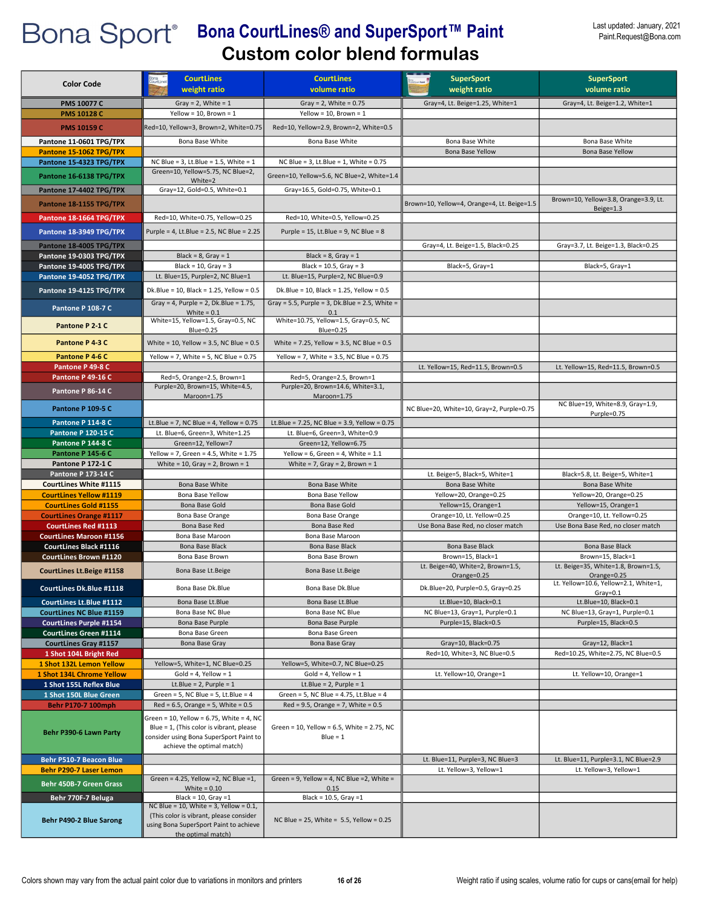# Bona Sport® Bona CourtLines® and SuperSport™ Paint

## Custom color blend formulas

Last updated: January, 2021
Paint.Request@Bona.com

| Color Code | CourtLines weight ratio | CourtLines volume ratio | SuperSport weight ratio | SuperSport volume ratio |
|---|---|---|---|---|
| PMS 10077 C | Gray = 2, White = 1 | Gray = 2, White = 0.75 | Gray=4, Lt. Beige=1.25, White=1 | Gray=4, Lt. Beige=1.2, White=1 |
| PMS 10128 C | Yellow = 10, Brown = 1 | Yellow = 10, Brown = 1 | | |
| PMS 10159 C | Red=10, Yellow=3, Brown=2, White=0.75 | Red=10, Yellow=2.9, Brown=2, White=0.5 | | |
| Pantone 11-0601 TPG/TPX | Bona Base White | Bona Base White | Bona Base White | Bona Base White |
| Pantone 15-1062 TPG/TPX | | | Bona Base Yellow | Bona Base Yellow |
| Pantone 15-4323 TPG/TPX | NC Blue = 3, Lt.Blue = 1.5, White = 1 | NC Blue = 3, Lt.Blue = 1, White = 0.75 | | |
| Pantone 16-6138 TPG/TPX | Green=10, Yellow=5.75, NC Blue=2, White=2 | Green=10, Yellow=5.6, NC Blue=2, White=1.4 | | |
| Pantone 17-4402 TPG/TPX | Gray=12, Gold=0.5, White=0.1 | Gray=16.5, Gold=0.75, White=0.1 | | |
| Pantone 18-1155 TPG/TPX | | | Brown=10, Yellow=4, Orange=4, Lt. Beige=1.5 | Brown=10, Yellow=3.8, Orange=3.9, Lt. Beige=1.3 |
| Pantone 18-1664 TPG/TPX | Red=10, White=0.75, Yellow=0.25 | Red=10, White=0.5, Yellow=0.25 | | |
| Pantone 18-3949 TPG/TPX | Purple = 4, Lt.Blue = 2.5, NC Blue = 2.25 | Purple = 15, Lt.Blue = 9, NC Blue = 8 | | |
| Pantone 18-4005 TPG/TPX | | | Gray=4, Lt. Beige=1.5, Black=0.25 | Gray=3.7, Lt. Beige=1.3, Black=0.25 |
| Pantone 19-0303 TPG/TPX | Black = 8, Gray = 1 | Black = 8, Gray = 1 | | |
| Pantone 19-4005 TPG/TPX | Black = 10, Gray = 3 | Black = 10.5, Gray = 3 | Black=5, Gray=1 | Black=5, Gray=1 |
| Pantone 19-4052 TPG/TPX | Lt. Blue=15, Purple=2, NC Blue=1 | Lt. Blue=15, Purple2, NC Blue=0.9 | | |
| Pantone 19-4125 TPG/TPX | Dk.Blue = 10, Black = 1.25, Yellow = 0.5 | Dk.Blue = 10, Black = 1.25, Yellow = 0.5 | | |
| Pantone P 108-7 C | Gray = 4, Purple = 2, Dk.Blue = 1.75, White = 0.1 | Gray = 5.5, Purple = 3, Dk.Blue = 2.5, White = 0.1 | | |
| Pantone P 2-1 C | White=15, Yellow=1.5, Gray=0.5, NC Blue=0.25 | White=10.75, Yellow=1.5, Gray=0.5, NC Blue=0.25 | | |
| Pantone P 4-3 C | White = 10, Yellow = 3.5, NC Blue = 0.5 | White = 7.25, Yellow = 3.5, NC Blue = 0.5 | | |
| Pantone P 4-6 C | Yellow = 7, White = 5, NC Blue = 0.75 | Yellow = 7, White = 3.5, NC Blue = 0.75 | | |
| Pantone P 49-8 C | | | Lt. Yellow=15, Red=11.5, Brown=0.5 | Lt. Yellow=15, Red=11.5, Brown=0.5 |
| Pantone P 49-16 C | Red=5, Orange=2.5, Brown=1 | Red=5, Orange=2.5, Brown=1 | | |
| Pantone P 86-14 C | Purple=20, Brown=15, White=4.5, Maroon=1.75 | Purple=20, Brown=14.6, White=3.1, Maroon=1.75 | | |
| Pantone P 109-5 C | | | NC Blue=20, White=10, Gray=2, Purple=0.75 | NC Blue=19, White=8.9, Gray=1.9, Purple=0.75 |
| Pantone P 114-8 C | Lt.Blue = 7, NC Blue = 4, Yellow = 0.75 | Lt.Blue = 7.25, NC Blue = 3.9, Yellow = 0.75 | | |
| Pantone P 120-15 C | Lt. Blue=6, Green=3, White=1.25 | Lt. Blue=6, Green=3, White=0.9 | | |
| Pantone P 144-8 C | Green=12, Yellow=7 | Green=12, Yellow=6.75 | | |
| Pantone P 145-6 C | Yellow = 7, Green = 4.5, White = 1.75 | Yellow = 6, Green = 4, White = 1.1 | | |
| Pantone P 172-1 C | White = 10, Gray = 2, Brown = 1 | White = 7, Gray = 2, Brown = 1 | | |
| Pantone P 173-14 C | | | Lt. Beige=5, Black=5, White=1 | Black=5.8, Lt. Beige=5, White=1 |
| CourtLines White #1115 | Bona Base White | Bona Base White | Bona Base White | Bona Base White |
| CourtLines Yellow #1119 | Bona Base Yellow | Bona Base Yellow | Yellow=20, Orange=0.25 | Yellow=20, Orange=0.25 |
| CourtLines Gold #1155 | Bona Base Gold | Bona Base Gold | Yellow=15, Orange=1 | Yellow=15, Orange=1 |
| CourtLines Orange #1117 | Bona Base Orange | Bona Base Orange | Orange=10, Lt. Yellow=0.25 | Orange=10, Lt. Yellow=0.25 |
| CourtLines Red #1113 | Bona Base Red | Bona Base Red | Use Bona Base Red, no closer match | Use Bona Base Red, no closer match |
| CourtLines Maroon #1156 | Bona Base Maroon | Bona Base Maroon | | |
| CourtLines Black #1116 | Bona Base Black | Bona Base Black | Bona Base Black | Bona Base Black |
| CourtLines Brown #1120 | Bona Base Brown | Bona Base Brown | Brown=15, Black=1 | Brown=15, Black=1 |
| CourtLines Lt.Beige #1158 | Bona Base Lt.Beige | Bona Base Lt.Beige | Lt. Beige=40, White=2, Brown=1.5, Orange=0.25 | Lt. Beige=35, White=1.8, Brown=1.5, Orange=0.25 |
| CourtLines Dk.Blue #1118 | Bona Base Dk.Blue | Bona Base Dk.Blue | Dk.Blue=20, Purple=0.5, Gray=0.25 | Lt. Yellow=10.6, Yellow=2.1, White=1, Gray=0.1 |
| CourtLines Lt.Blue #1112 | Bona Base Lt.Blue | Bona Base Lt.Blue | Lt.Blue=10, Black=0.1 | Lt.Blue=10, Black=0.1 |
| CourtLines NC Blue #1159 | Bona Base NC Blue | Bona Base NC Blue | NC Blue=13, Gray=1, Purple=0.1 | NC Blue=13, Gray=1, Purple=0.1 |
| CourtLines Purple #1154 | Bona Base Purple | Bona Base Purple | Purple=15, Black=0.5 | Purple=15, Black=0.5 |
| CourtLines Green #1114 | Bona Base Green | Bona Base Green | | |
| CourtLines Gray #1157 | Bona Base Gray | Bona Base Gray | Gray=10, Black=0.75 | Gray=12, Black=1 |
| 1 Shot 104L Bright Red | | | Red=10, White=3, NC Blue=0.5 | Red=10.25, White=2.75, NC Blue=0.5 |
| 1 Shot 132L Lemon Yellow | Yellow=5, White=1, NC Blue=0.25 | Yellow=5, White=0.7, NC Blue=0.25 | | |
| 1 Shot 134L Chrome Yellow | Gold = 4, Yellow = 1 | Gold = 4, Yellow = 1 | Lt. Yellow=10, Orange=1 | Lt. Yellow=10, Orange=1 |
| 1 Shot 155L Reflex Blue | Lt.Blue = 2, Purple = 1 | Lt.Blue = 2, Purple = 1 | | |
| 1 Shot 150L Blue Green | Green = 5, NC Blue = 5, Lt.Blue = 4 | Green = 5, NC Blue = 4.75, Lt.Blue = 4 | | |
| Behr P170-7 100mph | Red = 6.5, Orange = 5, White = 0.5 | Red = 9.5, Orange = 7, White = 0.5 | | |
| Behr P390-6 Lawn Party | Green = 10, Yellow = 6.75, White = 4, NC Blue = 1, (This color is vibrant, please consider using Bona SuperSport Paint to achieve the optimal match) | Green = 10, Yellow = 6.5, White = 2.75, NC Blue = 1 | | |
| Behr P510-7 Beacon Blue | | | Lt. Blue=11, Purple=3, NC Blue=3 | Lt. Blue=11, Purple=3.1, NC Blue=2.9 |
| Behr P290-7 Laser Lemon | | | Lt. Yellow=3, Yellow=1 | Lt. Yellow=3, Yellow=1 |
| Behr 450B-7 Green Grass | Green = 4.25, Yellow =2, NC Blue =1, White = 0.10 | Green = 9, Yellow = 4, NC Blue =2, White = 0.15 | | |
| Behr 770F-7 Beluga | Black = 10, Gray =1 | Black = 10.5, Gray =1 | | |
| Behr P490-2 Blue Sarong | NC Blue = 10, White = 3, Yellow = 0.1, (This color is vibrant, please consider using Bona SuperSport Paint to achieve the optimal match) | NC Blue = 25, White = 5.5, Yellow = 0.25 | | |

Colors shown may vary from the actual paint color due to variations in monitors and printers

Weight ratio if using scales, volume ratio for cups or cans(email for help)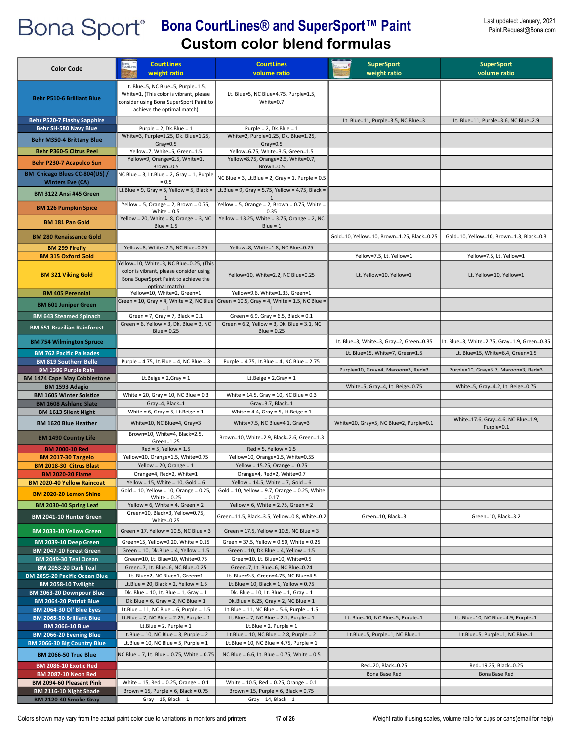Bona Sport®

# Bona CourtLines® and SuperSport™ Paint
## Custom color blend formulas

Last updated: January, 2021
Paint.Request@Bona.com

| Color Code | CourtLines weight ratio | CourtLines volume ratio | SuperSport weight ratio | SuperSport volume ratio |
|---|---|---|---|---|
| Behr P510-6 Brilliant Blue | Lt. Blue=5, NC Blue=5, Purple=1.5, White=1, (This color is vibrant, please consider using Bona SuperSport Paint to achieve the optimal match) | Lt. Blue=5, NC Blue=4.75, Purple=1.5, White=0.7 | | |
| Behr P520-7 Flashy Sapphire | | | Lt. Blue=11, Purple=3.5, NC Blue=3 | Lt. Blue=11, Purple=3.6, NC Blue=2.9 |
| Behr SH-580 Navy Blue | Purple = 2, Dk.Blue = 1 | Purple = 2, Dk.Blue = 1 | | |
| Behr M350-4 Brittany Blue | White=3, Purple=1.25, Dk. Blue=1.25, Gray=0.5 | White=2, Purple=1.25, Dk. Blue=1.25, Gray=0.5 | | |
| Behr P360-5 Citrus Peel | Yellow=7, White=5, Green=1.5 | Yellow=6.75, White=3.5, Green=1.5 | | |
| Behr P230-7 Acapulco Sun | Yellow=9, Orange=2.5, White=1, Brown=0.5 | Yellow=8.75, Orange=2.5, White=0.7, Brown=0.5 | | |
| BM Chicago Blues CC-804(US) / Winters Eve (CA) | NC Blue = 3, Lt.Blue = 2, Gray = 1, Purple = 0.5 | NC Blue = 3, Lt.Blue = 2, Gray = 1, Purple = 0.5 | | |
| BM 3122 Ansi #45 Green | Lt.Blue = 9, Gray = 6, Yellow = 5, Black = 1 | Lt.Blue = 9, Gray = 5.75, Yellow = 4.75, Black = 1 | | |
| BM 126 Pumpkin Spice | Yellow = 5, Orange = 2, Brown = 0.75, White = 0.5 | Yellow = 5, Orange = 2, Brown = 0.75, White = 0.35 | | |
| BM 181 Pan Gold | Yellow = 20, White = 8, Orange = 3, NC Blue = 1.5 | Yellow = 13.25, White = 3.75, Orange = 2, NC Blue = 1 | | |
| BM 280 Renaissance Gold | | | Gold=10, Yellow=10, Brown=1.25, Black=0.25 | Gold=10, Yellow=10, Brown=1.3, Black=0.3 |
| BM 299 Firefly | Yellow=8, White=2.5, NC Blue=0.25 | Yellow=8, White=1.8, NC Blue=0.25 | | |
| BM 315 Oxford Gold | | | Yellow=7.5, Lt. Yellow=1 | Yellow=7.5, Lt. Yellow=1 |
| BM 321 Viking Gold | Yellow=10, White=3, NC Blue=0.25, (This color is vibrant, please consider using Bona SuperSport Paint to achieve the optimal match) | Yellow=10, White=2.2, NC Blue=0.25 | Lt. Yellow=10, Yellow=1 | Lt. Yellow=10, Yellow=1 |
| BM 405 Perennial | Yellow=10, White=2, Green=1 | Yellow=9.6, White=1.35, Green=1 | | |
| BM 601 Juniper Green | Green = 10, Gray = 4, White = 2, NC Blue = 1 | Green = 10.5, Gray = 4, White = 1.5, NC Blue = 1 | | |
| BM 643 Steamed Spinach | Green = 7, Gray = 7, Black = 0.1 | Green = 6.9, Gray = 6.5, Black = 0.1 | | |
| BM 651 Brazilian Rainforest | Green = 6, Yellow = 3, Dk. Blue = 3, NC Blue = 0.25 | Green = 6.2, Yellow = 3, Dk. Blue = 3.1, NC Blue = 0.25 | | |
| BM 754 Wilmington Spruce | | | Lt. Blue=3, White=3, Gray=2, Green=0.35 | Lt. Blue=3, White=2.75, Gray=1.9, Green=0.35 |
| BM 762 Pacific Palisades | | | Lt. Blue=15, White=7, Green=1.5 | Lt. Blue=15, White=6.4, Green=1.5 |
| BM 819 Southern Belle | Purple = 4.75, Lt.Blue = 4, NC Blue = 3 | Purple = 4.75, Lt.Blue = 4, NC Blue = 2.75 | | |
| BM 1386 Purple Rain | | | Purple=10, Gray=4, Maroon=3, Red=3 | Purple=10, Gray=3.7, Maroon=3, Red=3 |
| BM 1474 Cape May Cobblestone | Lt.Beige = 2,Gray = 1 | Lt.Beige = 2,Gray = 1 | | |
| BM 1593 Adagio | | | White=5, Gray=4, Lt. Beige=0.75 | White=5, Gray=4.2, Lt. Beige=0.75 |
| BM 1605 Winter Solstice | White = 20, Gray = 10, NC Blue = 0.3 | White = 14.5, Gray = 10, NC Blue = 0.3 | | |
| BM 1608 Ashland Slate | Gray=4, Black=1 | Gray=3.7, Black=1 | | |
| BM 1613 Silent Night | White = 6, Gray = 5, Lt.Beige = 1 | White = 4.4, Gray = 5, Lt.Beige = 1 | | |
| BM 1620 Blue Heather | White=10, NC Blue=4, Gray=3 | White=7.5, NC Blue=4.1, Gray=3 | White=20, Gray=5, NC Blue=2, Purple=0.1 | White=17.6, Gray=4.6, NC Blue=1.9, Purple=0.1 |
| BM 1490 Country Life | Brown=10, White=4, Black=2.5, Green=1.25 | Brown=10, White=2.9, Black=2.6, Green=1.3 | | |
| BM 2000-10 Red | Red = 5, Yellow = 1.5 | Red = 5, Yellow = 1.5 | | |
| BM 2017-30 Tangelo | Yellow=10, Orange=1.5, White=0.75 | Yellow=10, Orange=1.5, White=0.55 | | |
| BM 2018-30 Citrus Blast | Yellow = 20, Orange = 1 | Yellow = 15.25, Orange = 0.75 | | |
| BM 2020-20 Flame | Orange=4, Red=2, White=1 | Orange=4, Red=2, White=0.7 | | |
| BM 2020-40 Yellow Raincoat | Yellow = 15, White = 10, Gold = 6 | Yellow = 14.5, White = 7, Gold = 6 | | |
| BM 2020-20 Lemon Shine | Gold = 10, Yellow = 10, Orange = 0.25, White = 0.25 | Gold = 10, Yellow = 9.7, Orange = 0.25, White = 0.17 | | |
| BM 2030-40 Spring Leaf | Yellow = 6, White = 4, Green = 2 | Yellow = 6, White = 2.75, Green = 2 | | |
| BM 2041-10 Hunter Green | Green=10, Black=3, Yellow=0.75, White=0.25 | Green=11.5, Black=3.5, Yellow=0.8, White=0.2 | Green=10, Black=3 | Green=10, Black=3.2 |
| BM 2033-10 Yellow Green | Green = 17, Yellow = 10.5, NC Blue = 3 | Green = 17.5, Yellow = 10.5, NC Blue = 3 | | |
| BM 2039-10 Deep Green | Green=15, Yellow=0.20, White = 0.15 | Green = 37.5, Yellow = 0.50, White = 0.25 | | |
| BM 2047-10 Forest Green | Green = 10, Dk.Blue = 4, Yellow = 1.5 | Green = 10, Dk.Blue = 4, Yellow = 1.5 | | |
| BM 2049-30 Teal Ocean | Green=10, Lt. Blue=10, White=0.75 | Green=10, Lt. Blue=10, White=0.5 | | |
| BM 2053-20 Dark Teal | Green=7, Lt. Blue=6, NC Blue=0.25 | Green=7, Lt. Blue=6, NC Blue=0.24 | | |
| BM 2055-20 Pacific Ocean Blue | Lt. Blue=2, NC Blue=1, Green=1 | Lt. Blue=9.5, Green=4.75, NC Blue=4.5 | | |
| BM 2058-10 Twilight | Lt.Blue = 20, Black = 2, Yellow = 1.5 | Lt.Blue = 10, Black = 1, Yellow = 0.75 | | |
| BM 2063-20 Downpour Blue | Dk. Blue = 10, Lt. Blue = 1, Gray = 1 | Dk. Blue = 10, Lt. Blue = 1, Gray = 1 | | |
| BM 2064-20 Patriot Blue | Dk.Blue = 6, Gray = 2, NC Blue = 1 | Dk.Blue = 6.25, Gray = 2, NC Blue = 1 | | |
| BM 2064-30 Ol' Blue Eyes | Lt.Blue = 11, NC Blue = 6, Purple = 1.5 | Lt.Blue = 11, NC Blue = 5.6, Purple = 1.5 | | |
| BM 2065-30 Brilliant Blue | Lt.Blue = 7, NC Blue = 2.25, Purple = 1 | Lt.Blue = 7, NC Blue = 2.1, Purple = 1 | Lt. Blue=10, NC Blue=5, Purple=1 | Lt. Blue=10, NC Blue=4.9, Purple=1 |
| BM 2066-10 Blue | Lt.Blue = 2, Purple = 1 | Lt.Blue = 2, Purple = 1 | | |
| BM 2066-20 Evening Blue | Lt.Blue = 10, NC Blue = 3, Purple = 2 | Lt.Blue = 10, NC Blue = 2.8, Purple = 2 | Lt.Blue=5, Purple=1, NC Blue=1 | Lt.Blue=5, Purple=1, NC Blue=1 |
| BM 2066-30 Big Country Blue | Lt.Blue = 10, NC Blue = 5, Purple = 1 | Lt.Blue = 10, NC Blue = 4.75, Purple = 1 | | |
| BM 2066-50 True Blue | NC Blue = 7, Lt. Blue = 0.75, White = 0.75 | NC Blue = 6.6, Lt. Blue = 0.75, White = 0.5 | | |
| BM 2086-10 Exotic Red | | | Red=20, Black=0.25 | Red=19.25, Black=0.25 |
| BM 2087-10 Neon Red | | | Bona Base Red | Bona Base Red |
| BM 2094-60 Pleasant Pink | White = 15, Red = 0.25, Orange = 0.1 | White = 10.5, Red = 0.25, Orange = 0.1 | | |
| BM 2116-10 Night Shade | Brown = 15, Purple = 6, Black = 0.75 | Brown = 15, Purple = 6, Black = 0.75 | | |
| BM 2120-40 Smoke Gray | Gray = 15, Black = 1 | Gray = 14, Black = 1 | | |

Colors shown may vary from the actual paint color due to variations in monitors and printers

Weight ratio if using scales, volume ratio for cups or cans(email for help)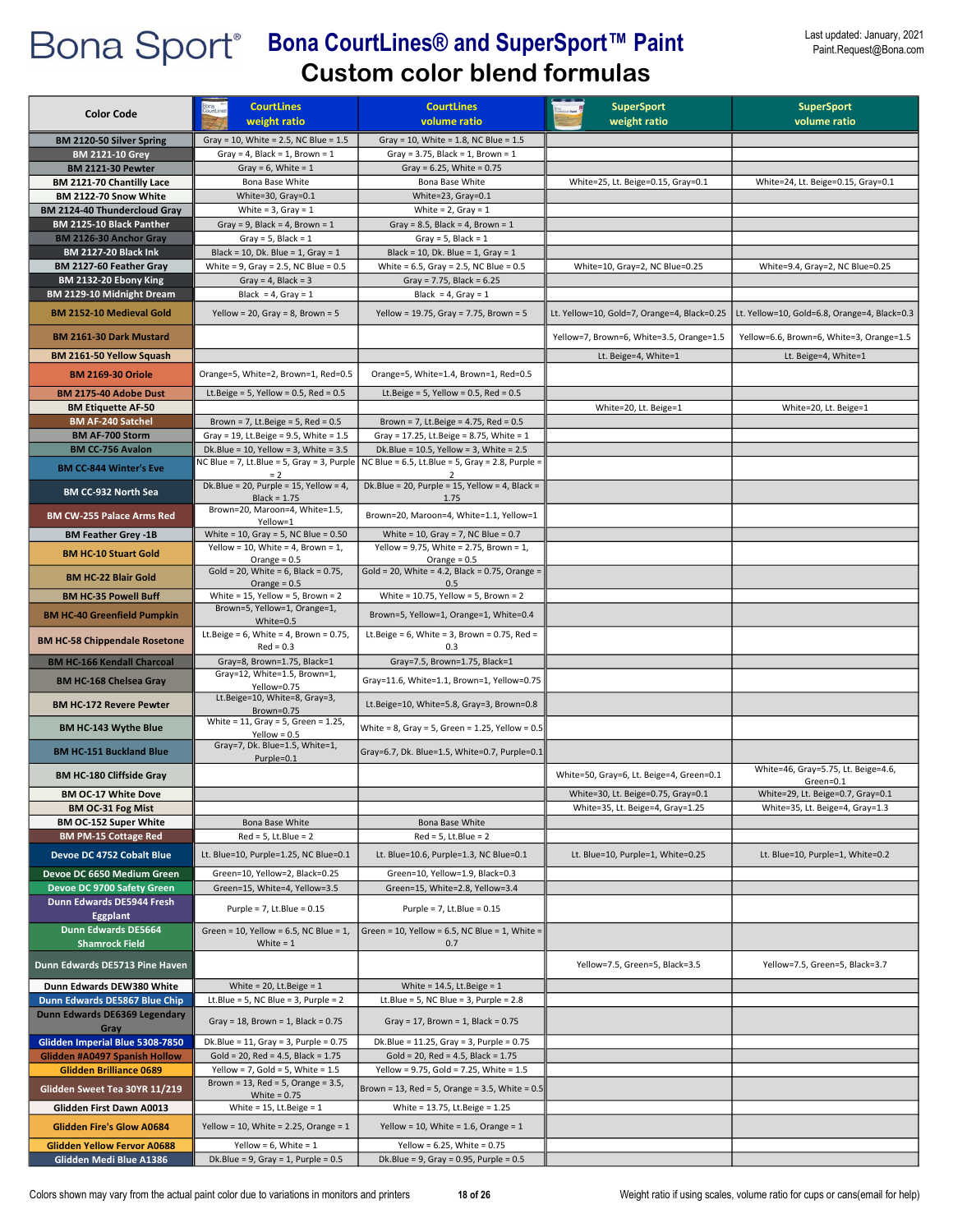# Bona Sport® Bona CourtLines® and SuperSport™ Paint

## Custom color blend formulas

Last updated: January, 2021
Paint.Request@Bona.com

| Color Code | CourtLines weight ratio | CourtLines volume ratio | SuperSport weight ratio | SuperSport volume ratio |
|---|---|---|---|---|
| BM 2120-50 Silver Spring | Gray = 10, White = 2.5, NC Blue = 1.5 | Gray = 10, White = 1.8, NC Blue = 1.5 | | |
| BM 2121-10 Grey | Gray = 4, Black = 1, Brown = 1 | Gray = 3.75, Black = 1, Brown = 1 | | |
| BM 2121-30 Pewter | Gray = 6, White = 1 | Gray = 6.25, White = 0.75 | | |
| BM 2121-70 Chantilly Lace | Bona Base White | Bona Base White | White=25, Lt. Beige=0.15, Gray=0.1 | White=24, Lt. Beige=0.15, Gray=0.1 |
| BM 2122-70 Snow White | White=30, Gray=0.1 | White=23, Gray=0.1 | | |
| BM 2124-40 Thundercloud Gray | White = 3, Gray = 1 | White = 2, Gray = 1 | | |
| BM 2125-10 Black Panther | Gray = 9, Black = 4, Brown = 1 | Gray = 8.5, Black = 4, Brown = 1 | | |
| BM 2126-30 Anchor Gray | Gray = 5, Black = 1 | Gray = 5, Black = 1 | | |
| BM 2127-20 Black Ink | Black = 10, Dk. Blue = 1, Gray = 1 | Black = 10, Dk. Blue = 1, Gray = 1 | | |
| BM 2127-60 Feather Gray | White = 9, Gray = 2.5, NC Blue = 0.5 | White = 6.5, Gray = 2.5, NC Blue = 0.5 | White=10, Gray=2, NC Blue=0.25 | White=9.4, Gray=2, NC Blue=0.25 |
| BM 2132-20 Ebony King | Gray = 4, Black = 3 | Gray = 7.75, Black = 6.25 | | |
| BM 2129-10 Midnight Dream | Black = 4, Gray = 1 | Black = 4, Gray = 1 | | |
| BM 2152-10 Medieval Gold | Yellow = 20, Gray = 8, Brown = 5 | Yellow = 19.75, Gray = 7.75, Brown = 5 | Lt. Yellow=10, Gold=7, Orange=4, Black=0.25 | Lt. Yellow=10, Gold=6.8, Orange=4, Black=0.3 |
| BM 2161-30 Dark Mustard | | | Yellow=7, Brown=6, White=3.5, Orange=1.5 | Yellow=6.6, Brown=6, White=3, Orange=1.5 |
| BM 2161-50 Yellow Squash | | | Lt. Beige=4, White=1 | Lt. Beige=4, White=1 |
| BM 2169-30 Oriole | Orange=5, White=2, Brown=1, Red=0.5 | Orange=5, White=1.4, Brown=1, Red=0.5 | | |
| BM 2175-40 Adobe Dust | Lt.Beige = 5, Yellow = 0.5, Red = 0.5 | Lt.Beige = 5, Yellow = 0.5, Red = 0.5 | | |
| BM Etiquette AF-50 | | | White=20, Lt. Beige=1 | White=20, Lt. Beige=1 |
| BM AF-240 Satchel | Brown = 7, Lt.Beige = 5, Red = 0.5 | Brown = 7, Lt.Beige = 4.75, Red = 0.5 | | |
| BM AF-700 Storm | Gray = 19, Lt.Beige = 9.5, White = 1.5 | Gray = 17.25, Lt.Beige = 8.75, White = 1 | | |
| BM CC-756 Avalon | Dk.Blue = 10, Yellow = 3, White = 3.5 | Dk.Blue = 10.5, Yellow = 3, White = 2.5 | | |
| BM CC-844 Winter's Eve | NC Blue = 7, Lt.Blue = 5, Gray = 3, Purple = 2 | NC Blue = 6.5, Lt.Blue = 5, Gray = 2.8, Purple = 2 | | |
| BM CC-932 North Sea | Dk.Blue = 20, Purple = 15, Yellow = 4, Black = 1.75 | Dk.Blue = 20, Purple = 15, Yellow = 4, Black = 1.75 | | |
| BM CW-255 Palace Arms Red | Brown=20, Maroon=4, White=1.5, Yellow=1 | Brown=20, Maroon=4, White=1.1, Yellow=1 | | |
| BM Feather Grey -1B | White = 10, Gray = 5, NC Blue = 0.50 | White = 10, Gray = 7, NC Blue = 0.7 | | |
| BM HC-10 Stuart Gold | Yellow = 10, White = 4, Brown = 1, Orange = 0.5 | Yellow = 9.75, White = 2.75, Brown = 1, Orange = 0.5 | | |
| BM HC-22 Blair Gold | Gold = 20, White = 6, Black = 0.75, Orange = 0.5 | Gold = 20, White = 4.2, Black = 0.75, Orange = 0.5 | | |
| BM HC-35 Powell Buff | White = 15, Yellow = 5, Brown = 2 | White = 10.75, Yellow = 5, Brown = 2 | | |
| BM HC-40 Greenfield Pumpkin | Brown=5, Yellow=1, Orange=1, White=0.5 | Brown=5, Yellow=1, Orange=1, White=0.4 | | |
| BM HC-58 Chippendale Rosetone | Lt.Beige = 6, White = 4, Brown = 0.75, Red = 0.3 | Lt.Beige = 6, White = 3, Brown = 0.75, Red = 0.3 | | |
| BM HC-166 Kendall Charcoal | Gray=8, Brown=1.75, Black=1 | Gray=7.5, Brown=1.75, Black=1 | | |
| BM HC-168 Chelsea Gray | Gray=12, White=1.5, Brown=1, Yellow=0.75 | Gray=11.6, White=1.1, Brown=1, Yellow=0.75 | | |
| BM HC-172 Revere Pewter | Lt.Beige=10, White=8, Gray=3, Brown=0.75 | Lt.Beige=10, White=5.8, Gray=3, Brown=0.8 | | |
| BM HC-143 Wythe Blue | White = 11, Gray = 5, Green = 1.25, Yellow = 0.5 | White = 8, Gray = 5, Green = 1.25, Yellow = 0.5 | | |
| BM HC-151 Buckland Blue | Gray=7, Dk. Blue=1.5, White=1, Purple=0.1 | Gray=6.7, Dk. Blue=1.5, White=0.7, Purple=0.1 | | |
| BM HC-180 Cliffside Gray | | | White=50, Gray=6, Lt. Beige=4, Green=0.1 | White=46, Gray=5.75, Lt. Beige=4.6, Green=0.1 |
| BM OC-17 White Dove | | | White=30, Lt. Beige=0.75, Gray=0.1 | White=29, Lt. Beige=0.7, Gray=0.1 |
| BM OC-31 Fog Mist | | | White=35, Lt. Beige=4, Gray=1.25 | White=35, Lt. Beige=4, Gray=1.3 |
| BM OC-152 Super White | Bona Base White | Bona Base White | | |
| BM PM-15 Cottage Red | Red = 5, Lt.Blue = 2 | Red = 5, Lt.Blue = 2 | | |
| Devoe DC 4752 Cobalt Blue | Lt. Blue=10, Purple=1.25, NC Blue=0.1 | Lt. Blue=10.6, Purple=1.3, NC Blue=0.1 | Lt. Blue=10, Purple=1, White=0.25 | Lt. Blue=10, Purple=1, White=0.2 |
| Devoe DC 6650 Medium Green | Green=10, Yellow=2, Black=0.25 | Green=10, Yellow=1.9, Black=0.3 | | |
| Devoe DC 9700 Safety Green | Green=15, White=4, Yellow=3.5 | Green=15, White=2.8, Yellow=3.4 | | |
| Dunn Edwards DE5944 Fresh Eggplant | Purple = 7, Lt.Blue = 0.15 | Purple = 7, Lt.Blue = 0.15 | | |
| Dunn Edwards DE5664 Shamrock Field | Green = 10, Yellow = 6.5, NC Blue = 1, White = 1 | Green = 10, Yellow = 6.5, NC Blue = 1, White = 0.7 | | |
| Dunn Edwards DE5713 Pine Haven | | | Yellow=7.5, Green=5, Black=3.5 | Yellow=7.5, Green=5, Black=3.7 |
| Dunn Edwards DEW380 White | White = 20, Lt.Beige = 1 | White = 14.5, Lt.Beige = 1 | | |
| Dunn Edwards DE5867 Blue Chip | Lt.Blue = 5, NC Blue = 3, Purple = 2 | Lt.Blue = 5, NC Blue = 3, Purple = 2.8 | | |
| Dunn Edwards DE6369 Legendary Gray | Gray = 18, Brown = 1, Black = 0.75 | Gray = 17, Brown = 1, Black = 0.75 | | |
| Glidden Imperial Blue 5308-7850 | Dk.Blue = 11, Gray = 3, Purple = 0.75 | Dk.Blue = 11.25, Gray = 3, Purple = 0.75 | | |
| Glidden #A0497 Spanish Hollow | Gold = 20, Red = 4.5, Black = 1.75 | Gold = 20, Red = 4.5, Black = 1.75 | | |
| Glidden Brilliance 0689 | Yellow = 7, Gold = 5, White = 1.5 | Yellow = 9.75, Gold = 7.25, White = 1.5 | | |
| Glidden Sweet Tea 30YR 11/219 | Brown = 13, Red = 5, Orange = 3.5, White = 0.75 | Brown = 13, Red = 5, Orange = 3.5, White = 0.5 | | |
| Glidden First Dawn A0013 | White = 15, Lt.Beige = 1 | White = 13.75, Lt.Beige = 1.25 | | |
| Glidden Fire's Glow A0684 | Yellow = 10, White = 2.25, Orange = 1 | Yellow = 10, White = 1.6, Orange = 1 | | |
| Glidden Yellow Fervor A0688 | Yellow = 6, White = 1 | Yellow = 6.25, White = 0.75 | | |
| Glidden Medi Blue A1386 | Dk.Blue = 9, Gray = 1, Purple = 0.5 | Dk.Blue = 9, Gray = 0.95, Purple = 0.5 | | |

Colors shown may vary from the actual paint color due to variations in monitors and printers

Weight ratio if using scales, volume ratio for cups or cans(email for help)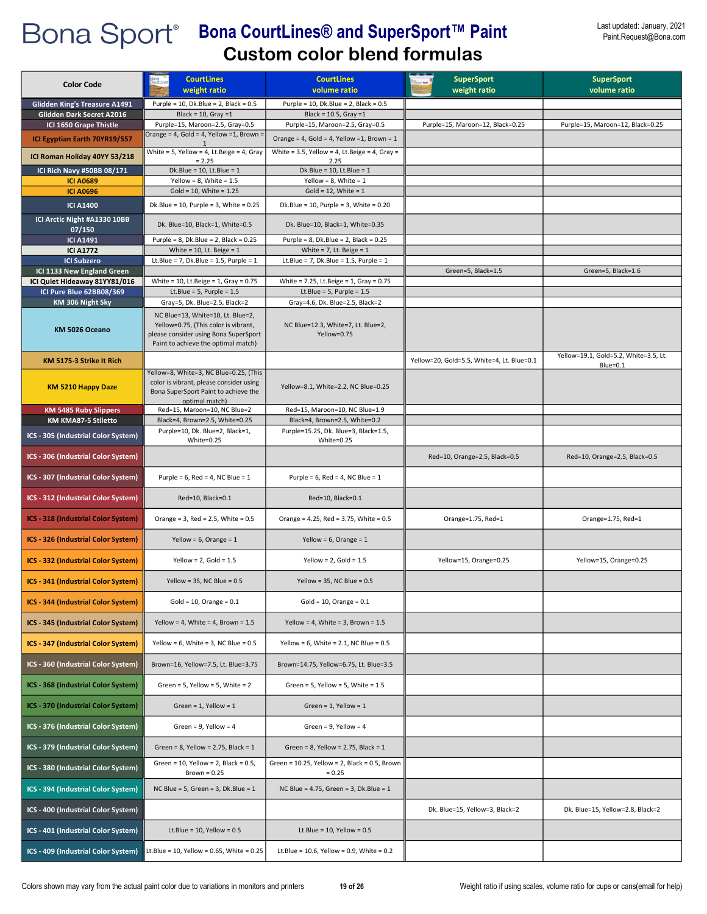# Bona Sport® Bona CourtLines® and SuperSport™ Paint

## Custom color blend formulas

Last updated: January, 2021
Paint.Request@Bona.com

| Color Code | CourtLines weight ratio | CourtLines volume ratio | SuperSport weight ratio | SuperSport volume ratio |
|---|---|---|---|---|
| Glidden King's Treasure A1491 | Purple = 10, Dk.Blue = 2, Black = 0.5 | Purple = 10, Dk.Blue = 2, Black = 0.5 | | |
| Glidden Dark Secret A2016 | Black = 10, Gray =1 | Black = 10.5, Gray =1 | | |
| ICI 1650 Grape Thistle | Purple=15, Maroon=2.5, Gray=0.5 | Purple=15, Maroon=2.5, Gray=0.5 | Purple=15, Maroon=12, Black=0.25 | Purple=15, Maroon=12, Black=0.25 |
| ICI Egyptian Earth 70YR19/557 | Orange = 4, Gold = 4, Yellow =1, Brown = 1 | Orange = 4, Gold = 4, Yellow =1, Brown = 1 | | |
| ICI Roman Holiday 40YY 53/218 | White = 5, Yellow = 4, Lt.Beige = 4, Gray = 2.25 | White = 3.5, Yellow = 4, Lt.Beige = 4, Gray = 2.25 | | |
| ICI Rich Navy #50BB 08/171 | Dk.Blue = 10, Lt.Blue = 1 | Dk.Blue = 10, Lt.Blue = 1 | | |
| ICI A0689 | Yellow = 8, White = 1.5 | Yellow = 8, White = 1 | | |
| ICI A0696 | Gold = 10, White = 1.25 | Gold = 12, White = 1 | | |
| ICI A1400 | Dk.Blue = 10, Purple = 3, White = 0.25 | Dk.Blue = 10, Purple = 3, White = 0.20 | | |
| ICI Arctic Night #A1330 10BB 07/150 | Dk. Blue=10, Black=1, White=0.5 | Dk. Blue=10, Black=1, White=0.35 | | |
| ICI A1491 | Purple = 8, Dk.Blue = 2, Black = 0.25 | Purple = 8, Dk.Blue = 2, Black = 0.25 | | |
| ICI A1772 | White = 10, Lt. Beige = 1 | White = 7, Lt. Beige = 1 | | |
| ICI Subzero | Lt.Blue = 7, Dk.Blue = 1.5, Purple = 1 | Lt.Blue = 7, Dk.Blue = 1.5, Purple = 1 | | |
| ICI 1133 New England Green | | | Green=5, Black=1.5 | Green=5, Black=1.6 |
| ICI Quiet Hideaway 81YY81/016 | White = 10, Lt.Beige = 1, Gray = 0.75 | White = 7.25, Lt.Beige = 1, Gray = 0.75 | | |
| ICI Pure Blue 62BB08/369 | Lt.Blue = 5, Purple = 1.5 | Lt.Blue = 5, Purple = 1.5 | | |
| KM 306 Night Sky | Gray=5, Dk. Blue=2.5, Black=2 | Gray=4.6, Dk. Blue=2.5, Black=2 | | |
| KM 5026 Oceano | NC Blue=13, White=10, Lt. Blue=2, Yellow=0.75, (This color is vibrant, please consider using Bona SuperSport Paint to achieve the optimal match) | NC Blue=12.3, White=7, Lt. Blue=2, Yellow=0.75 | | |
| KM 5175-3 Strike It Rich | | | Yellow=20, Gold=5.5, White=4, Lt. Blue=0.1 | Yellow=19.1, Gold=5.2, White=3.5, Lt. Blue=0.1 |
| KM 5210 Happy Daze | Yellow=8, White=3, NC Blue=0.25, (This color is vibrant, please consider using Bona SuperSport Paint to achieve the optimal match) | Yellow=8.1, White=2.2, NC Blue=0.25 | | |
| KM 5485 Ruby Slippers | Red=15, Maroon=10, NC Blue=2 | Red=15, Maroon=10, NC Blue=1.9 | | |
| KM KMA87-5 Stiletto | Black=4, Brown=2.5, White=0.25 | Black=4, Brown=2.5, White=0.2 | | |
| ICS - 305 (Industrial Color System) | Purple=10, Dk. Blue=2, Black=1, White=0.25 | Purple=15.25, Dk. Blue=3, Black=1.5, White=0.25 | | |
| ICS - 306 (Industrial Color System) | | | Red=10, Orange=2.5, Black=0.5 | Red=10, Orange=2.5, Black=0.5 |
| ICS - 307 (Industrial Color System) | Purple = 6, Red = 4, NC Blue = 1 | Purple = 6, Red = 4, NC Blue = 1 | | |
| ICS - 312 (Industrial Color System) | Red=10, Black=0.1 | Red=10, Black=0.1 | | |
| ICS - 318 (Industrial Color System) | Orange = 3, Red = 2.5, White = 0.5 | Orange = 4.25, Red = 3.75, White = 0.5 | Orange=1.75, Red=1 | Orange=1.75, Red=1 |
| ICS - 326 (Industrial Color System) | Yellow = 6, Orange = 1 | Yellow = 6, Orange = 1 | | |
| ICS - 332 (Industrial Color System) | Yellow = 2, Gold = 1.5 | Yellow = 2, Gold = 1.5 | Yellow=15, Orange=0.25 | Yellow=15, Orange=0.25 |
| ICS - 341 (Industrial Color System) | Yellow = 35, NC Blue = 0.5 | Yellow = 35, NC Blue = 0.5 | | |
| ICS - 344 (Industrial Color System) | Gold = 10, Orange = 0.1 | Gold = 10, Orange = 0.1 | | |
| ICS - 345 (Industrial Color System) | Yellow = 4, White = 4, Brown = 1.5 | Yellow = 4, White = 3, Brown = 1.5 | | |
| ICS - 347 (Industrial Color System) | Yellow = 6, White = 3, NC Blue = 0.5 | Yellow = 6, White = 2.1, NC Blue = 0.5 | | |
| ICS - 360 (Industrial Color System) | Brown=16, Yellow=7.5, Lt. Blue=3.75 | Brown=14.75, Yellow=6.75, Lt. Blue=3.5 | | |
| ICS - 368 (Industrial Color System) | Green = 5, Yellow = 5, White = 2 | Green = 5, Yellow = 5, White = 1.5 | | |
| ICS - 370 (Industrial Color System) | Green = 1, Yellow = 1 | Green = 1, Yellow = 1 | | |
| ICS - 376 (Industrial Color System) | Green = 9, Yellow = 4 | Green = 9, Yellow = 4 | | |
| ICS - 379 (Industrial Color System) | Green = 8, Yellow = 2.75, Black = 1 | Green = 8, Yellow = 2.75, Black = 1 | | |
| ICS - 380 (Industrial Color System) | Green = 10, Yellow = 2, Black = 0.5, Brown = 0.25 | Green = 10.25, Yellow = 2, Black = 0.5, Brown = 0.25 | | |
| ICS - 394 (Industrial Color System) | NC Blue = 5, Green = 3, Dk.Blue = 1 | NC Blue = 4.75, Green = 3, Dk.Blue = 1 | | |
| ICS - 400 (Industrial Color System) | | | Dk. Blue=15, Yellow=3, Black=2 | Dk. Blue=15, Yellow=2.8, Black=2 |
| ICS - 401 (Industrial Color System) | Lt.Blue = 10, Yellow = 0.5 | Lt.Blue = 10, Yellow = 0.5 | | |
| ICS - 409 (Industrial Color System) | Lt.Blue = 10, Yellow = 0.65, White = 0.25 | Lt.Blue = 10.6, Yellow = 0.9, White = 0.2 | | |

Colors shown may vary from the actual paint color due to variations in monitors and printers

Weight ratio if using scales, volume ratio for cups or cans(email for help)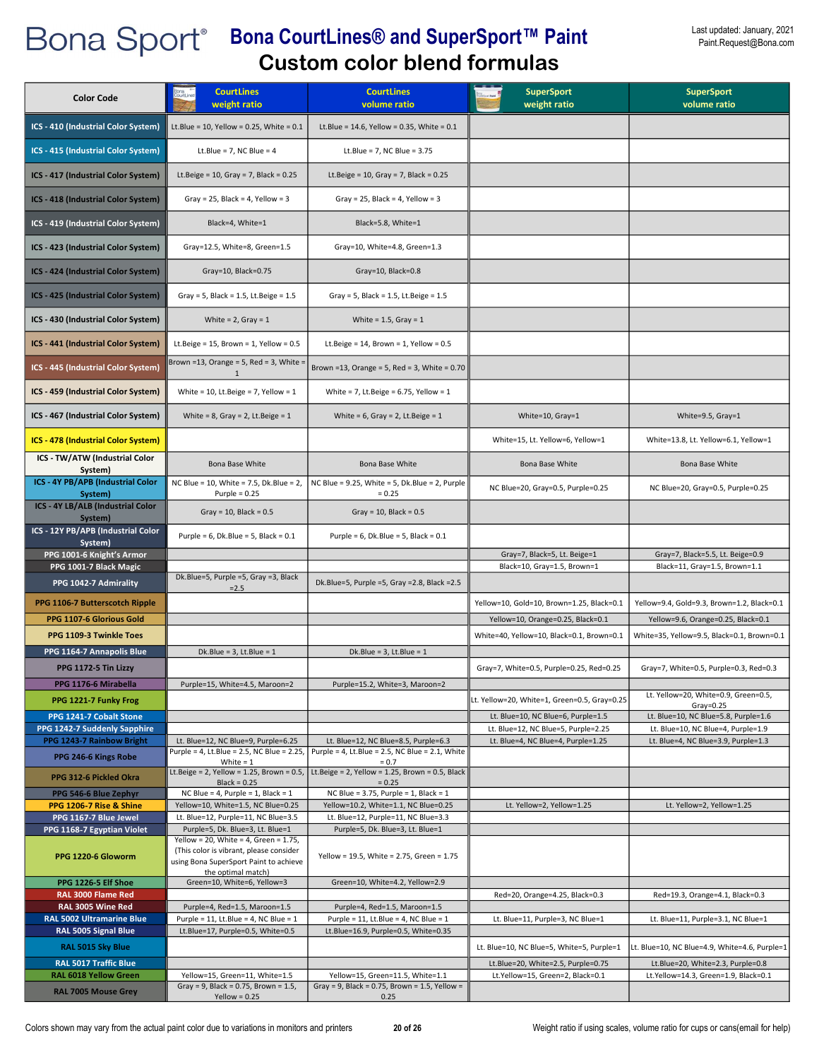# Bona Sport® Bona CourtLines® and SuperSport™ Paint

## Custom color blend formulas

Last updated: January, 2021
Paint.Request@Bona.com

| Color Code | CourtLines weight ratio | CourtLines volume ratio | SuperSport weight ratio | SuperSport volume ratio |
|---|---|---|---|---|
| ICS - 410 (Industrial Color System) | Lt.Blue = 10, Yellow = 0.25, White = 0.1 | Lt.Blue = 14.6, Yellow = 0.35, White = 0.1 | | |
| ICS - 415 (Industrial Color System) | Lt.Blue = 7, NC Blue = 4 | Lt.Blue = 7, NC Blue = 3.75 | | |
| ICS - 417 (Industrial Color System) | Lt.Beige = 10, Gray = 7, Black = 0.25 | Lt.Beige = 10, Gray = 7, Black = 0.25 | | |
| ICS - 418 (Industrial Color System) | Gray = 25, Black = 4, Yellow = 3 | Gray = 25, Black = 4, Yellow = 3 | | |
| ICS - 419 (Industrial Color System) | Black=4, White=1 | Black=5.8, White=1 | | |
| ICS - 423 (Industrial Color System) | Gray=12.5, White=8, Green=1.5 | Gray=10, White=4.8, Green=1.3 | | |
| ICS - 424 (Industrial Color System) | Gray=10, Black=0.75 | Gray=10, Black=0.8 | | |
| ICS - 425 (Industrial Color System) | Gray = 5, Black = 1.5, Lt.Beige = 1.5 | Gray = 5, Black = 1.5, Lt.Beige = 1.5 | | |
| ICS - 430 (Industrial Color System) | White = 2, Gray = 1 | White = 1.5, Gray = 1 | | |
| ICS - 441 (Industrial Color System) | Lt.Beige = 15, Brown = 1, Yellow = 0.5 | Lt.Beige = 14, Brown = 1, Yellow = 0.5 | | |
| ICS - 445 (Industrial Color System) | Brown =13, Orange = 5, Red = 3, White = 1 | Brown =13, Orange = 5, Red = 3, White = 0.70 | | |
| ICS - 459 (Industrial Color System) | White = 10, Lt.Beige = 7, Yellow = 1 | White = 7, Lt.Beige = 6.75, Yellow = 1 | | |
| ICS - 467 (Industrial Color System) | White = 8, Gray = 2, Lt.Beige = 1 | White = 6, Gray = 2, Lt.Beige = 1 | White=10, Gray=1 | White=9.5, Gray=1 |
| ICS - 478 (Industrial Color System) | | | White=15, Lt. Yellow=6, Yellow=1 | White=13.8, Lt. Yellow=6.1, Yellow=1 |
| ICS - TW/ATW (Industrial Color System) | Bona Base White | Bona Base White | Bona Base White | Bona Base White |
| ICS - 4Y PB/APB (Industrial Color System) | NC Blue = 10, White = 7.5, Dk.Blue = 2, Purple = 0.25 | NC Blue = 9.25, White = 5, Dk.Blue = 2, Purple = 0.25 | NC Blue=20, Gray=0.5, Purple=0.25 | NC Blue=20, Gray=0.5, Purple=0.25 |
| ICS - 4Y LB/ALB (Industrial Color System) | Gray = 10, Black = 0.5 | Gray = 10, Black = 0.5 | | |
| ICS - 12Y PB/APB (Industrial Color System) | Purple = 6, Dk.Blue = 5, Black = 0.1 | Purple = 6, Dk.Blue = 5, Black = 0.1 | | |
| PPG 1001-6 Knight's Armor | | | Gray=7, Black=5, Lt. Beige=1 | Gray=7, Black=5.5, Lt. Beige=0.9 |
| PPG 1001-7 Black Magic | | | Black=10, Gray=1.5, Brown=1 | Black=11, Gray=1.5, Brown=1.1 |
| PPG 1042-7 Admirality | Dk.Blue=5, Purple =5, Gray =3, Black =2.5 | Dk.Blue=5, Purple =5, Gray =2.8, Black =2.5 | | |
| PPG 1106-7 Butterscotch Ripple | | | Yellow=10, Gold=10, Brown=1.25, Black=0.1 | Yellow=9.4, Gold=9.3, Brown=1.2, Black=0.1 |
| PPG 1107-6 Glorious Gold | | | Yellow=10, Orange=0.25, Black=0.1 | Yellow=9.6, Orange=0.25, Black=0.1 |
| PPG 1109-3 Twinkle Toes | | | White=40, Yellow=10, Black=0.1, Brown=0.1 | White=35, Yellow=9.5, Black=0.1, Brown=0.1 |
| PPG 1164-7 Annapolis Blue | Dk.Blue = 3, Lt.Blue = 1 | Dk.Blue = 3, Lt.Blue = 1 | | |
| PPG 1172-5 Tin Lizzy | | | Gray=7, White=0.5, Purple=0.25, Red=0.25 | Gray=7, White=0.5, Purple=0.3, Red=0.3 |
| PPG 1176-6 Mirabella | Purple=15, White=4.5, Maroon=2 | Purple=15.2, White=3, Maroon=2 | | |
| PPG 1221-7 Funky Frog | | | Lt. Yellow=20, White=1, Green=0.5, Gray=0.25 | Lt. Yellow=20, White=0.9, Green=0.5, Gray=0.25 |
| PPG 1241-7 Cobalt Stone | | | Lt. Blue=10, NC Blue=6, Purple=1.5 | Lt. Blue=10, NC Blue=5.8, Purple=1.6 |
| PPG 1242-7 Suddenly Sapphire | | | Lt. Blue=12, NC Blue=5, Purple=2.25 | Lt. Blue=10, NC Blue=4, Purple=1.9 |
| PPG 1243-7 Rainbow Bright | Lt. Blue=12, NC Blue=9, Purple=6.25 | Lt. Blue=12, NC Blue=8.5, Purple=6.3 | Lt. Blue=4, NC Blue=4, Purple=1.25 | Lt. Blue=4, NC Blue=3.9, Purple=1.3 |
| PPG 246-6 Kings Robe | Purple = 4, Lt.Blue = 2.5, NC Blue = 2.25, White = 1 | Purple = 4, Lt.Blue = 2.5, NC Blue = 2.1, White = 0.7 | | |
| PPG 312-6 Pickled Okra | Lt.Beige = 2, Yellow = 1.25, Brown = 0.5, Black = 0.25 | Lt.Beige = 2, Yellow = 1.25, Brown = 0.5, Black = 0.25 | | |
| PPG 546-6 Blue Zephyr | NC Blue = 4, Purple = 1, Black = 1 | NC Blue = 3.75, Purple = 1, Black = 1 | | |
| PPG 1206-7 Rise & Shine | Yellow=10, White=1.5, NC Blue=0.25 | Yellow=10.2, White=1.1, NC Blue=0.25 | Lt. Yellow=2, Yellow=1.25 | Lt. Yellow=2, Yellow=1.25 |
| PPG 1167-7 Blue Jewel | Lt. Blue=12, Purple=11, NC Blue=3.5 | Lt. Blue=12, Purple=11, NC Blue=3.3 | | |
| PPG 1168-7 Egyptian Violet | Purple=5, Dk. Blue=3, Lt. Blue=1 | Purple=5, Dk. Blue=3, Lt. Blue=1 | | |
| PPG 1220-6 Gloworm | Yellow = 20, White = 4, Green = 1.75, (This color is vibrant, please consider using Bona SuperSport Paint to achieve the optimal match) | Yellow = 19.5, White = 2.75, Green = 1.75 | | |
| PPG 1226-5 Elf Shoe | Green=10, White=6, Yellow=3 | Green=10, White=4.2, Yellow=2.9 | | |
| RAL 3000 Flame Red | | | Red=20, Orange=4.25, Black=0.3 | Red=19.3, Orange=4.1, Black=0.3 |
| RAL 3005 Wine Red | Purple=4, Red=1.5, Maroon=1.5 | Purple=4, Red=1.5, Maroon=1.5 | | |
| RAL 5002 Ultramarine Blue | Purple = 11, Lt.Blue = 4, NC Blue = 1 | Purple = 11, Lt.Blue = 4, NC Blue = 1 | Lt. Blue=11, Purple=3, NC Blue=1 | Lt. Blue=11, Purple=3.1, NC Blue=1 |
| RAL 5005 Signal Blue | Lt.Blue=17, Purple=0.5, White=0.5 | Lt.Blue=16.9, Purple=0.5, White=0.35 | | |
| RAL 5015 Sky Blue | | | Lt. Blue=10, NC Blue=5, White=5, Purple=1 | Lt. Blue=10, NC Blue=4.9, White=4.6, Purple=1 |
| RAL 5017 Traffic Blue | | | Lt.Blue=20, White=2.5, Purple=0.75 | Lt.Blue=20, White=2.3, Purple=0.8 |
| RAL 6018 Yellow Green | Yellow=15, Green=11, White=1.5 | Yellow=15, Green=11.5, White=1.1 | Lt.Yellow=15, Green=2, Black=0.1 | Lt.Yellow=14.3, Green=1.9, Black=0.1 |
| RAL 7005 Mouse Grey | Gray = 9, Black = 0.75, Brown = 1.5, Yellow = 0.25 | Gray = 9, Black = 0.75, Brown = 1.5, Yellow = 0.25 | | |

Colors shown may vary from the actual paint color due to variations in monitors and printers

Weight ratio if using scales, volume ratio for cups or cans(email for help)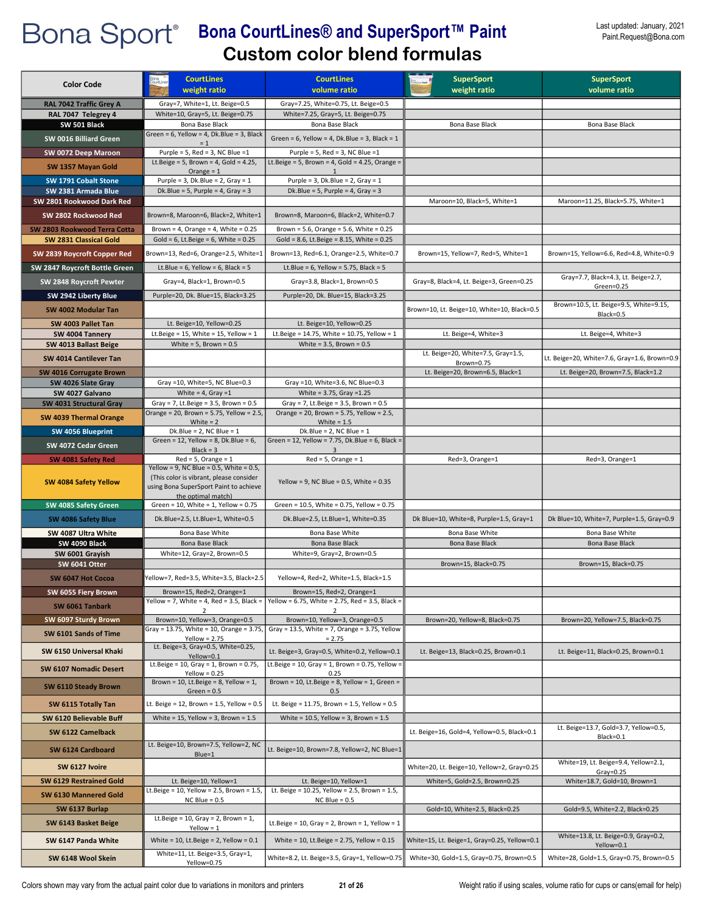# Bona Sport® Bona CourtLines® and SuperSport™ Paint

## Custom color blend formulas

Last updated: January, 2021
Paint.Request@Bona.com

| Color Code | CourtLines weight ratio | CourtLines volume ratio | SuperSport weight ratio | SuperSport volume ratio |
|---|---|---|---|---|
| RAL 7042 Traffic Grey A | Gray=7, White=1, Lt. Beige=0.5 | Gray=7.25, White=0.75, Lt. Beige=0.5 | | |
| RAL 7047 Telegrey 4 | White=10, Gray=5, Lt. Beige=0.75 | White=7.25, Gray=5, Lt. Beige=0.75 | | |
| SW 501 Black | Bona Base Black | Bona Base Black | Bona Base Black | Bona Base Black |
| SW 0016 Billiard Green | Green = 6, Yellow = 4, Dk.Blue = 3, Black = 1 | Green = 6, Yellow = 4, Dk.Blue = 3, Black = 1 | | |
| SW 0072 Deep Maroon | Purple = 5, Red = 3, NC Blue =1 | Purple = 5, Red = 3, NC Blue =1 | | |
| SW 1357 Mayan Gold | Lt.Beige = 5, Brown = 4, Gold = 4.25, Orange = 1 | Lt.Beige = 5, Brown = 4, Gold = 4.25, Orange = 1 | | |
| SW 1791 Cobalt Stone | Purple = 3, Dk.Blue = 2, Gray = 1 | Purple = 3, Dk.Blue = 2, Gray = 1 | | |
| SW 2381 Armada Blue | Dk.Blue = 5, Purple = 4, Gray = 3 | Dk.Blue = 5, Purple = 4, Gray = 3 | | |
| SW 2801 Rookwood Dark Red | | | Maroon=10, Black=5, White=1 | Maroon=11.25, Black=5.75, White=1 |
| SW 2802 Rockwood Red | Brown=8, Maroon=6, Black=2, White=1 | Brown=8, Maroon=6, Black=2, White=0.7 | | |
| SW 2803 Rookwood Terra Cotta | Brown = 4, Orange = 4, White = 0.25 | Brown = 5.6, Orange = 5.6, White = 0.25 | | |
| SW 2831 Classical Gold | Gold = 6, Lt.Beige = 6, White = 0.25 | Gold = 8.6, Lt.Beige = 8.15, White = 0.25 | | |
| SW 2839 Roycroft Copper Red | Brown=13, Red=6, Orange=2.5, White=1 | Brown=13, Red=6.1, Orange=2.5, White=0.7 | Brown=15, Yellow=7, Red=5, White=1 | Brown=15, Yellow=6.6, Red=4.8, White=0.9 |
| SW 2847 Roycroft Bottle Green | Lt.Blue = 6, Yellow = 6, Black = 5 | Lt.Blue = 6, Yellow = 5.75, Black = 5 | | |
| SW 2848 Roycroft Pewter | Gray=4, Black=1, Brown=0.5 | Gray=3.8, Black=1, Brown=0.5 | Gray=8, Black=4, Lt. Beige=3, Green=0.25 | Gray=7.7, Black=4.3, Lt. Beige=2.7, Green=0.25 |
| SW 2942 Liberty Blue | Purple=20, Dk. Blue=15, Black=3.25 | Purple=20, Dk. Blue=15, Black=3.25 | | |
| SW 4002 Modular Tan | | | Brown=10, Lt. Beige=10, White=10, Black=0.5 | Brown=10.5, Lt. Beige=9.5, White=9.15, Black=0.5 |
| SW 4003 Pallet Tan | Lt. Beige=10, Yellow=0.25 | Lt. Beige=10, Yellow=0.25 | | |
| SW 4004 Tannery | Lt.Beige = 15, White = 15, Yellow = 1 | Lt.Beige = 14.75, White = 10.75, Yellow = 1 | Lt. Beige=4, White=3 | Lt. Beige=4, White=3 |
| SW 4013 Ballast Beige | White = 5, Brown = 0.5 | White = 3.5, Brown = 0.5 | | |
| SW 4014 Cantilever Tan | | | Lt. Beige=20, White=7.5, Gray=1.5, Brown=0.75 | Lt. Beige=20, White=7.6, Gray=1.6, Brown=0.9 |
| SW 4016 Corrugate Brown | | | Lt. Beige=20, Brown=6.5, Black=1 | Lt. Beige=20, Brown=7.5, Black=1.2 |
| SW 4026 Slate Gray | Gray =10, White=5, NC Blue=0.3 | Gray =10, White=3.6, NC Blue=0.3 | | |
| SW 4027 Galvano | White = 4, Gray =1 | White = 3.75, Gray =1.25 | | |
| SW 4031 Structural Gray | Gray = 7, Lt.Beige = 3.5, Brown = 0.5 | Gray = 7, Lt.Beige = 3.5, Brown = 0.5 | | |
| SW 4039 Thermal Orange | Orange = 20, Brown = 5.75, Yellow = 2.5, White = 2 | Orange = 20, Brown = 5.75, Yellow = 2.5, White = 1.5 | | |
| SW 4056 Blueprint | Dk.Blue = 2, NC Blue = 1 | Dk.Blue = 2, NC Blue = 1 | | |
| SW 4072 Cedar Green | Green = 12, Yellow = 8, Dk.Blue = 6, Black = 3 | Green = 12, Yellow = 7.75, Dk.Blue = 6, Black = 3 | | |
| SW 4081 Safety Red | Red = 5, Orange = 1 | Red = 5, Orange = 1 | Red=3, Orange=1 | Red=3, Orange=1 |
| SW 4084 Safety Yellow | Yellow = 9, NC Blue = 0.5, White = 0.5, (This color is vibrant, please consider using Bona SuperSport Paint to achieve the optimal match) | Yellow = 9, NC Blue = 0.5, White = 0.35 | | |
| SW 4085 Safety Green | Green = 10, White = 1, Yellow = 0.75 | Green = 10.5, White = 0.75, Yellow = 0.75 | | |
| SW 4086 Safety Blue | Dk.Blue=2.5, Lt.Blue=1, White=0.5 | Dk.Blue=2.5, Lt.Blue=1, White=0.35 | Dk Blue=10, White=8, Purple=1.5, Gray=1 | Dk Blue=10, White=7, Purple=1.5, Gray=0.9 |
| SW 4087 Ultra White | Bona Base White | Bona Base White | Bona Base White | Bona Base White |
| SW 4090 Black | Bona Base Black | Bona Base Black | Bona Base Black | Bona Base Black |
| SW 6001 Grayish | White=12, Gray=2, Brown=0.5 | White=9, Gray=2, Brown=0.5 | | |
| SW 6041 Otter | | | Brown=15, Black=0.75 | Brown=15, Black=0.75 |
| SW 6047 Hot Cocoa | Yellow=7, Red=3.5, White=3.5, Black=2.5 | Yellow=4, Red=2, White=1.5, Black=1.5 | | |
| SW 6055 Fiery Brown | Brown=15, Red=2, Orange=1 | Brown=15, Red=2, Orange=1 | | |
| SW 6061 Tanbark | Yellow = 7, White = 4, Red = 3.5, Black = 2 | Yellow = 6.75, White = 2.75, Red = 3.5, Black = 2 | | |
| SW 6097 Sturdy Brown | Brown=10, Yellow=3, Orange=0.5 | Brown=10, Yellow=3, Orange=0.5 | Brown=20, Yellow=8, Black=0.75 | Brown=20, Yellow=7.5, Black=0.75 |
| SW 6101 Sands of Time | Gray = 13.75, White = 10, Orange = 3.75, Yellow = 2.75 | Gray = 13.5, White = 7, Orange = 3.75, Yellow = 2.75 | | |
| SW 6150 Universal Khaki | Lt. Beige=3, Gray=0.5, White=0.25, Yellow=0.1 | Lt. Beige=3, Gray=0.5, White=0.2, Yellow=0.1 | Lt. Beige=13, Black=0.25, Brown=0.1 | Lt. Beige=11, Black=0.25, Brown=0.1 |
| SW 6107 Nomadic Desert | Lt.Beige = 10, Gray = 1, Brown = 0.75, Yellow = 0.25 | Lt.Beige = 10, Gray = 1, Brown = 0.75, Yellow = 0.25 | | |
| SW 6110 Steady Brown | Brown = 10, Lt.Beige = 8, Yellow = 1, Green = 0.5 | Brown = 10, Lt.Beige = 8, Yellow = 1, Green = 0.5 | | |
| SW 6115 Totally Tan | Lt. Beige = 12, Brown = 1.5, Yellow = 0.5 | Lt. Beige = 11.75, Brown = 1.5, Yellow = 0.5 | | |
| SW 6120 Believable Buff | White = 15, Yellow = 3, Brown = 1.5 | White = 10.5, Yellow = 3, Brown = 1.5 | | |
| SW 6122 Camelback | | | Lt. Beige=16, Gold=4, Yellow=0.5, Black=0.1 | Lt. Beige=13.7, Gold=3.7, Yellow=0.5, Black=0.1 |
| SW 6124 Cardboard | Lt. Beige=10, Brown=7.5, Yellow=2, NC Blue=1 | Lt. Beige=10, Brown=7.8, Yellow=2, NC Blue=1 | | |
| SW 6127 Ivoire | | | White=20, Lt. Beige=10, Yellow=2, Gray=0.25 | White=19, Lt. Beige=9.4, Yellow=2.1, Gray=0.25 |
| SW 6129 Restrained Gold | Lt. Beige=10, Yellow=1 | Lt. Beige=10, Yellow=1 | White=5, Gold=2.5, Brown=0.25 | White=18.7, Gold=10, Brown=1 |
| SW 6130 Mannered Gold | Lt.Beige = 10, Yellow = 2.5, Brown = 1.5, NC Blue = 0.5 | Lt. Beige = 10.25, Yellow = 2.5, Brown = 1.5, NC Blue = 0.5 | | |
| SW 6137 Burlap | | | Gold=10, White=2.5, Black=0.25 | Gold=9.5, White=2.2, Black=0.25 |
| SW 6143 Basket Beige | Lt.Beige = 10, Gray = 2, Brown = 1, Yellow = 1 | Lt.Beige = 10, Gray = 2, Brown = 1, Yellow = 1 | | |
| SW 6147 Panda White | White = 10, Lt.Beige = 2, Yellow = 0.1 | White = 10, Lt.Beige = 2.75, Yellow = 0.15 | White=15, Lt. Beige=1, Gray=0.25, Yellow=0.1 | White=13.8, Lt. Beige=0.9, Gray=0.2, Yellow=0.1 |
| SW 6148 Wool Skein | White=11, Lt. Beige=3.5, Gray=1, Yellow=0.75 | White=8.2, Lt. Beige=3.5, Gray=1, Yellow=0.75 | White=30, Gold=1.5, Gray=0.75, Brown=0.5 | White=28, Gold=1.5, Gray=0.75, Brown=0.5 |

Colors shown may vary from the actual paint color due to variations in monitors and printers

Weight ratio if using scales, volume ratio for cups or cans(email for help)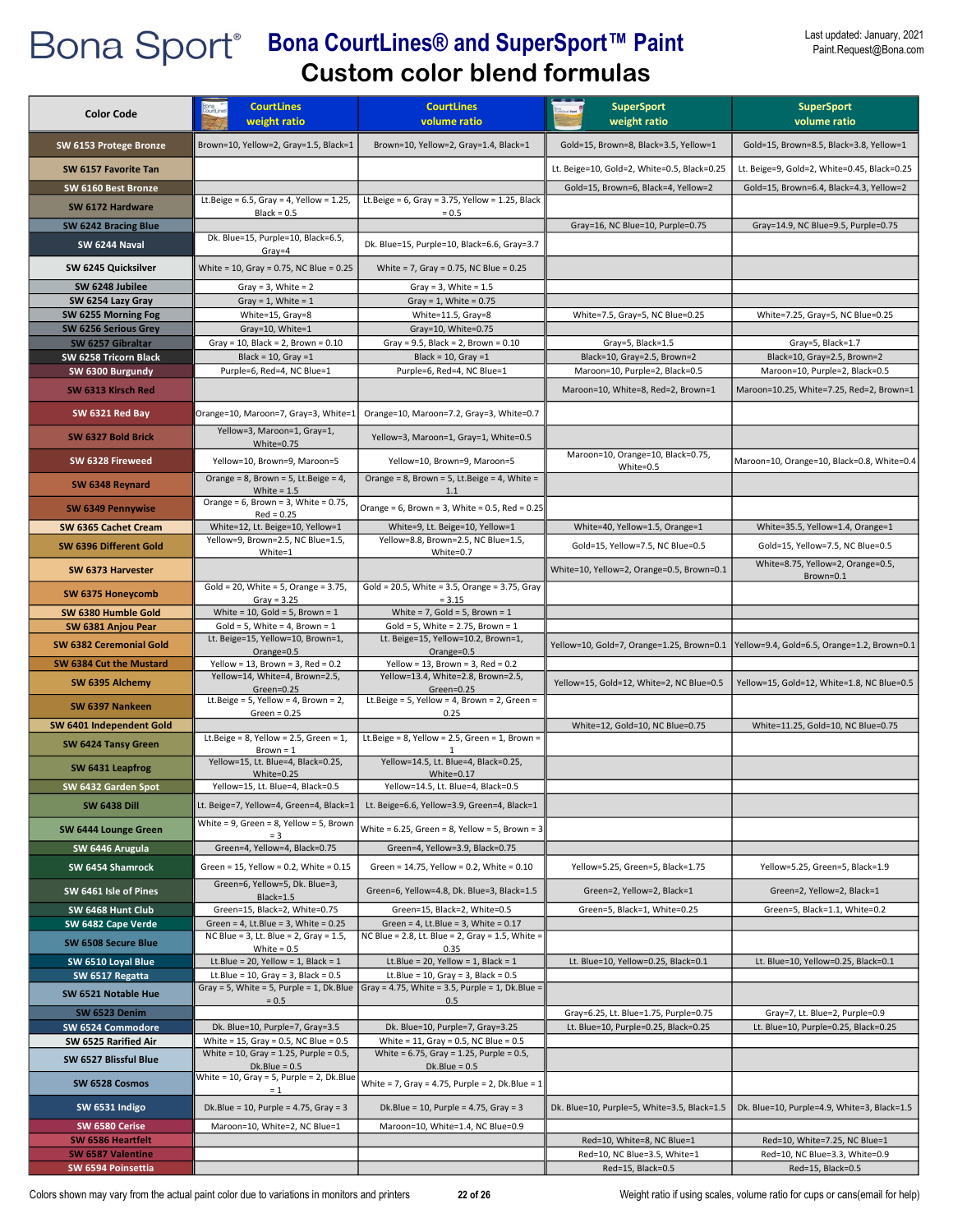# Bona Sport® Bona CourtLines® and SuperSport™ Paint

## Custom color blend formulas

Last updated: January, 2021
Paint.Request@Bona.com

| Color Code | CourtLines weight ratio | CourtLines volume ratio | SuperSport weight ratio | SuperSport volume ratio |
|---|---|---|---|---|
| SW 6153 Protege Bronze | Brown=10, Yellow=2, Gray=1.5, Black=1 | Brown=10, Yellow=2, Gray=1.4, Black=1 | Gold=15, Brown=8, Black=3.5, Yellow=1 | Gold=15, Brown=8.5, Black=3.8, Yellow=1 |
| SW 6157 Favorite Tan | | | Lt. Beige=10, Gold=2, White=0.5, Black=0.25 | Lt. Beige=9, Gold=2, White=0.45, Black=0.25 |
| SW 6160 Best Bronze | | | Gold=15, Brown=6, Black=4, Yellow=2 | Gold=15, Brown=6.4, Black=4.3, Yellow=2 |
| SW 6172 Hardware | Lt.Beige = 6.5, Gray = 4, Yellow = 1.25, Black = 0.5 | Lt.Beige = 6, Gray = 3.75, Yellow = 1.25, Black = 0.5 | | |
| SW 6242 Bracing Blue | | | Gray=16, NC Blue=10, Purple=0.75 | Gray=14.9, NC Blue=9.5, Purple=0.75 |
| SW 6244 Naval | Dk. Blue=15, Purple=10, Black=6.5, Gray=4 | Dk. Blue=15, Purple=10, Black=6.6, Gray=3.7 | | |
| SW 6245 Quicksilver | White = 10, Gray = 0.75, NC Blue = 0.25 | White = 7, Gray = 0.75, NC Blue = 0.25 | | |
| SW 6248 Jubilee | Gray = 3, White = 2 | Gray = 3, White = 1.5 | | |
| SW 6254 Lazy Gray | Gray = 1, White = 1 | Gray = 1, White = 0.75 | | |
| SW 6255 Morning Fog | White=15, Gray=8 | White=11.5, Gray=8 | White=7.5, Gray=5, NC Blue=0.25 | White=7.25, Gray=5, NC Blue=0.25 |
| SW 6256 Serious Grey | Gray=10, White=1 | Gray=10, White=0.75 | | |
| SW 6257 Gibraltar | Gray = 10, Black = 2, Brown = 0.10 | Gray = 9.5, Black = 2, Brown = 0.10 | Gray=5, Black=1.5 | Gray=5, Black=1.7 |
| SW 6258 Tricorn Black | Black = 10, Gray =1 | Black = 10, Gray =1 | Black=10, Gray=2.5, Brown=2 | Black=10, Gray=2.5, Brown=2 |
| SW 6300 Burgundy | Purple=6, Red=4, NC Blue=1 | Purple=6, Red=4, NC Blue=1 | Maroon=10, Purple=2, Black=0.5 | Maroon=10, Purple=2, Black=0.5 |
| SW 6313 Kirsch Red | | | Maroon=10, White=8, Red=2, Brown=1 | Maroon=10.25, White=7.25, Red=2, Brown=1 |
| SW 6321 Red Bay | Orange=10, Maroon=7, Gray=3, White=1 | Orange=10, Maroon=7.2, Gray=3, White=0.7 | | |
| SW 6327 Bold Brick | Yellow=3, Maroon=1, Gray=1, White=0.75 | Yellow=3, Maroon=1, Gray=1, White=0.5 | | |
| SW 6328 Fireweed | Yellow=10, Brown=9, Maroon=5 | Yellow=10, Brown=9, Maroon=5 | Maroon=10, Orange=10, Black=0.75, White=0.5 | Maroon=10, Orange=10, Black=0.8, White=0.4 |
| SW 6348 Reynard | Orange = 8, Brown = 5, Lt.Beige = 4, White = 1.5 | Orange = 8, Brown = 5, Lt.Beige = 4, White = 1.1 | | |
| SW 6349 Pennywise | Orange = 6, Brown = 3, White = 0.75, Red = 0.25 | Orange = 6, Brown = 3, White = 0.5, Red = 0.25 | | |
| SW 6365 Cachet Cream | White=12, Lt. Beige=10, Yellow=1 | White=9, Lt. Beige=10, Yellow=1 | White=40, Yellow=1.5, Orange=1 | White=35.5, Yellow=1.4, Orange=1 |
| SW 6396 Different Gold | Yellow=9, Brown=2.5, NC Blue=1.5, White=1 | Yellow=8.8, Brown=2.5, NC Blue=1.5, White=0.7 | Gold=15, Yellow=7.5, NC Blue=0.5 | Gold=15, Yellow=7.5, NC Blue=0.5 |
| SW 6373 Harvester | | | White=10, Yellow=2, Orange=0.5, Brown=0.1 | White=8.75, Yellow=2, Orange=0.5, Brown=0.1 |
| SW 6375 Honeycomb | Gold = 20, White = 5, Orange = 3.75, Gray = 3.25 | Gold = 20.5, White = 3.5, Orange = 3.75, Gray = 3.15 | | |
| SW 6380 Humble Gold | White = 10, Gold = 5, Brown = 1 | White = 7, Gold = 5, Brown = 1 | | |
| SW 6381 Anjou Pear | Gold = 5, White = 4, Brown = 1 | Gold = 5, White = 3, Brown = 1 | | |
| SW 6382 Ceremonial Gold | Lt. Beige=15, Yellow=10, Brown=1, Orange=0.5 | Lt. Beige=15, Yellow=10.2, Brown=1, Orange=0.5 | Yellow=10, Gold=7, Orange=1.25, Brown=0.1 | Yellow=9.4, Gold=6.5, Orange=1.2, Brown=0.1 |
| SW 6384 Cut the Mustard | Yellow = 13, Brown = 3, Red = 0.2 | Yellow = 13, Brown = 3, Red = 0.2 | | |
| SW 6395 Alchemy | Yellow=14, White=4, Brown=2.5, Green=0.25 | Yellow=13.4, White=2.8, Brown=2.5, Green=0.25 | Yellow=15, Gold=12, White=2, NC Blue=0.5 | Yellow=15, Gold=12, White=1.8, NC Blue=0.5 |
| SW 6397 Nankeen | Lt.Beige = 5, Yellow = 4, Brown = 2, Green = 0.25 | Lt.Beige = 5, Yellow = 4, Brown = 2, Green = 0.25 | | |
| SW 6401 Independent Gold | | | White=12, Gold=10, NC Blue=0.75 | White=11.25, Gold=10, NC Blue=0.75 |
| SW 6424 Tansy Green | Lt.Beige = 8, Yellow = 2.5, Green = 1, Brown = 1 | Lt.Beige = 8, Yellow = 2.5, Green = 1, Brown = 1 | | |
| SW 6431 Leapfrog | Yellow=15, Lt. Blue=4, Black=0.25, White=0.25 | Yellow=14.5, Lt. Blue=4, Black=0.25, White=0.17 | | |
| SW 6432 Garden Spot | Yellow=15, Lt. Blue=4, Black=0.5 | Yellow=14.5, Lt. Blue=4, Black=0.5 | | |
| SW 6438 Dill | Lt. Beige=7, Yellow=4, Green=4, Black=1 | Lt. Beige=6.6, Yellow=3.9, Green=4, Black=1 | | |
| SW 6444 Lounge Green | White = 9, Green = 8, Yellow = 5, Brown = 3 | White = 6.25, Green = 8, Yellow = 5, Brown = 3 | | |
| SW 6446 Arugula | Green=4, Yellow=4, Black=0.75 | Green=4, Yellow=3.9, Black=0.75 | | |
| SW 6454 Shamrock | Green = 15, Yellow = 0.2, White = 0.15 | Green = 14.75, Yellow = 0.2, White = 0.10 | Yellow=5.25, Green=5, Black=1.75 | Yellow=5.25, Green=5, Black=1.9 |
| SW 6461 Isle of Pines | Green=6, Yellow=5, Dk. Blue=3, Black=1.5 | Green=6, Yellow=4.8, Dk. Blue=3, Black=1.5 | Green=2, Yellow=2, Black=1 | Green=2, Yellow=2, Black=1 |
| SW 6468 Hunt Club | Green=15, Black=2, White=0.75 | Green=15, Black=2, White=0.5 | Green=5, Black=1, White=0.25 | Green=5, Black=1.1, White=0.2 |
| SW 6482 Cape Verde | Green = 4, Lt.Blue = 3, White = 0.25 | Green = 4, Lt.Blue = 3, White = 0.17 | | |
| SW 6508 Secure Blue | NC Blue = 3, Lt. Blue = 2, Gray = 1.5, White = 0.5 | NC Blue = 2.8, Lt. Blue = 2, Gray = 1.5, White = 0.35 | | |
| SW 6510 Loyal Blue | Lt.Blue = 20, Yellow = 1, Black = 1 | Lt.Blue = 20, Yellow = 1, Black = 1 | Lt. Blue=10, Yellow=0.25, Black=0.1 | Lt. Blue=10, Yellow=0.25, Black=0.1 |
| SW 6517 Regatta | Lt.Blue = 10, Gray = 3, Black = 0.5 | Lt.Blue = 10, Gray = 3, Black = 0.5 | | |
| SW 6521 Notable Hue | Gray = 5, White = 5, Purple = 1, Dk.Blue = 0.5 | Gray = 4.75, White = 3.5, Purple = 1, Dk.Blue = 0.5 | | |
| SW 6523 Denim | | | Gray=6.25, Lt. Blue=1.75, Purple=0.75 | Gray=7, Lt. Blue=2, Purple=0.9 |
| SW 6524 Commodore | Dk. Blue=10, Purple=7, Gray=3.5 | Dk. Blue=10, Purple=7, Gray=3.25 | Lt. Blue=10, Purple=0.25, Black=0.25 | Lt. Blue=10, Purple=0.25, Black=0.25 |
| SW 6525 Rarified Air | White = 15, Gray = 0.5, NC Blue = 0.5 | White = 11, Gray = 0.5, NC Blue = 0.5 | | |
| SW 6527 Blissful Blue | White = 10, Gray = 1.25, Purple = 0.5, Dk.Blue = 0.5 | White = 6.75, Gray = 1.25, Purple = 0.5, Dk.Blue = 0.5 | | |
| SW 6528 Cosmos | White = 10, Gray = 5, Purple = 2, Dk.Blue = 1 | White = 7, Gray = 4.75, Purple = 2, Dk.Blue = 1 | | |
| SW 6531 Indigo | Dk.Blue = 10, Purple = 4.75, Gray = 3 | Dk.Blue = 10, Purple = 4.75, Gray = 3 | Dk. Blue=10, Purple=5, White=3.5, Black=1.5 | Dk. Blue=10, Purple=4.9, White=3, Black=1.5 |
| SW 6580 Cerise | Maroon=10, White=2, NC Blue=1 | Maroon=10, White=1.4, NC Blue=0.9 | | |
| SW 6586 Heartfelt | | | Red=10, White=8, NC Blue=1 | Red=10, White=7.25, NC Blue=1 |
| SW 6587 Valentine | | | Red=10, NC Blue=3.5, White=1 | Red=10, NC Blue=3.3, White=0.9 |
| SW 6594 Poinsettia | | | Red=15, Black=0.5 | Red=15, Black=0.5 |

Colors shown may vary from the actual paint color due to variations in monitors and printers

Weight ratio if using scales, volume ratio for cups or cans(email for help)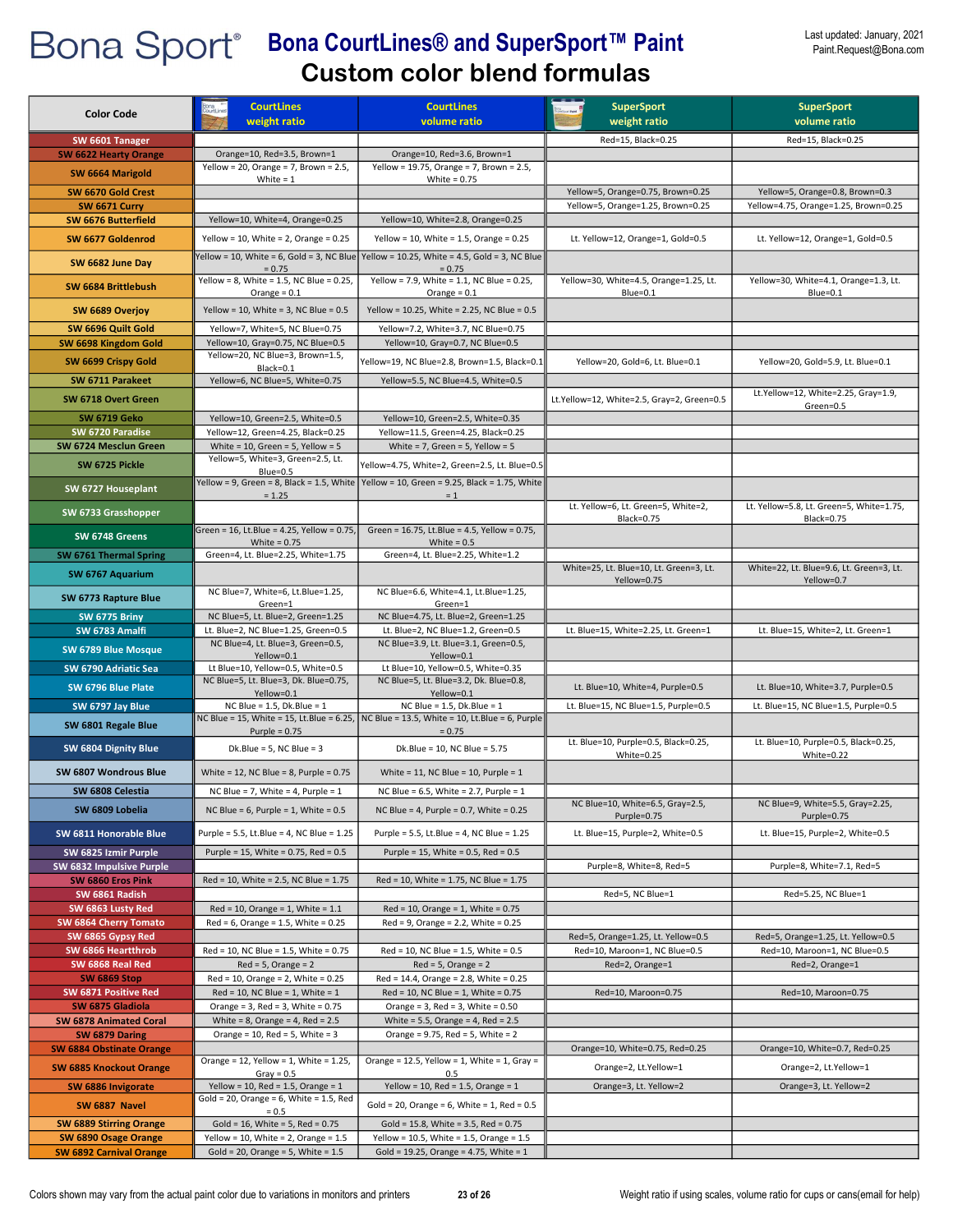# Bona Sport® Bona CourtLines® and SuperSport™ Paint
## Custom color blend formulas

Last updated: January, 2021
Paint.Request@Bona.com

| Color Code | CourtLines weight ratio | CourtLines volume ratio | SuperSport weight ratio | SuperSport volume ratio |
|---|---|---|---|---|
| SW 6601 Tanager | | | Red=15, Black=0.25 | Red=15, Black=0.25 |
| SW 6622 Hearty Orange | Orange=10, Red=3.5, Brown=1 | Orange=10, Red=3.6, Brown=1 | | |
| SW 6664 Marigold | Yellow = 20, Orange = 7, Brown = 2.5, White = 1 | Yellow = 19.75, Orange = 7, Brown = 2.5, White = 0.75 | | |
| SW 6670 Gold Crest | | | Yellow=5, Orange=0.75, Brown=0.25 | Yellow=5, Orange=0.8, Brown=0.3 |
| SW 6671 Curry | | | Yellow=5, Orange=1.25, Brown=0.25 | Yellow=4.75, Orange=1.25, Brown=0.25 |
| SW 6676 Butterfield | Yellow=10, White=4, Orange=0.25 | Yellow=10, White=2.8, Orange=0.25 | | |
| SW 6677 Goldenrod | Yellow = 10, White = 2, Orange = 0.25 | Yellow = 10, White = 1.5, Orange = 0.25 | Lt. Yellow=12, Orange=1, Gold=0.5 | Lt. Yellow=12, Orange=1, Gold=0.5 |
| SW 6682 June Day | Yellow = 10, White = 6, Gold = 3, NC Blue = 0.75 | Yellow = 10.25, White = 4.5, Gold = 3, NC Blue = 0.75 | | |
| SW 6684 Brittlebush | Yellow = 8, White = 1.5, NC Blue = 0.25, Orange = 0.1 | Yellow = 7.9, White = 1.1, NC Blue = 0.25, Orange = 0.1 | Yellow=30, White=4.5, Orange=1.25, Lt. Blue=0.1 | Yellow=30, White=4.1, Orange=1.3, Lt. Blue=0.1 |
| SW 6689 Overjoy | Yellow = 10, White = 3, NC Blue = 0.5 | Yellow = 10.25, White = 2.25, NC Blue = 0.5 | | |
| SW 6696 Quilt Gold | Yellow=7, White=5, NC Blue=0.75 | Yellow=7.2, White=3.7, NC Blue=0.75 | | |
| SW 6698 Kingdom Gold | Yellow=10, Gray=0.75, NC Blue=0.5 | Yellow=10, Gray=0.7, NC Blue=0.5 | | |
| SW 6699 Crispy Gold | Yellow=20, NC Blue=3, Brown=1.5, Black=0.1 | Yellow=19, NC Blue=2.8, Brown=1.5, Black=0.1 | Yellow=20, Gold=6, Lt. Blue=0.1 | Yellow=20, Gold=5.9, Lt. Blue=0.1 |
| SW 6711 Parakeet | Yellow=6, NC Blue=5, White=0.75 | Yellow=5.5, NC Blue=4.5, White=0.5 | | |
| SW 6718 Overt Green | | | Lt.Yellow=12, White=2.5, Gray=2, Green=0.5 | Lt.Yellow=12, White=2.25, Gray=1.9, Green=0.5 |
| SW 6719 Geko | Yellow=10, Green=2.5, White=0.5 | Yellow=10, Green=2.5, White=0.35 | | |
| SW 6720 Paradise | Yellow=12, Green=4.25, Black=0.25 | Yellow=11.5, Green=4.25, Black=0.25 | | |
| SW 6724 Mesclun Green | White = 10, Green = 5, Yellow = 5 | White = 7, Green = 5, Yellow = 5 | | |
| SW 6725 Pickle | Yellow=5, White=3, Green=2.5, Lt. Blue=0.5 | Yellow=4.75, White=2, Green=2.5, Lt. Blue=0.5 | | |
| SW 6727 Houseplant | Yellow = 9, Green = 8, Black = 1.5, White = 1.25 | Yellow = 10, Green = 9.25, Black = 1.75, White = 1 | | |
| SW 6733 Grasshopper | | | Lt. Yellow=6, Lt. Green=5, White=2, Black=0.75 | Lt. Yellow=5.8, Lt. Green=5, White=1.75, Black=0.75 |
| SW 6748 Greens | Green = 16, Lt.Blue = 4.25, Yellow = 0.75, White = 0.75 | Green = 16.75, Lt.Blue = 4.5, Yellow = 0.75, White = 0.5 | | |
| SW 6761 Thermal Spring | Green=4, Lt. Blue=2.25, White=1.75 | Green=4, Lt. Blue=2.25, White=1.2 | | |
| SW 6767 Aquarium | | | White=25, Lt. Blue=10, Lt. Green=3, Lt. Yellow=0.75 | White=22, Lt. Blue=9.6, Lt. Green=3, Lt. Yellow=0.7 |
| SW 6773 Rapture Blue | NC Blue=7, White=6, Lt.Blue=1.25, Green=1 | NC Blue=6.6, White=4.1, Lt.Blue=1.25, Green=1 | | |
| SW 6775 Briny | NC Blue=5, Lt. Blue=2, Green=1.25 | NC Blue=4.75, Lt. Blue=2, Green=1.25 | | |
| SW 6783 Amalfi | Lt. Blue=2, NC Blue=1.25, Green=0.5 | Lt. Blue=2, NC Blue=1.2, Green=0.5 | Lt. Blue=15, White=2.25, Lt. Green=1 | Lt. Blue=15, White=2, Lt. Green=1 |
| SW 6789 Blue Mosque | NC Blue=4, Lt. Blue=3, Green=0.5, Yellow=0.1 | NC Blue=3.9, Lt. Blue=3.1, Green=0.5, Yellow=0.1 | | |
| SW 6790 Adriatic Sea | Lt Blue=10, Yellow=0.5, White=0.5 | Lt Blue=10, Yellow=0.5, White=0.35 | | |
| SW 6796 Blue Plate | NC Blue=5, Lt. Blue=3, Dk. Blue=0.75, Yellow=0.1 | NC Blue=5, Lt. Blue=3.2, Dk. Blue=0.8, Yellow=0.1 | Lt. Blue=10, White=4, Purple=0.5 | Lt. Blue=10, White=3.7, Purple=0.5 |
| SW 6797 Jay Blue | NC Blue = 1.5, Dk.Blue = 1 | NC Blue = 1.5, Dk.Blue = 1 | Lt. Blue=15, NC Blue=1.5, Purple=0.5 | Lt. Blue=15, NC Blue=1.5, Purple=0.5 |
| SW 6801 Regale Blue | NC Blue = 15, White = 15, Lt.Blue = 6.25, Purple = 0.75 | NC Blue = 13.5, White = 10, Lt.Blue = 6, Purple = 0.75 | | |
| SW 6804 Dignity Blue | Dk.Blue = 5, NC Blue = 3 | Dk.Blue = 10, NC Blue = 5.75 | Lt. Blue=10, Purple=0.5, Black=0.25, White=0.25 | Lt. Blue=10, Purple=0.5, Black=0.25, White=0.22 |
| SW 6807 Wondrous Blue | White = 12, NC Blue = 8, Purple = 0.75 | White = 11, NC Blue = 10, Purple = 1 | | |
| SW 6808 Celestia | NC Blue = 7, White = 4, Purple = 1 | NC Blue = 6.5, White = 2.7, Purple = 1 | | |
| SW 6809 Lobelia | NC Blue = 6, Purple = 1, White = 0.5 | NC Blue = 4, Purple = 0.7, White = 0.25 | NC Blue=10, White=6.5, Gray=2.5, Purple=0.75 | NC Blue=9, White=5.5, Gray=2.25, Purple=0.75 |
| SW 6811 Honorable Blue | Purple = 5.5, Lt.Blue = 4, NC Blue = 1.25 | Purple = 5.5, Lt.Blue = 4, NC Blue = 1.25 | Lt. Blue=15, Purple=2, White=0.5 | Lt. Blue=15, Purple=2, White=0.5 |
| SW 6825 Izmir Purple | Purple = 15, White = 0.75, Red = 0.5 | Purple = 15, White = 0.5, Red = 0.5 | | |
| SW 6832 Impulsive Purple | | | Purple=8, White=8, Red=5 | Purple=8, White=7.1, Red=5 |
| SW 6860 Eros Pink | Red = 10, White = 2.5, NC Blue = 1.75 | Red = 10, White = 1.75, NC Blue = 1.75 | | |
| SW 6861 Radish | | | Red=5, NC Blue=1 | Red=5.25, NC Blue=1 |
| SW 6863 Lusty Red | Red = 10, Orange = 1, White = 1.1 | Red = 10, Orange = 1, White = 0.75 | | |
| SW 6864 Cherry Tomato | Red = 6, Orange = 1.5, White = 0.25 | Red = 9, Orange = 2.2, White = 0.25 | | |
| SW 6865 Gypsy Red | | | Red=5, Orange=1.25, Lt. Yellow=0.5 | Red=5, Orange=1.25, Lt. Yellow=0.5 |
| SW 6866 Heartthrob | Red = 10, NC Blue = 1.5, White = 0.75 | Red = 10, NC Blue = 1.5, White = 0.5 | Red=10, Maroon=1, NC Blue=0.5 | Red=10, Maroon=1, NC Blue=0.5 |
| SW 6868 Real Red | Red = 5, Orange = 2 | Red = 5, Orange = 2 | Red=2, Orange=1 | Red=2, Orange=1 |
| SW 6869 Stop | Red = 10, Orange = 2, White = 0.25 | Red = 14.4, Orange = 2.8, White = 0.25 | | |
| SW 6871 Positive Red | Red = 10, NC Blue = 1, White = 1 | Red = 10, NC Blue = 1, White = 0.75 | Red=10, Maroon=0.75 | Red=10, Maroon=0.75 |
| SW 6875 Gladiola | Orange = 3, Red = 3, White = 0.75 | Orange = 3, Red = 3, White = 0.50 | | |
| SW 6878 Animated Coral | White = 8, Orange = 4, Red = 2.5 | White = 5.5, Orange = 4, Red = 2.5 | | |
| SW 6879 Daring | Orange = 10, Red = 5, White = 3 | Orange = 9.75, Red = 5, White = 2 | | |
| SW 6884 Obstinate Orange | | | Orange=10, White=0.75, Red=0.25 | Orange=10, White=0.7, Red=0.25 |
| SW 6885 Knockout Orange | Orange = 12, Yellow = 1, White = 1.25, Gray = 0.5 | Orange = 12.5, Yellow = 1, White = 1, Gray = 0.5 | Orange=2, Lt.Yellow=1 | Orange=2, Lt.Yellow=1 |
| SW 6886 Invigorate | Yellow = 10, Red = 1.5, Orange = 1 | Yellow = 10, Red = 1.5, Orange = 1 | Orange=3, Lt. Yellow=2 | Orange=3, Lt. Yellow=2 |
| SW 6887 Navel | Gold = 20, Orange = 6, White = 1.5, Red = 0.5 | Gold = 20, Orange = 6, White = 1, Red = 0.5 | | |
| SW 6889 Stirring Orange | Gold = 16, White = 5, Red = 0.75 | Gold = 15.8, White = 3.5, Red = 0.75 | | |
| SW 6890 Osage Orange | Yellow = 10, White = 2, Orange = 1.5 | Yellow = 10.5, White = 1.5, Orange = 1.5 | | |
| SW 6892 Carnival Orange | Gold = 20, Orange = 5, White = 1.5 | Gold = 19.25, Orange = 4.75, White = 1 | | |

Colors shown may vary from the actual paint color due to variations in monitors and printers

Weight ratio if using scales, volume ratio for cups or cans(email for help)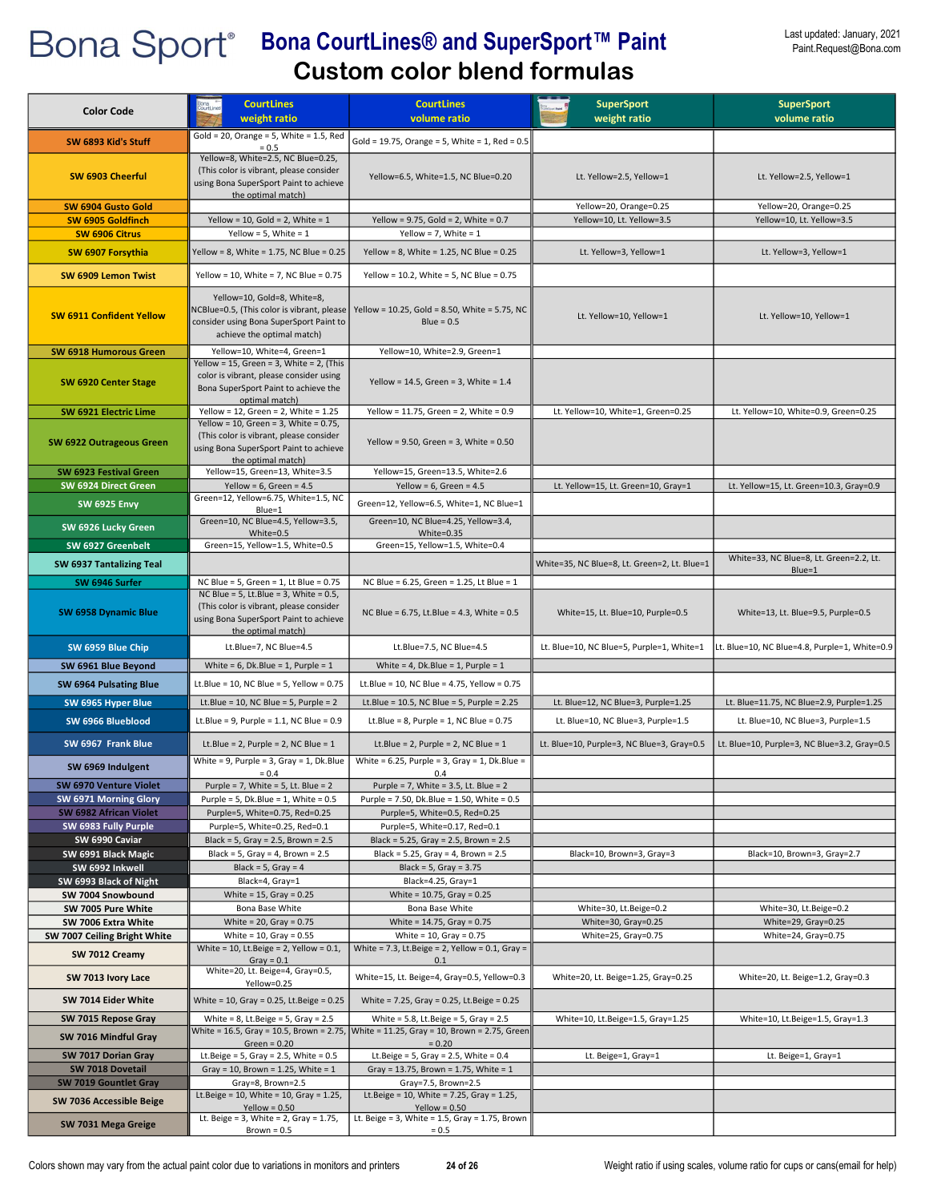# Bona Sport® Bona CourtLines® and SuperSport™ Paint

## Custom color blend formulas

Last updated: January, 2021
Paint.Request@Bona.com

| Color Code | CourtLines weight ratio | CourtLines volume ratio | SuperSport weight ratio | SuperSport volume ratio |
|---|---|---|---|---|
| SW 6893 Kid's Stuff | Gold = 20, Orange = 5, White = 1.5, Red = 0.5 | Gold = 19.75, Orange = 5, White = 1, Red = 0.5 | | |
| SW 6903 Cheerful | Yellow=8, White=2.5, NC Blue=0.25, (This color is vibrant, please consider using Bona SuperSport Paint to achieve the optimal match) | Yellow=6.5, White=1.5, NC Blue=0.20 | Lt. Yellow=2.5, Yellow=1 | Lt. Yellow=2.5, Yellow=1 |
| SW 6904 Gusto Gold | | | Yellow=20, Orange=0.25 | Yellow=20, Orange=0.25 |
| SW 6905 Goldfinch | Yellow = 10, Gold = 2, White = 1 | Yellow = 9.75, Gold = 2, White = 0.7 | Yellow=10, Lt. Yellow=3.5 | Yellow=10, Lt. Yellow=3.5 |
| SW 6906 Citrus | Yellow = 5, White = 1 | Yellow = 7, White = 1 | | |
| SW 6907 Forsythia | Yellow = 8, White = 1.75, NC Blue = 0.25 | Yellow = 8, White = 1.25, NC Blue = 0.25 | Lt. Yellow=3, Yellow=1 | Lt. Yellow=3, Yellow=1 |
| SW 6909 Lemon Twist | Yellow = 10, White = 7, NC Blue = 0.75 | Yellow = 10.2, White = 5, NC Blue = 0.75 | | |
| SW 6911 Confident Yellow | Yellow=10, Gold=8, White=8, NCBlue=0.5, (This color is vibrant, please consider using Bona SuperSport Paint to achieve the optimal match) | Yellow = 10.25, Gold = 8.50, White = 5.75, NC Blue = 0.5 | Lt. Yellow=10, Yellow=1 | Lt. Yellow=10, Yellow=1 |
| SW 6918 Humorous Green | Yellow=10, White=4, Green=1 | Yellow=10, White=2.9, Green=1 | | |
| SW 6920 Center Stage | Yellow = 15, Green = 3, White = 2, (This color is vibrant, please consider using Bona SuperSport Paint to achieve the optimal match) | Yellow = 14.5, Green = 3, White = 1.4 | | |
| SW 6921 Electric Lime | Yellow = 12, Green = 2, White = 1.25 | Yellow = 11.75, Green = 2, White = 0.9 | Lt. Yellow=10, White=1, Green=0.25 | Lt. Yellow=10, White=0.9, Green=0.25 |
| SW 6922 Outrageous Green | Yellow = 10, Green = 3, White = 0.75, (This color is vibrant, please consider using Bona SuperSport Paint to achieve the optimal match) | Yellow = 9.50, Green = 3, White = 0.50 | | |
| SW 6923 Festival Green | Yellow=15, Green=13, White=3.5 | Yellow=15, Green=13.5, White=2.6 | | |
| SW 6924 Direct Green | Yellow = 6, Green = 4.5 | Yellow = 6, Green = 4.5 | Lt. Yellow=15, Lt. Green=10, Gray=1 | Lt. Yellow=15, Lt. Green=10.3, Gray=0.9 |
| SW 6925 Envy | Green=12, Yellow=6.75, White=1.5, NC Blue=1 | Green=12, Yellow=6.5, White=1, NC Blue=1 | | |
| SW 6926 Lucky Green | Green=10, NC Blue=4.5, Yellow=3.5, White=0.5 | Green=10, NC Blue=4.25, Yellow=3.4, White=0.35 | | |
| SW 6927 Greenbelt | Green=15, Yellow=1.5, White=0.5 | Green=15, Yellow=1.5, White=0.4 | | |
| SW 6937 Tantalizing Teal | | | White=35, NC Blue=8, Lt. Green=2, Lt. Blue=1 | White=33, NC Blue=8, Lt. Green=2.2, Lt. Blue=1 |
| SW 6946 Surfer | NC Blue = 5, Green = 1, Lt Blue = 0.75 | NC Blue = 6.25, Green = 1.25, Lt Blue = 1 | | |
| SW 6958 Dynamic Blue | NC Blue = 5, Lt.Blue = 3, White = 0.5, (This color is vibrant, please consider using Bona SuperSport Paint to achieve the optimal match) | NC Blue = 6.75, Lt.Blue = 4.3, White = 0.5 | White=15, Lt. Blue=10, Purple=0.5 | White=13, Lt. Blue=9.5, Purple=0.5 |
| SW 6959 Blue Chip | Lt.Blue=7, NC Blue=4.5 | Lt.Blue=7.5, NC Blue=4.5 | Lt. Blue=10, NC Blue=5, Purple=1, White=1 | Lt. Blue=10, NC Blue=4.8, Purple=1, White=0.9 |
| SW 6961 Blue Beyond | White = 6, Dk.Blue = 1, Purple = 1 | White = 4, Dk.Blue = 1, Purple = 1 | | |
| SW 6964 Pulsating Blue | Lt.Blue = 10, NC Blue = 5, Yellow = 0.75 | Lt.Blue = 10, NC Blue = 4.75, Yellow = 0.75 | | |
| SW 6965 Hyper Blue | Lt.Blue = 10, NC Blue = 5, Purple = 2 | Lt.Blue = 10.5, NC Blue = 5, Purple = 2.25 | Lt. Blue=12, NC Blue=3, Purple=1.25 | Lt. Blue=11.75, NC Blue=2.9, Purple=1.25 |
| SW 6966 Blueblood | Lt.Blue = 9, Purple = 1.1, NC Blue = 0.9 | Lt.Blue = 8, Purple = 1, NC Blue = 0.75 | Lt. Blue=10, NC Blue=3, Purple=1.5 | Lt. Blue=10, NC Blue=3, Purple=1.5 |
| SW 6967 Frank Blue | Lt.Blue = 2, Purple = 2, NC Blue = 1 | Lt.Blue = 2, Purple = 2, NC Blue = 1 | Lt. Blue=10, Purple=3, NC Blue=3, Gray=0.5 | Lt. Blue=10, Purple=3, NC Blue=3.2, Gray=0.5 |
| SW 6969 Indulgent | White = 9, Purple = 3, Gray = 1, Dk.Blue = 0.4 | White = 6.25, Purple = 3, Gray = 1, Dk.Blue = 0.4 | | |
| SW 6970 Venture Violet | Purple = 7, White = 5, Lt. Blue = 2 | Purple = 7, White = 3.5, Lt. Blue = 2 | | |
| SW 6971 Morning Glory | Purple = 5, Dk.Blue = 1, White = 0.5 | Purple = 7.50, Dk.Blue = 1.50, White = 0.5 | | |
| SW 6982 African Violet | Purple=5, White=0.75, Red=0.25 | Purple=5, White=0.5, Red=0.25 | | |
| SW 6983 Fully Purple | Purple=5, White=0.25, Red=0.1 | Purple=5, White=0.17, Red=0.1 | | |
| SW 6990 Caviar | Black = 5, Gray = 2.5, Brown = 2.5 | Black = 5.25, Gray = 2.5, Brown = 2.5 | | |
| SW 6991 Black Magic | Black = 5, Gray = 4, Brown = 2.5 | Black = 5.25, Gray = 4, Brown = 2.5 | Black=10, Brown=3, Gray=3 | Black=10, Brown=3, Gray=2.7 |
| SW 6992 Inkwell | Black = 5, Gray = 4 | Black = 5, Gray = 3.75 | | |
| SW 6993 Black of Night | Black=4, Gray=1 | Black=4.25, Gray=1 | | |
| SW 7004 Snowbound | White = 15, Gray = 0.25 | White = 10.75, Gray = 0.25 | | |
| SW 7005 Pure White | Bona Base White | Bona Base White | White=30, Lt.Beige=0.2 | White=30, Lt.Beige=0.2 |
| SW 7006 Extra White | White = 20, Gray = 0.75 | White = 14.75, Gray = 0.75 | White=30, Gray=0.25 | White=29, Gray=0.25 |
| SW 7007 Ceiling Bright White | White = 10, Gray = 0.55 | White = 10, Gray = 0.75 | White=25, Gray=0.75 | White=24, Gray=0.75 |
| SW 7012 Creamy | White = 10, Lt.Beige = 2, Yellow = 0.1, Gray = 0.1 | White = 7.3, Lt.Beige = 2, Yellow = 0.1, Gray = 0.1 | | |
| SW 7013 Ivory Lace | White=20, Lt. Beige=4, Gray=0.5, Yellow=0.25 | White=15, Lt. Beige=4, Gray=0.5, Yellow=0.3 | White=20, Lt. Beige=1.25, Gray=0.25 | White=20, Lt. Beige=1.2, Gray=0.3 |
| SW 7014 Eider White | White = 10, Gray = 0.25, Lt.Beige = 0.25 | White = 7.25, Gray = 0.25, Lt.Beige = 0.25 | | |
| SW 7015 Repose Gray | White = 8, Lt.Beige = 5, Gray = 2.5 | White = 5.8, Lt.Beige = 5, Gray = 2.5 | White=10, Lt.Beige=1.5, Gray=1.25 | White=10, Lt.Beige=1.5, Gray=1.3 |
| SW 7016 Mindful Gray | White = 16.5, Gray = 10.5, Brown = 2.75, Green = 0.20 | White = 11.25, Gray = 10, Brown = 2.75, Green = 0.20 | | |
| SW 7017 Dorian Gray | Lt.Beige = 5, Gray = 2.5, White = 0.5 | Lt.Beige = 5, Gray = 2.5, White = 0.4 | Lt. Beige=1, Gray=1 | Lt. Beige=1, Gray=1 |
| SW 7018 Dovetail | Gray = 10, Brown = 1.25, White = 1 | Gray = 13.75, Brown = 1.75, White = 1 | | |
| SW 7019 Gountlet Gray | Gray=8, Brown=2.5 | Gray=7.5, Brown=2.5 | | |
| SW 7036 Accessible Beige | Lt.Beige = 10, White = 10, Gray = 1.25, Yellow = 0.50 | Lt.Beige = 10, White = 7.25, Gray = 1.25, Yellow = 0.50 | | |
| SW 7031 Mega Greige | Lt. Beige = 3, White = 2, Gray = 1.75, Brown = 0.5 | Lt. Beige = 3, White = 1.5, Gray = 1.75, Brown = 0.5 | | |

Colors shown may vary from the actual paint color due to variations in monitors and printers

Weight ratio if using scales, volume ratio for cups or cans(email for help)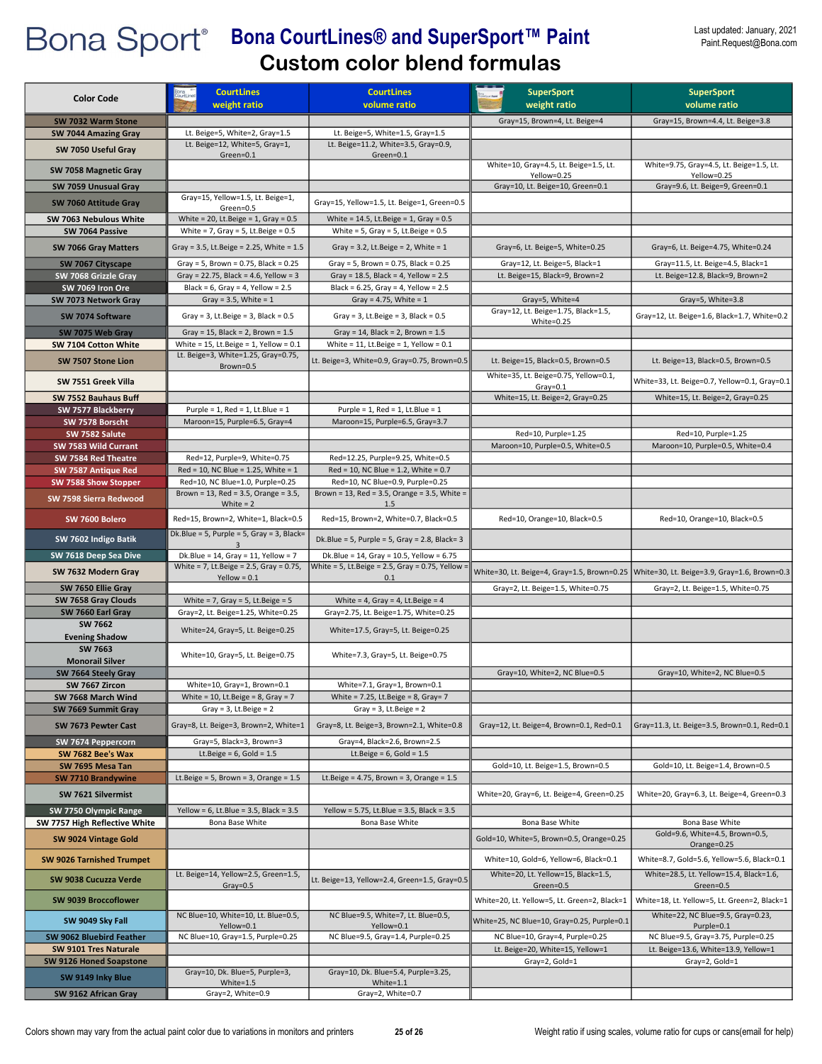Bona Sport®

# Bona CourtLines® and SuperSport™ Paint

## Custom color blend formulas

Last updated: January, 2021
Paint.Request@Bona.com

| Color Code | CourtLines weight ratio | CourtLines volume ratio | SuperSport weight ratio | SuperSport volume ratio |
|---|---|---|---|---|
| SW 7032 Warm Stone | | | Gray=15, Brown=4, Lt. Beige=4 | Gray=15, Brown=4.4, Lt. Beige=3.8 |
| SW 7044 Amazing Gray | Lt. Beige=5, White=2, Gray=1.5 | Lt. Beige=5, White=1.5, Gray=1.5 | | |
| SW 7050 Useful Gray | Lt. Beige=12, White=5, Gray=1, Green=0.1 | Lt. Beige=11.2, White=3.5, Gray=0.9, Green=0.1 | | |
| SW 7058 Magnetic Gray | | | White=10, Gray=4.5, Lt. Beige=1.5, Lt. Yellow=0.25 | White=9.75, Gray=4.5, Lt. Beige=1.5, Lt. Yellow=0.25 |
| SW 7059 Unusual Gray | | | Gray=10, Lt. Beige=10, Green=0.1 | Gray=9.6, Lt. Beige=9, Green=0.1 |
| SW 7060 Attitude Gray | Gray=15, Yellow=1.5, Lt. Beige=1, Green=0.5 | Gray=15, Yellow=1.5, Lt. Beige=1, Green=0.5 | | |
| SW 7063 Nebulous White | White = 20, Lt.Beige = 1, Gray = 0.5 | White = 14.5, Lt.Beige = 1, Gray = 0.5 | | |
| SW 7064 Passive | White = 7, Gray = 5, Lt.Beige = 0.5 | White = 5, Gray = 5, Lt.Beige = 0.5 | | |
| SW 7066 Gray Matters | Gray = 3.5, Lt.Beige = 2.25, White = 1.5 | Gray = 3.2, Lt.Beige = 2, White = 1 | Gray=6, Lt. Beige=5, White=0.25 | Gray=6, Lt. Beige=4.75, White=0.24 |
| SW 7067 Cityscape | Gray = 5, Brown = 0.75, Black = 0.25 | Gray = 5, Brown = 0.75, Black = 0.25 | Gray=12, Lt. Beige=5, Black=1 | Gray=11.5, Lt. Beige=4.5, Black=1 |
| SW 7068 Grizzle Gray | Gray = 22.75, Black = 4.6, Yellow = 3 | Gray = 18.5, Black = 4, Yellow = 2.5 | Lt. Beige=15, Black=9, Brown=2 | Lt. Beige=12.8, Black=9, Brown=2 |
| SW 7069 Iron Ore | Black = 6, Gray = 4, Yellow = 2.5 | Black = 6.25, Gray = 4, Yellow = 2.5 | | |
| SW 7073 Network Gray | Gray = 3.5, White = 1 | Gray = 4.75, White = 1 | Gray=5, White=4 | Gray=5, White=3.8 |
| SW 7074 Software | Gray = 3, Lt.Beige = 3, Black = 0.5 | Gray = 3, Lt.Beige = 3, Black = 0.5 | Gray=12, Lt. Beige=1.75, Black=1.5, White=0.25 | Gray=12, Lt. Beige=1.6, Black=1.7, White=0.2 |
| SW 7075 Web Gray | Gray = 15, Black = 2, Brown = 1.5 | Gray = 14, Black = 2, Brown = 1.5 | | |
| SW 7104 Cotton White | White = 15, Lt.Beige = 1, Yellow = 0.1 | White = 11, Lt.Beige = 1, Yellow = 0.1 | | |
| SW 7507 Stone Lion | Lt. Beige=3, White=1.25, Gray=0.75, Brown=0.5 | Lt. Beige=3, White=0.9, Gray=0.75, Brown=0.5 | Lt. Beige=15, Black=0.5, Brown=0.5 | Lt. Beige=13, Black=0.5, Brown=0.5 |
| SW 7551 Greek Villa | | | White=35, Lt. Beige=0.75, Yellow=0.1, Gray=0.1 | White=33, Lt. Beige=0.7, Yellow=0.1, Gray=0.1 |
| SW 7552 Bauhaus Buff | | | White=15, Lt. Beige=2, Gray=0.25 | White=15, Lt. Beige=2, Gray=0.25 |
| SW 7577 Blackberry | Purple = 1, Red = 1, Lt.Blue = 1 | Purple = 1, Red = 1, Lt.Blue = 1 | | |
| SW 7578 Borscht | Maroon=15, Purple=6.5, Gray=4 | Maroon=15, Purple=6.5, Gray=3.7 | | |
| SW 7582 Salute | | | Red=10, Purple=1.25 | Red=10, Purple=1.25 |
| SW 7583 Wild Currant | | | Maroon=10, Purple=0.5, White=0.5 | Maroon=10, Purple=0.5, White=0.4 |
| SW 7584 Red Theatre | Red=12, Purple=9, White=0.75 | Red=12.25, Purple=9.25, White=0.5 | | |
| SW 7587 Antique Red | Red = 10, NC Blue = 1.25, White = 1 | Red = 10, NC Blue = 1.2, White = 0.7 | | |
| SW 7588 Show Stopper | Red=10, NC Blue=1.0, Purple=0.25 | Red=10, NC Blue=0.9, Purple=0.25 | | |
| SW 7598 Sierra Redwood | Brown = 13, Red = 3.5, Orange = 3.5, White = 2 | Brown = 13, Red = 3.5, Orange = 3.5, White = 1.5 | | |
| SW 7600 Bolero | Red=15, Brown=2, White=1, Black=0.5 | Red=15, Brown=2, White=0.7, Black=0.5 | Red=10, Orange=10, Black=0.5 | Red=10, Orange=10, Black=0.5 |
| SW 7602 Indigo Batik | Dk.Blue = 5, Purple = 5, Gray = 3, Black= 3 | Dk.Blue = 5, Purple = 5, Gray = 2.8, Black= 3 | | |
| SW 7618 Deep Sea Dive | Dk.Blue = 14, Gray = 11, Yellow = 7 | Dk.Blue = 14, Gray = 10.5, Yellow = 6.75 | | |
| SW 7632 Modern Gray | White = 7, Lt.Beige = 2.5, Gray = 0.75, Yellow = 0.1 | White = 5, Lt.Beige = 2.5, Gray = 0.75, Yellow = 0.1 | White=30, Lt. Beige=4, Gray=1.5, Brown=0.25 | White=30, Lt. Beige=3.9, Gray=1.6, Brown=0.3 |
| SW 7650 Ellie Gray | | | Gray=2, Lt. Beige=1.5, White=0.75 | Gray=2, Lt. Beige=1.5, White=0.75 |
| SW 7658 Gray Clouds | White = 7, Gray = 5, Lt.Beige = 5 | White = 4, Gray = 4, Lt.Beige = 4 | | |
| SW 7660 Earl Gray | Gray=2, Lt. Beige=1.25, White=0.25 | Gray=2.75, Lt. Beige=1.75, White=0.25 | | |
| SW 7662 Evening Shadow | White=24, Gray=5, Lt. Beige=0.25 | White=17.5, Gray=5, Lt. Beige=0.25 | | |
| SW 7663 Monorail Silver | White=10, Gray=5, Lt. Beige=0.75 | White=7.3, Gray=5, Lt. Beige=0.75 | | |
| SW 7664 Steely Gray | | | Gray=10, White=2, NC Blue=0.5 | Gray=10, White=2, NC Blue=0.5 |
| SW 7667 Zircon | White=10, Gray=1, Brown=0.1 | White=7.1, Gray=1, Brown=0.1 | | |
| SW 7668 March Wind | White = 10, Lt.Beige = 8, Gray = 7 | White = 7.25, Lt.Beige = 8, Gray= 7 | | |
| SW 7669 Summit Gray | Gray = 3, Lt.Beige = 2 | Gray = 3, Lt.Beige = 2 | | |
| SW 7673 Pewter Cast | Gray=8, Lt. Beige=3, Brown=2, White=1 | Gray=8, Lt. Beige=3, Brown=2.1, White=0.8 | Gray=12, Lt. Beige=4, Brown=0.1, Red=0.1 | Gray=11.3, Lt. Beige=3.5, Brown=0.1, Red=0.1 |
| SW 7674 Peppercorn | Gray=5, Black=3, Brown=3 | Gray=4, Black=2.6, Brown=2.5 | | |
| SW 7682 Bee's Wax | Lt.Beige = 6, Gold = 1.5 | Lt.Beige = 6, Gold = 1.5 | | |
| SW 7695 Mesa Tan | | | Gold=10, Lt. Beige=1.5, Brown=0.5 | Gold=10, Lt. Beige=1.4, Brown=0.5 |
| SW 7710 Brandywine | Lt.Beige = 5, Brown = 3, Orange = 1.5 | Lt.Beige = 4.75, Brown = 3, Orange = 1.5 | | |
| SW 7621 Silvermist | | | White=20, Gray=6, Lt. Beige=4, Green=0.25 | White=20, Gray=6.3, Lt. Beige=4, Green=0.3 |
| SW 7750 Olympic Range | Yellow = 6, Lt.Blue = 3.5, Black = 3.5 | Yellow = 5.75, Lt.Blue = 3.5, Black = 3.5 | | |
| SW 7757 High Reflective White | Bona Base White | Bona Base White | Bona Base White | Bona Base White |
| SW 9024 Vintage Gold | | | Gold=10, White=5, Brown=0.5, Orange=0.25 | Gold=9.6, White=4.5, Brown=0.5, Orange=0.25 |
| SW 9026 Tarnished Trumpet | | | White=10, Gold=6, Yellow=6, Black=0.1 | White=8.7, Gold=5.6, Yellow=5.6, Black=0.1 |
| SW 9038 Cucuzza Verde | Lt. Beige=14, Yellow=2.5, Green=1.5, Gray=0.5 | Lt. Beige=13, Yellow=2.4, Green=1.5, Gray=0.5 | White=20, Lt. Yellow=15, Black=1.5, Green=0.5 | White=28.5, Lt. Yellow=15.4, Black=1.6, Green=0.5 |
| SW 9039 Broccoflower | | | White=20, Lt. Yellow=5, Lt. Green=2, Black=1 | White=18, Lt. Yellow=5, Lt. Green=2, Black=1 |
| SW 9049 Sky Fall | NC Blue=10, White=10, Lt. Blue=0.5, Yellow=0.1 | NC Blue=9.5, White=7, Lt. Blue=0.5, Yellow=0.1 | White=25, NC Blue=10, Gray=0.25, Purple=0.1 | White=22, NC Blue=9.5, Gray=0.23, Purple=0.1 |
| SW 9062 Bluebird Feather | NC Blue=10, Gray=1.5, Purple=0.25 | NC Blue=9.5, Gray=1.4, Purple=0.25 | NC Blue=10, Gray=4, Purple=0.25 | NC Blue=9.5, Gray=3.75, Purple=0.25 |
| SW 9101 Tres Naturale | | | Lt. Beige=20, White=15, Yellow=1 | Lt. Beige=13.6, White=13.9, Yellow=1 |
| SW 9126 Honed Soapstone | | | Gray=2, Gold=1 | Gray=2, Gold=1 |
| SW 9149 Inky Blue | Gray=10, Dk. Blue=5, Purple=3, White=1.5 | Gray=10, Dk. Blue=5.4, Purple=3.25, White=1.1 | | |
| SW 9162 African Gray | Gray=2, White=0.9 | Gray=2, White=0.7 | | |

Colors shown may vary from the actual paint color due to variations in monitors and printers

Weight ratio if using scales, volume ratio for cups or cans(email for help)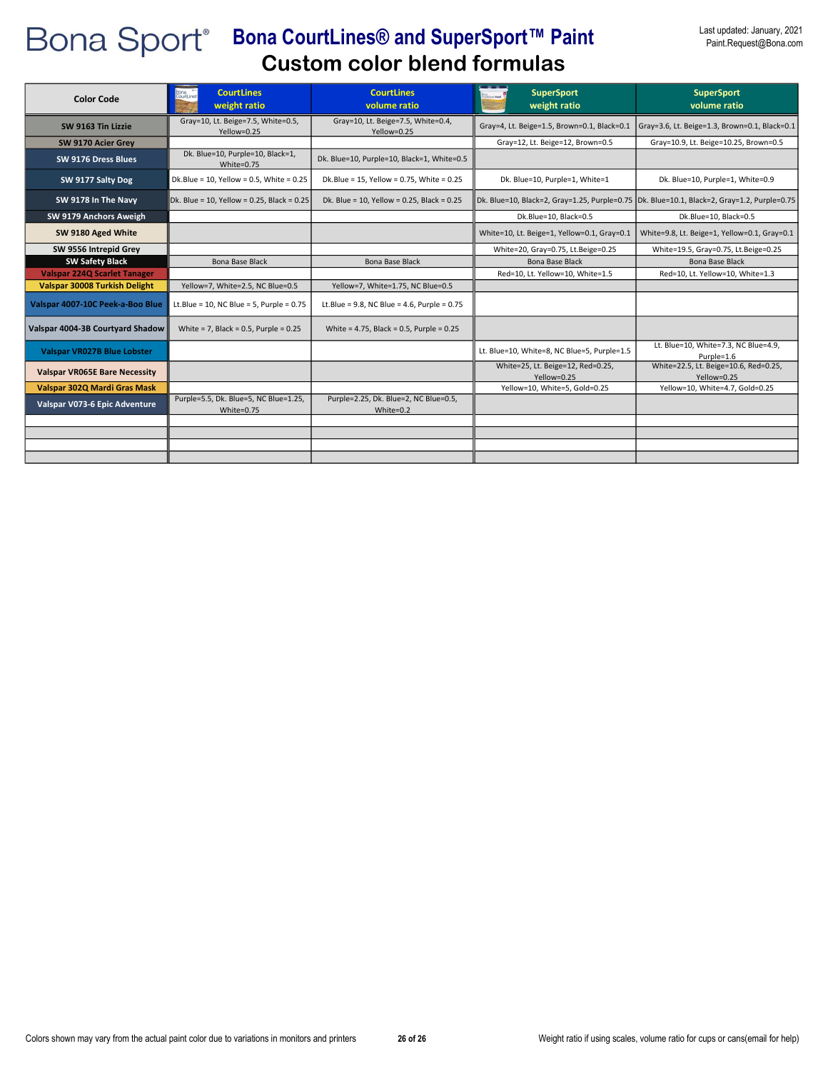# Bona Sport®

## Bona CourtLines® and SuperSport™ Paint

## Custom color blend formulas

Last updated: January, 2021
Paint.Request@Bona.com

| Color Code | CourtLines weight ratio | CourtLines volume ratio | SuperSport weight ratio | SuperSport volume ratio |
|---|---|---|---|---|
| SW 9163 Tin Lizzie | Gray=10, Lt. Beige=7.5, White=0.5, Yellow=0.25 | Gray=10, Lt. Beige=7.5, White=0.4, Yellow=0.25 | Gray=4, Lt. Beige=1.5, Brown=0.1, Black=0.1 | Gray=3.6, Lt. Beige=1.3, Brown=0.1, Black=0.1 |
| SW 9170 Acier Grey | | | Gray=12, Lt. Beige=12, Brown=0.5 | Gray=10.9, Lt. Beige=10.25, Brown=0.5 |
| SW 9176 Dress Blues | Dk. Blue=10, Purple=10, Black=1, White=0.75 | Dk. Blue=10, Purple=10, Black=1, White=0.5 | | |
| SW 9177 Salty Dog | Dk.Blue = 10, Yellow = 0.5, White = 0.25 | Dk.Blue = 15, Yellow = 0.75, White = 0.25 | Dk. Blue=10, Purple=1, White=1 | Dk. Blue=10, Purple=1, White=0.9 |
| SW 9178 In The Navy | Dk. Blue = 10, Yellow = 0.25, Black = 0.25 | Dk. Blue = 10, Yellow = 0.25, Black = 0.25 | Dk. Blue=10, Black=2, Gray=1.25, Purple=0.75 | Dk. Blue=10.1, Black=2, Gray=1.2, Purple=0.75 |
| SW 9179 Anchors Aweigh | | | Dk.Blue=10, Black=0.5 | Dk.Blue=10, Black=0.5 |
| SW 9180 Aged White | | | White=10, Lt. Beige=1, Yellow=0.1, Gray=0.1 | White=9.8, Lt. Beige=1, Yellow=0.1, Gray=0.1 |
| SW 9556 Intrepid Grey | | | White=20, Gray=0.75, Lt.Beige=0.25 | White=19.5, Gray=0.75, Lt.Beige=0.25 |
| SW Safety Black | Bona Base Black | Bona Base Black | Bona Base Black | Bona Base Black |
| Valspar 224Q Scarlet Tanager | | | Red=10, Lt. Yellow=10, White=1.5 | Red=10, Lt. Yellow=10, White=1.3 |
| Valspar 30008 Turkish Delight | Yellow=7, White=2.5, NC Blue=0.5 | Yellow=7, White=1.75, NC Blue=0.5 | | |
| Valspar 4007-10C Peek-a-Boo Blue | Lt.Blue = 10, NC Blue = 5, Purple = 0.75 | Lt.Blue = 9.8, NC Blue = 4.6, Purple = 0.75 | | |
| Valspar 4004-3B Courtyard Shadow | White = 7, Black = 0.5, Purple = 0.25 | White = 4.75, Black = 0.5, Purple = 0.25 | | |
| Valspar VR027B Blue Lobster | | | Lt. Blue=10, White=8, NC Blue=5, Purple=1.5 | Lt. Blue=10, White=7.3, NC Blue=4.9, Purple=1.6 |
| Valspar VR065E Bare Necessity | | | White=25, Lt. Beige=12, Red=0.25, Yellow=0.25 | White=22.5, Lt. Beige=10.6, Red=0.25, Yellow=0.25 |
| Valspar 302Q Mardi Gras Mask | | | Yellow=10, White=5, Gold=0.25 | Yellow=10, White=4.7, Gold=0.25 |
| Valspar V073-6 Epic Adventure | Purple=5.5, Dk. Blue=5, NC Blue=1.25, White=0.75 | Purple=2.25, Dk. Blue=2, NC Blue=0.5, White=0.2 | | |
| | | | | |
| | | | | |
| | | | | |
| | | | | |

Colors shown may vary from the actual paint color due to variations in monitors and printers

Weight ratio if using scales, volume ratio for cups or cans(email for help)